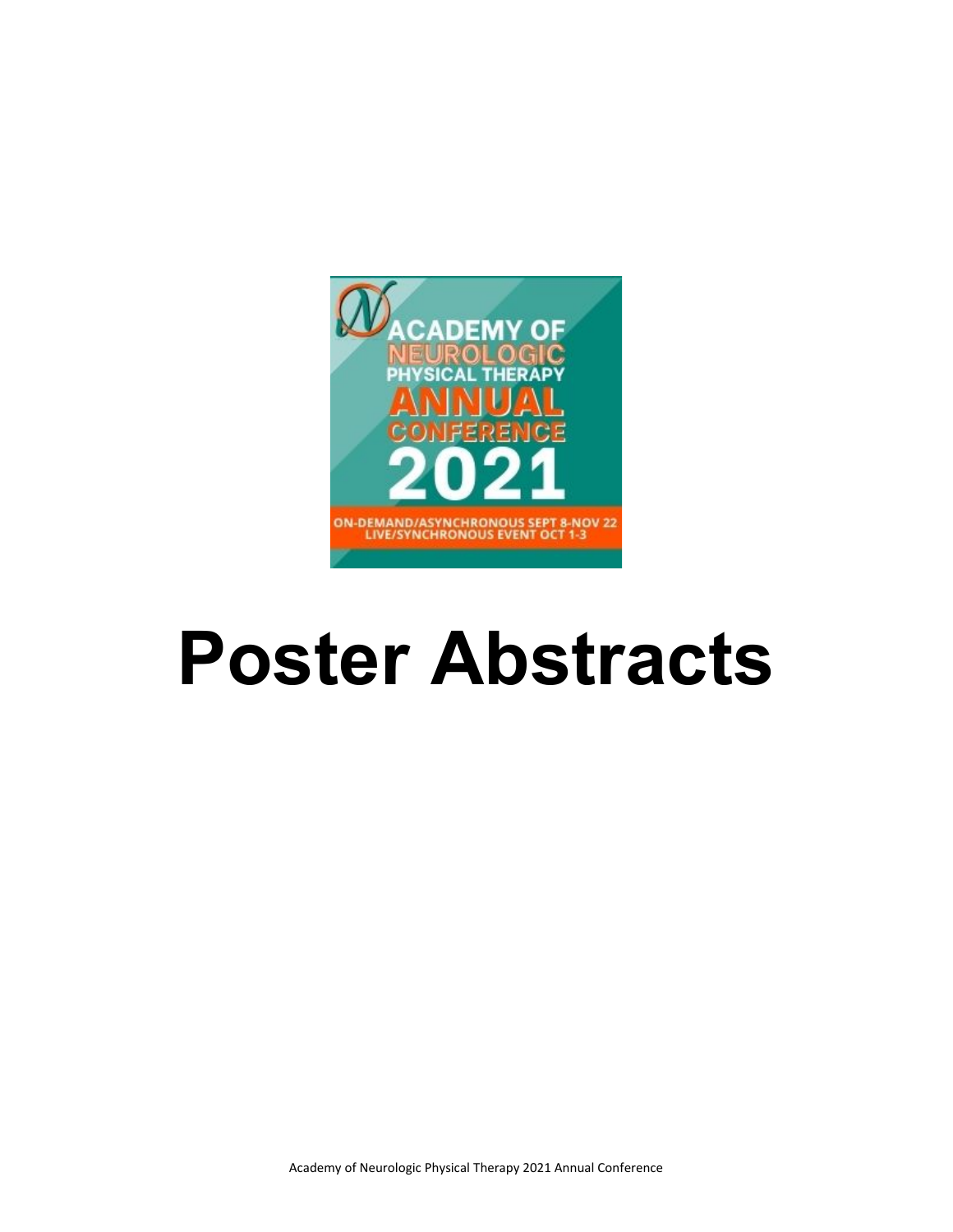ACADEMY OF NEUROLOGIC PHYSICAL THERAPY ANNUAL CONFERENCE 2021

ON-DEMAND/ASYNCHRONOUS SEPT 8-NOV 22
LIVE/SYNCHRONOUS EVENT OCT 1-3

# Poster Abstracts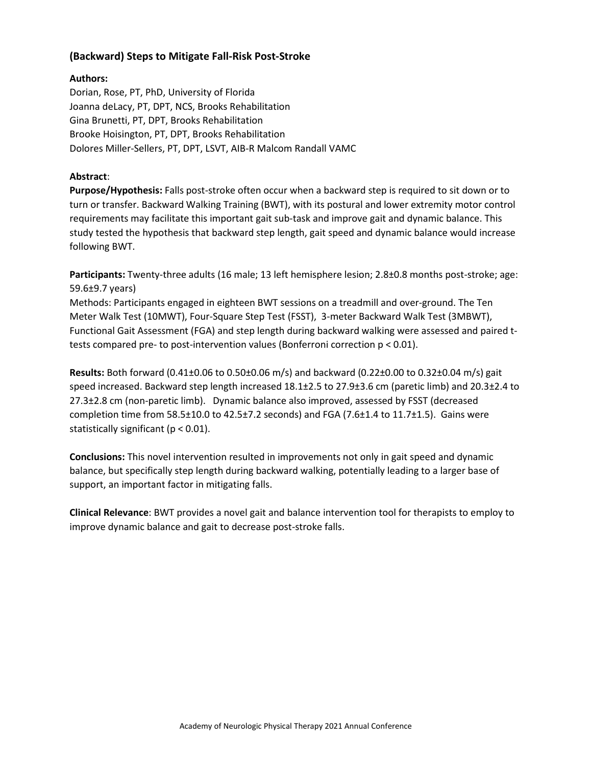## (Backward) Steps to Mitigate Fall-Risk Post-Stroke

**Authors:**

Dorian, Rose, PT, PhD, University of Florida
Joanna deLacy, PT, DPT, NCS, Brooks Rehabilitation
Gina Brunetti, PT, DPT, Brooks Rehabilitation
Brooke Hoisington, PT, DPT, Brooks Rehabilitation
Dolores Miller-Sellers, PT, DPT, LSVT, AIB-R Malcom Randall VAMC

**Abstract**:

**Purpose/Hypothesis:** Falls post-stroke often occur when a backward step is required to sit down or to turn or transfer. Backward Walking Training (BWT), with its postural and lower extremity motor control requirements may facilitate this important gait sub-task and improve gait and dynamic balance. This study tested the hypothesis that backward step length, gait speed and dynamic balance would increase following BWT.

**Participants:** Twenty-three adults (16 male; 13 left hemisphere lesion; 2.8±0.8 months post-stroke; age: 59.6±9.7 years)
Methods: Participants engaged in eighteen BWT sessions on a treadmill and over-ground. The Ten Meter Walk Test (10MWT), Four-Square Step Test (FSST), 3-meter Backward Walk Test (3MBWT), Functional Gait Assessment (FGA) and step length during backward walking were assessed and paired t-tests compared pre- to post-intervention values (Bonferroni correction $p < 0.01$).

**Results:** Both forward (0.41±0.06 to 0.50±0.06 m/s) and backward (0.22±0.00 to 0.32±0.04 m/s) gait speed increased. Backward step length increased 18.1±2.5 to 27.9±3.6 cm (paretic limb) and 20.3±2.4 to 27.3±2.8 cm (non-paretic limb). Dynamic balance also improved, assessed by FSST (decreased completion time from 58.5±10.0 to 42.5±7.2 seconds) and FGA (7.6±1.4 to 11.7±1.5). Gains were statistically significant ($p < 0.01$).

**Conclusions:** This novel intervention resulted in improvements not only in gait speed and dynamic balance, but specifically step length during backward walking, potentially leading to a larger base of support, an important factor in mitigating falls.

**Clinical Relevance**: BWT provides a novel gait and balance intervention tool for therapists to employ to improve dynamic balance and gait to decrease post-stroke falls.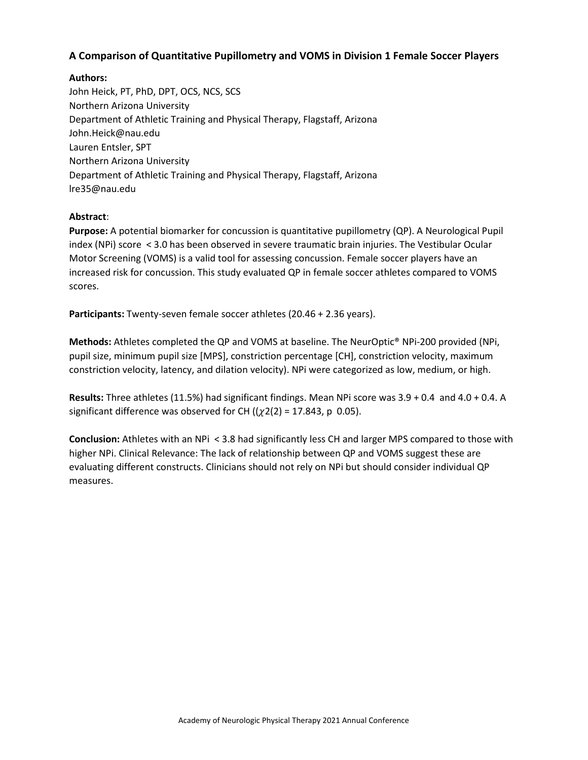### A Comparison of Quantitative Pupillometry and VOMS in Division 1 Female Soccer Players

**Authors:**

John Heick, PT, PhD, DPT, OCS, NCS, SCS
Northern Arizona University
Department of Athletic Training and Physical Therapy, Flagstaff, Arizona
John.Heick@nau.edu

Lauren Entsler, SPT
Northern Arizona University
Department of Athletic Training and Physical Therapy, Flagstaff, Arizona
lre35@nau.edu

**Abstract**:

**Purpose:** A potential biomarker for concussion is quantitative pupillometry (QP). A Neurological Pupil index (NPi) score < 3.0 has been observed in severe traumatic brain injuries. The Vestibular Ocular Motor Screening (VOMS) is a valid tool for assessing concussion. Female soccer players have an increased risk for concussion. This study evaluated QP in female soccer athletes compared to VOMS scores.

**Participants:** Twenty-seven female soccer athletes (20.46 + 2.36 years).

**Methods:** Athletes completed the QP and VOMS at baseline. The NeurOptic® NPi-200 provided (NPi, pupil size, minimum pupil size [MPS], constriction percentage [CH], constriction velocity, maximum constriction velocity, latency, and dilation velocity). NPi were categorized as low, medium, or high.

**Results:** Three athletes (11.5%) had significant findings. Mean NPi score was 3.9 + 0.4 and 4.0 + 0.4. A significant difference was observed for CH (($\chi 2(2) = 17.843$, p 0.05).

**Conclusion:** Athletes with an NPi < 3.8 had significantly less CH and larger MPS compared to those with higher NPi. Clinical Relevance: The lack of relationship between QP and VOMS suggest these are evaluating different constructs. Clinicians should not rely on NPi but should consider individual QP measures.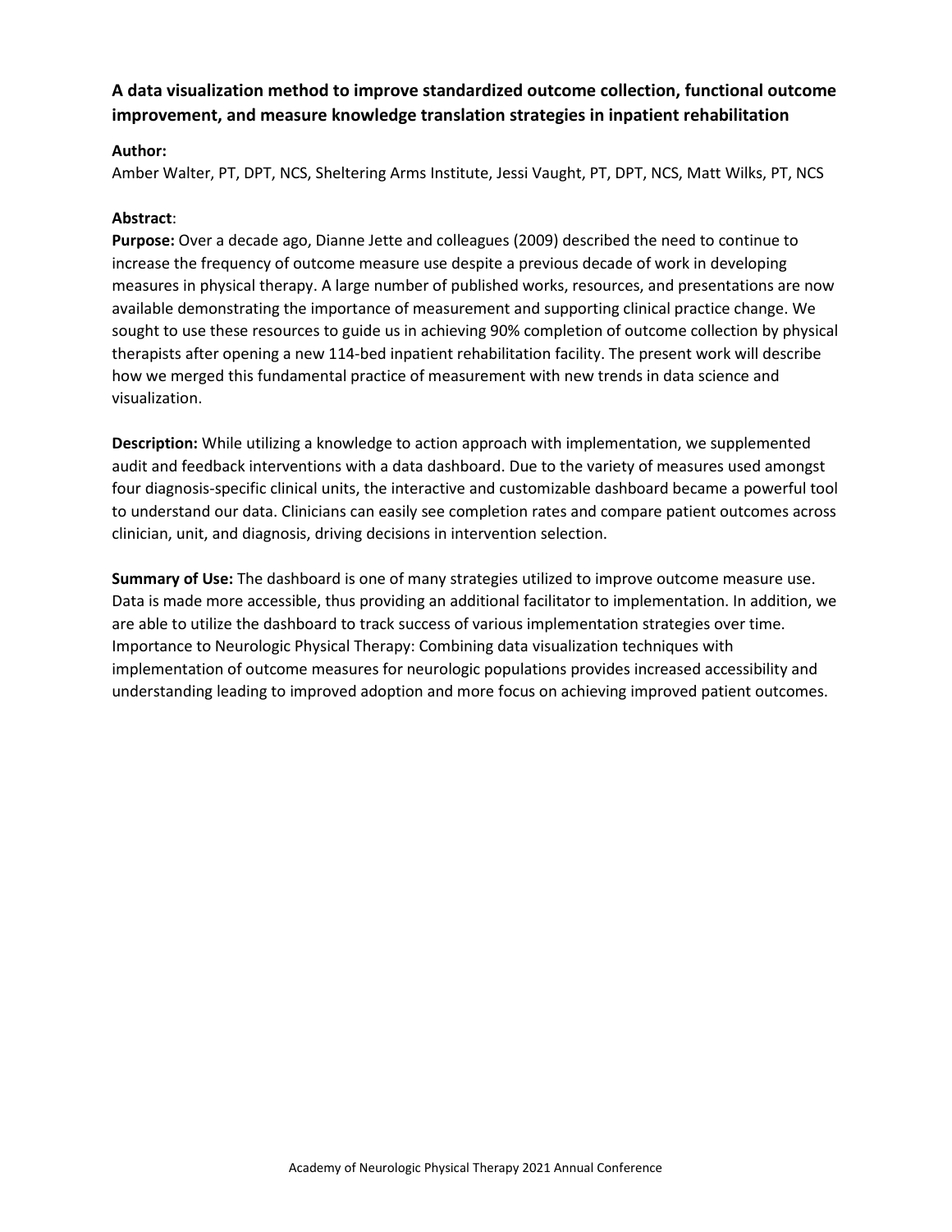### A data visualization method to improve standardized outcome collection, functional outcome improvement, and measure knowledge translation strategies in inpatient rehabilitation

**Author:**

Amber Walter, PT, DPT, NCS, Sheltering Arms Institute, Jessi Vaught, PT, DPT, NCS, Matt Wilks, PT, NCS

**Abstract**:

**Purpose:** Over a decade ago, Dianne Jette and colleagues (2009) described the need to continue to increase the frequency of outcome measure use despite a previous decade of work in developing measures in physical therapy. A large number of published works, resources, and presentations are now available demonstrating the importance of measurement and supporting clinical practice change. We sought to use these resources to guide us in achieving 90% completion of outcome collection by physical therapists after opening a new 114-bed inpatient rehabilitation facility. The present work will describe how we merged this fundamental practice of measurement with new trends in data science and visualization.

**Description:** While utilizing a knowledge to action approach with implementation, we supplemented audit and feedback interventions with a data dashboard. Due to the variety of measures used amongst four diagnosis-specific clinical units, the interactive and customizable dashboard became a powerful tool to understand our data. Clinicians can easily see completion rates and compare patient outcomes across clinician, unit, and diagnosis, driving decisions in intervention selection.

**Summary of Use:** The dashboard is one of many strategies utilized to improve outcome measure use. Data is made more accessible, thus providing an additional facilitator to implementation. In addition, we are able to utilize the dashboard to track success of various implementation strategies over time. Importance to Neurologic Physical Therapy: Combining data visualization techniques with implementation of outcome measures for neurologic populations provides increased accessibility and understanding leading to improved adoption and more focus on achieving improved patient outcomes.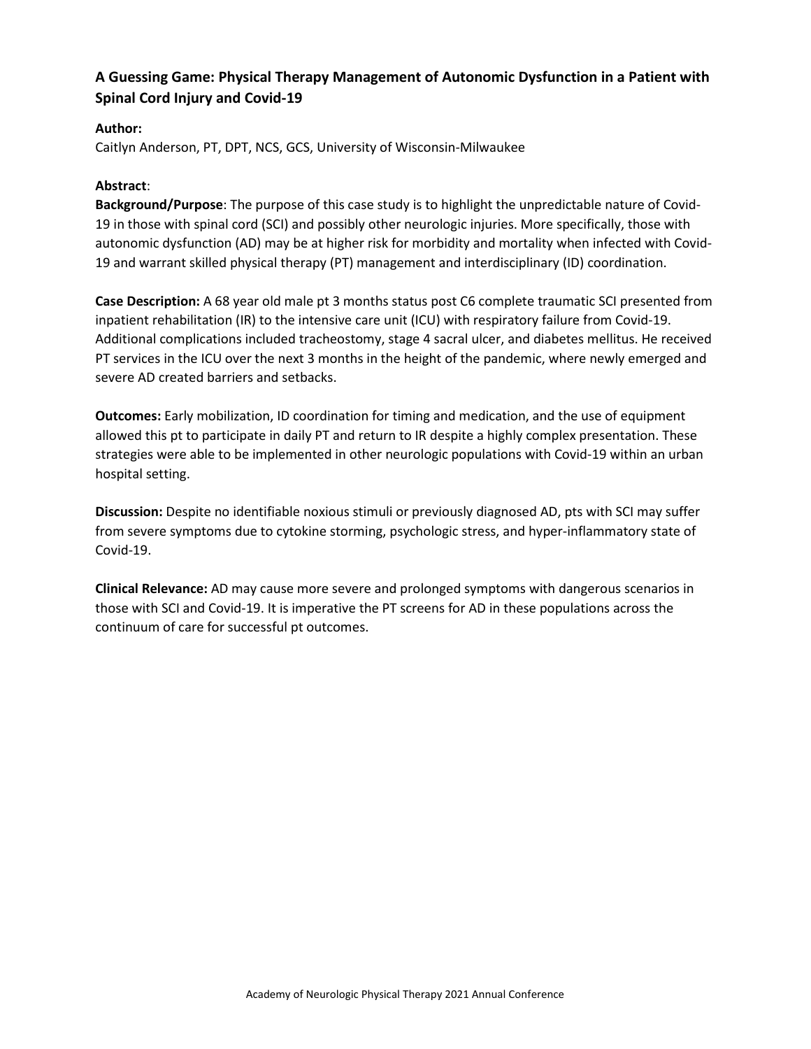### A Guessing Game: Physical Therapy Management of Autonomic Dysfunction in a Patient with Spinal Cord Injury and Covid-19

**Author:**

Caitlyn Anderson, PT, DPT, NCS, GCS, University of Wisconsin-Milwaukee

**Abstract**:

**Background/Purpose**: The purpose of this case study is to highlight the unpredictable nature of Covid-19 in those with spinal cord (SCI) and possibly other neurologic injuries. More specifically, those with autonomic dysfunction (AD) may be at higher risk for morbidity and mortality when infected with Covid-19 and warrant skilled physical therapy (PT) management and interdisciplinary (ID) coordination.

**Case Description:** A 68 year old male pt 3 months status post C6 complete traumatic SCI presented from inpatient rehabilitation (IR) to the intensive care unit (ICU) with respiratory failure from Covid-19. Additional complications included tracheostomy, stage 4 sacral ulcer, and diabetes mellitus. He received PT services in the ICU over the next 3 months in the height of the pandemic, where newly emerged and severe AD created barriers and setbacks.

**Outcomes:** Early mobilization, ID coordination for timing and medication, and the use of equipment allowed this pt to participate in daily PT and return to IR despite a highly complex presentation. These strategies were able to be implemented in other neurologic populations with Covid-19 within an urban hospital setting.

**Discussion:** Despite no identifiable noxious stimuli or previously diagnosed AD, pts with SCI may suffer from severe symptoms due to cytokine storming, psychologic stress, and hyper-inflammatory state of Covid-19.

**Clinical Relevance:** AD may cause more severe and prolonged symptoms with dangerous scenarios in those with SCI and Covid-19. It is imperative the PT screens for AD in these populations across the continuum of care for successful pt outcomes.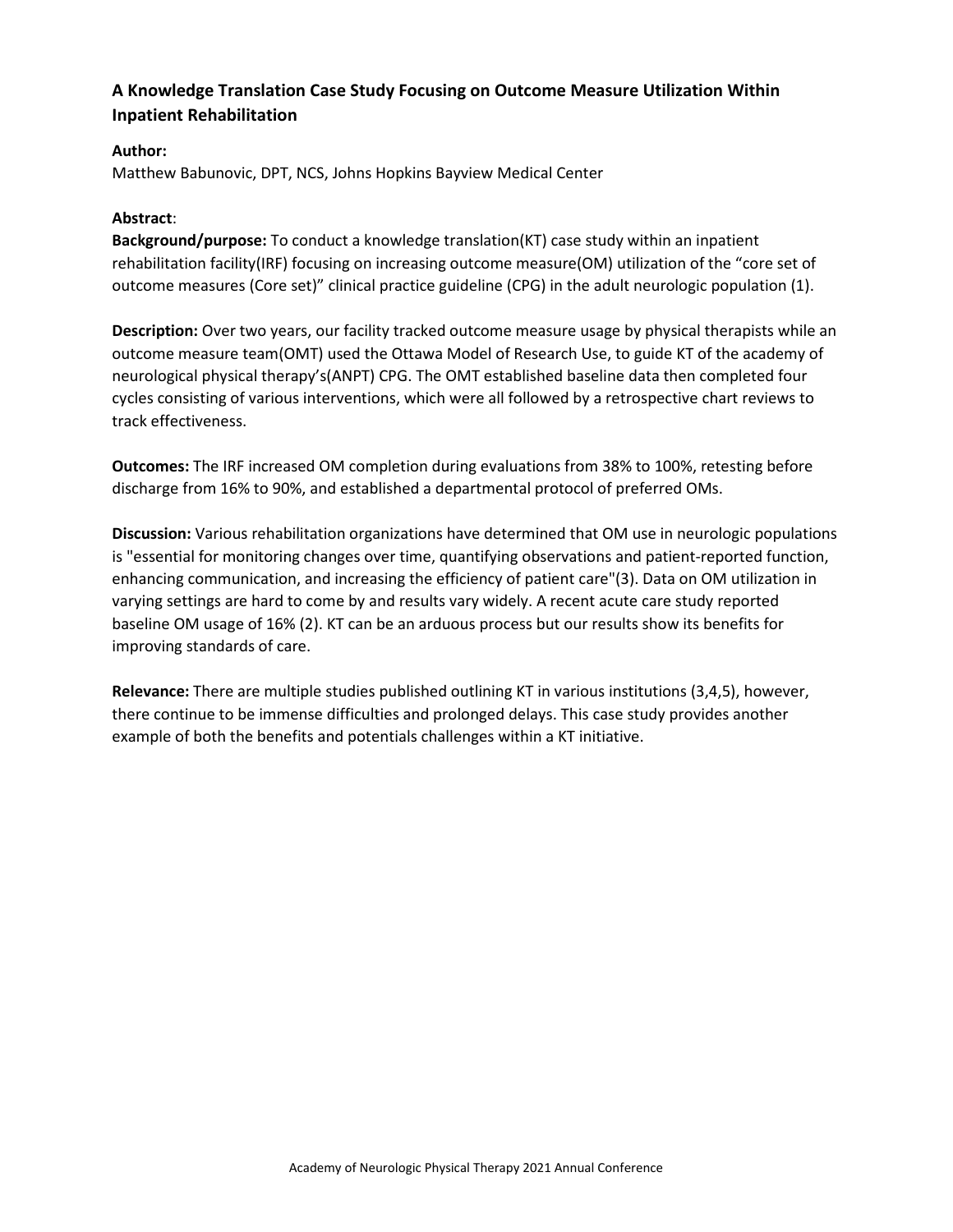## A Knowledge Translation Case Study Focusing on Outcome Measure Utilization Within Inpatient Rehabilitation

**Author:**
Matthew Babunovic, DPT, NCS, Johns Hopkins Bayview Medical Center

**Abstract**:

**Background/purpose:** To conduct a knowledge translation(KT) case study within an inpatient rehabilitation facility(IRF) focusing on increasing outcome measure(OM) utilization of the "core set of outcome measures (Core set)" clinical practice guideline (CPG) in the adult neurologic population (1).

**Description:** Over two years, our facility tracked outcome measure usage by physical therapists while an outcome measure team(OMT) used the Ottawa Model of Research Use, to guide KT of the academy of neurological physical therapy's(ANPT) CPG. The OMT established baseline data then completed four cycles consisting of various interventions, which were all followed by a retrospective chart reviews to track effectiveness.

**Outcomes:** The IRF increased OM completion during evaluations from 38% to 100%, retesting before discharge from 16% to 90%, and established a departmental protocol of preferred OMs.

**Discussion:** Various rehabilitation organizations have determined that OM use in neurologic populations is "essential for monitoring changes over time, quantifying observations and patient-reported function, enhancing communication, and increasing the efficiency of patient care"(3). Data on OM utilization in varying settings are hard to come by and results vary widely. A recent acute care study reported baseline OM usage of 16% (2). KT can be an arduous process but our results show its benefits for improving standards of care.

**Relevance:** There are multiple studies published outlining KT in various institutions (3,4,5), however, there continue to be immense difficulties and prolonged delays. This case study provides another example of both the benefits and potentials challenges within a KT initiative.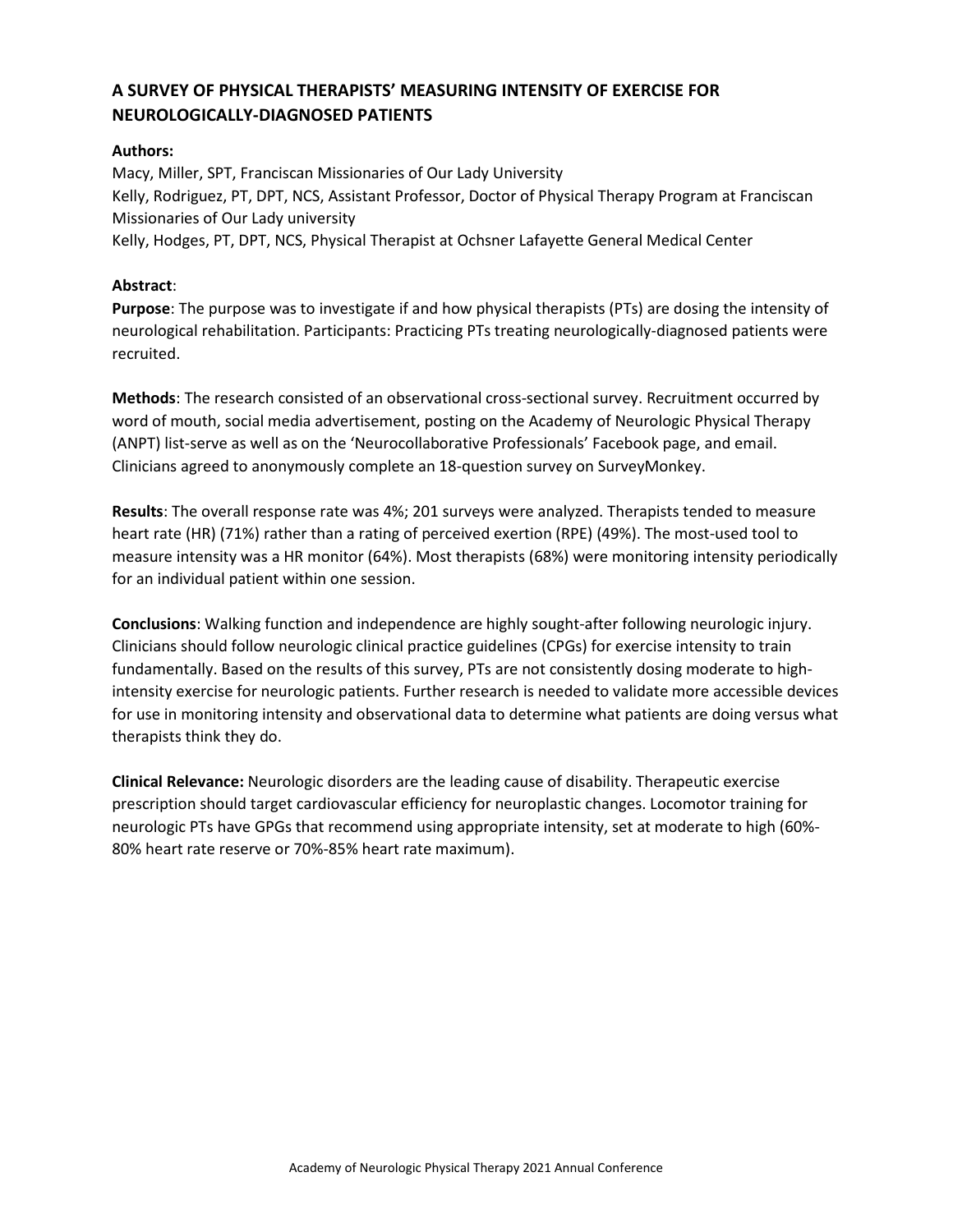## A SURVEY OF PHYSICAL THERAPISTS' MEASURING INTENSITY OF EXERCISE FOR NEUROLOGICALLY-DIAGNOSED PATIENTS

**Authors:**

Macy, Miller, SPT, Franciscan Missionaries of Our Lady University
Kelly, Rodriguez, PT, DPT, NCS, Assistant Professor, Doctor of Physical Therapy Program at Franciscan Missionaries of Our Lady university
Kelly, Hodges, PT, DPT, NCS, Physical Therapist at Ochsner Lafayette General Medical Center

**Abstract**:

**Purpose**: The purpose was to investigate if and how physical therapists (PTs) are dosing the intensity of neurological rehabilitation. Participants: Practicing PTs treating neurologically-diagnosed patients were recruited.

**Methods**: The research consisted of an observational cross-sectional survey. Recruitment occurred by word of mouth, social media advertisement, posting on the Academy of Neurologic Physical Therapy (ANPT) list-serve as well as on the 'Neurocollaborative Professionals' Facebook page, and email. Clinicians agreed to anonymously complete an 18-question survey on SurveyMonkey.

**Results**: The overall response rate was 4%; 201 surveys were analyzed. Therapists tended to measure heart rate (HR) (71%) rather than a rating of perceived exertion (RPE) (49%). The most-used tool to measure intensity was a HR monitor (64%). Most therapists (68%) were monitoring intensity periodically for an individual patient within one session.

**Conclusions**: Walking function and independence are highly sought-after following neurologic injury. Clinicians should follow neurologic clinical practice guidelines (CPGs) for exercise intensity to train fundamentally. Based on the results of this survey, PTs are not consistently dosing moderate to high-intensity exercise for neurologic patients. Further research is needed to validate more accessible devices for use in monitoring intensity and observational data to determine what patients are doing versus what therapists think they do.

**Clinical Relevance:** Neurologic disorders are the leading cause of disability. Therapeutic exercise prescription should target cardiovascular efficiency for neuroplastic changes. Locomotor training for neurologic PTs have GPGs that recommend using appropriate intensity, set at moderate to high (60%-80% heart rate reserve or 70%-85% heart rate maximum).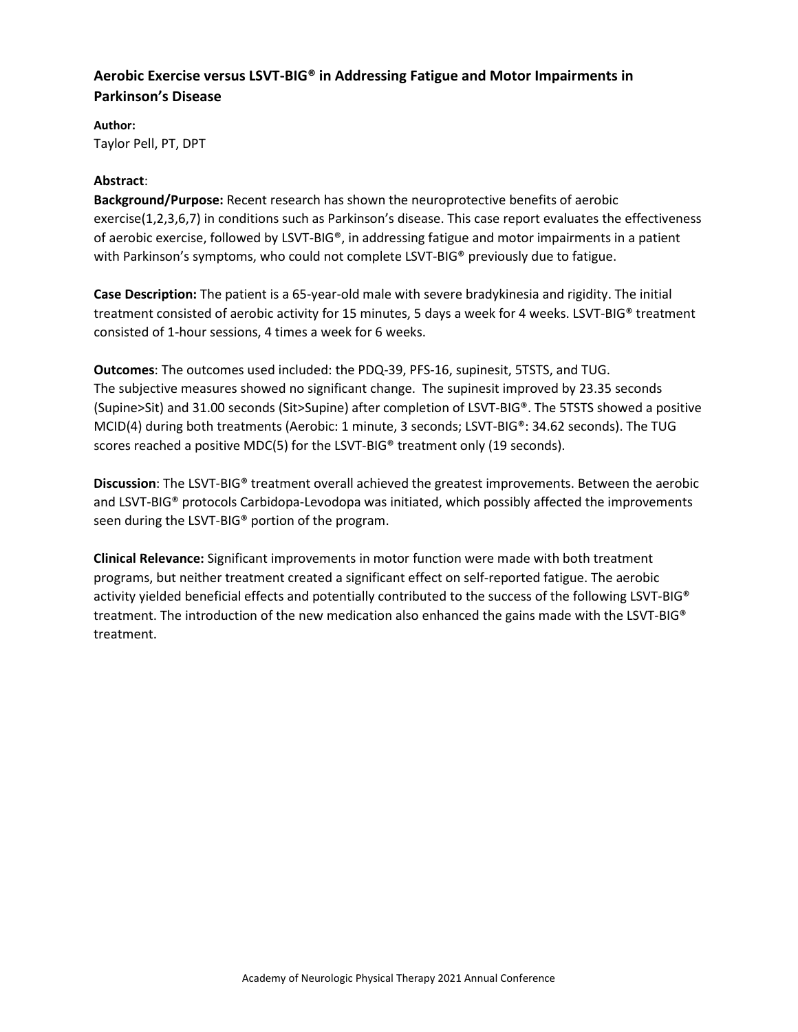## Aerobic Exercise versus LSVT-BIG® in Addressing Fatigue and Motor Impairments in Parkinson's Disease

**Author:**
Taylor Pell, PT, DPT

**Abstract**:

**Background/Purpose:** Recent research has shown the neuroprotective benefits of aerobic exercise(1,2,3,6,7) in conditions such as Parkinson's disease. This case report evaluates the effectiveness of aerobic exercise, followed by LSVT-BIG®, in addressing fatigue and motor impairments in a patient with Parkinson's symptoms, who could not complete LSVT-BIG® previously due to fatigue.

**Case Description:** The patient is a 65-year-old male with severe bradykinesia and rigidity. The initial treatment consisted of aerobic activity for 15 minutes, 5 days a week for 4 weeks. LSVT-BIG® treatment consisted of 1-hour sessions, 4 times a week for 6 weeks.

**Outcomes**: The outcomes used included: the PDQ-39, PFS-16, supinesit, 5TSTS, and TUG. The subjective measures showed no significant change. The supinesit improved by 23.35 seconds (Supine>Sit) and 31.00 seconds (Sit>Supine) after completion of LSVT-BIG®. The 5TSTS showed a positive MCID(4) during both treatments (Aerobic: 1 minute, 3 seconds; LSVT-BIG®: 34.62 seconds). The TUG scores reached a positive MDC(5) for the LSVT-BIG® treatment only (19 seconds).

**Discussion**: The LSVT-BIG® treatment overall achieved the greatest improvements. Between the aerobic and LSVT-BIG® protocols Carbidopa-Levodopa was initiated, which possibly affected the improvements seen during the LSVT-BIG® portion of the program.

**Clinical Relevance:** Significant improvements in motor function were made with both treatment programs, but neither treatment created a significant effect on self-reported fatigue. The aerobic activity yielded beneficial effects and potentially contributed to the success of the following LSVT-BIG® treatment. The introduction of the new medication also enhanced the gains made with the LSVT-BIG® treatment.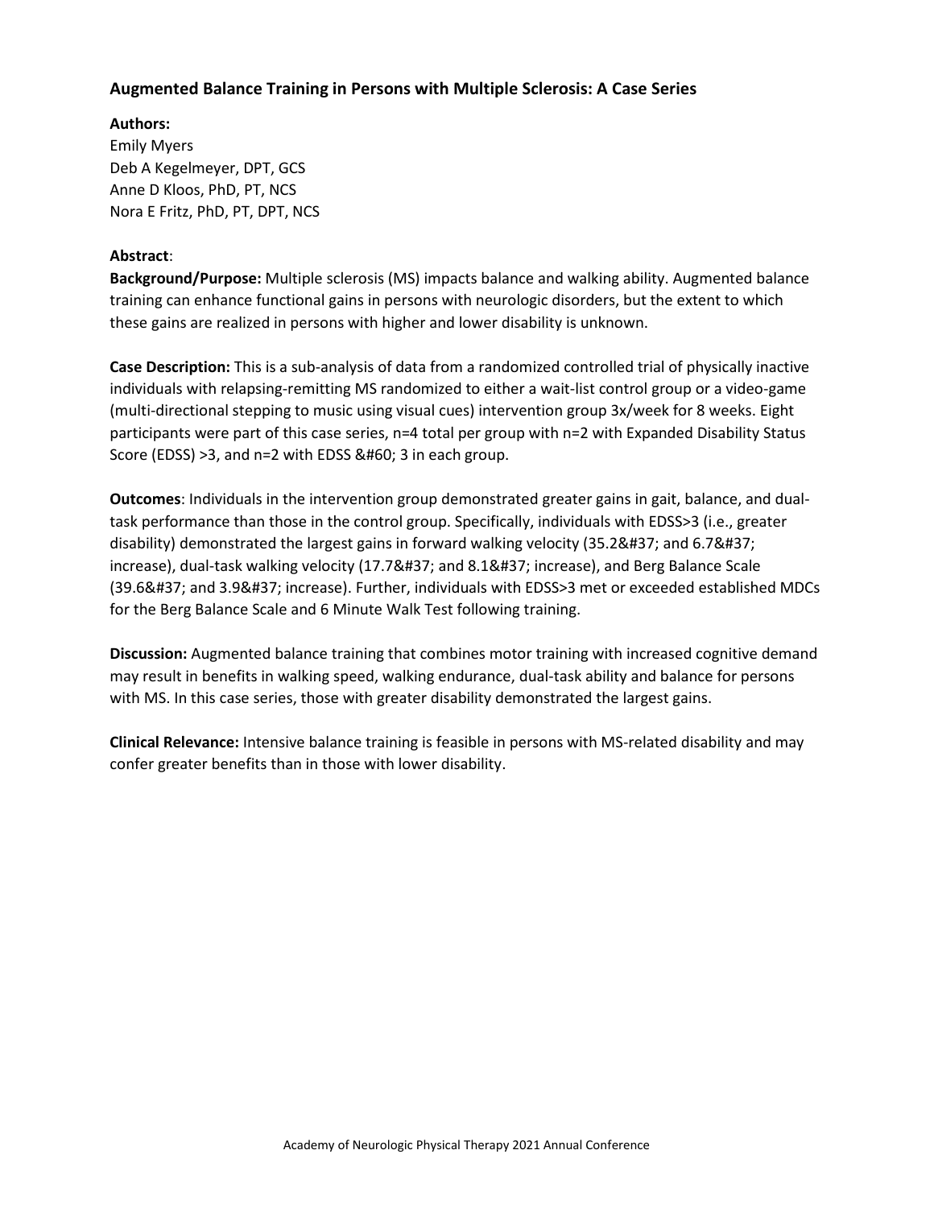### Augmented Balance Training in Persons with Multiple Sclerosis: A Case Series

**Authors:**
Emily Myers
Deb A Kegelmeyer, DPT, GCS
Anne D Kloos, PhD, PT, NCS
Nora E Fritz, PhD, PT, DPT, NCS

**Abstract**:

**Background/Purpose:** Multiple sclerosis (MS) impacts balance and walking ability. Augmented balance training can enhance functional gains in persons with neurologic disorders, but the extent to which these gains are realized in persons with higher and lower disability is unknown.

**Case Description:** This is a sub-analysis of data from a randomized controlled trial of physically inactive individuals with relapsing-remitting MS randomized to either a wait-list control group or a video-game (multi-directional stepping to music using visual cues) intervention group 3x/week for 8 weeks. Eight participants were part of this case series, n=4 total per group with n=2 with Expanded Disability Status Score (EDSS) >3, and n=2 with EDSS &#60; 3 in each group.

**Outcomes**: Individuals in the intervention group demonstrated greater gains in gait, balance, and dual-task performance than those in the control group. Specifically, individuals with EDSS>3 (i.e., greater disability) demonstrated the largest gains in forward walking velocity (35.2&#37; and 6.7&#37; increase), dual-task walking velocity (17.7&#37; and 8.1&#37; increase), and Berg Balance Scale (39.6&#37; and 3.9&#37; increase). Further, individuals with EDSS>3 met or exceeded established MDCs for the Berg Balance Scale and 6 Minute Walk Test following training.

**Discussion:** Augmented balance training that combines motor training with increased cognitive demand may result in benefits in walking speed, walking endurance, dual-task ability and balance for persons with MS. In this case series, those with greater disability demonstrated the largest gains.

**Clinical Relevance:** Intensive balance training is feasible in persons with MS-related disability and may confer greater benefits than in those with lower disability.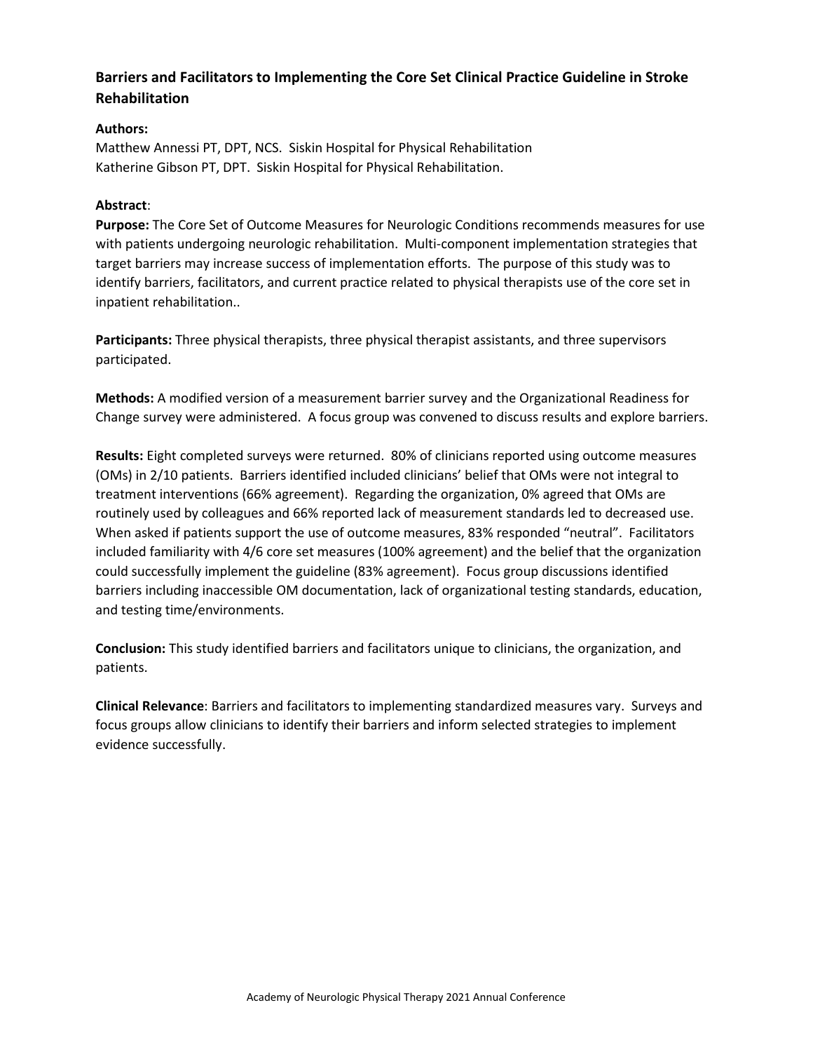## Barriers and Facilitators to Implementing the Core Set Clinical Practice Guideline in Stroke Rehabilitation

**Authors:**

Matthew Annessi PT, DPT, NCS. Siskin Hospital for Physical Rehabilitation

Katherine Gibson PT, DPT. Siskin Hospital for Physical Rehabilitation.

**Abstract**:

**Purpose:** The Core Set of Outcome Measures for Neurologic Conditions recommends measures for use with patients undergoing neurologic rehabilitation. Multi-component implementation strategies that target barriers may increase success of implementation efforts. The purpose of this study was to identify barriers, facilitators, and current practice related to physical therapists use of the core set in inpatient rehabilitation..

**Participants:** Three physical therapists, three physical therapist assistants, and three supervisors participated.

**Methods:** A modified version of a measurement barrier survey and the Organizational Readiness for Change survey were administered. A focus group was convened to discuss results and explore barriers.

**Results:** Eight completed surveys were returned. 80% of clinicians reported using outcome measures (OMs) in 2/10 patients. Barriers identified included clinicians' belief that OMs were not integral to treatment interventions (66% agreement). Regarding the organization, 0% agreed that OMs are routinely used by colleagues and 66% reported lack of measurement standards led to decreased use. When asked if patients support the use of outcome measures, 83% responded "neutral". Facilitators included familiarity with 4/6 core set measures (100% agreement) and the belief that the organization could successfully implement the guideline (83% agreement). Focus group discussions identified barriers including inaccessible OM documentation, lack of organizational testing standards, education, and testing time/environments.

**Conclusion:** This study identified barriers and facilitators unique to clinicians, the organization, and patients.

**Clinical Relevance**: Barriers and facilitators to implementing standardized measures vary. Surveys and focus groups allow clinicians to identify their barriers and inform selected strategies to implement evidence successfully.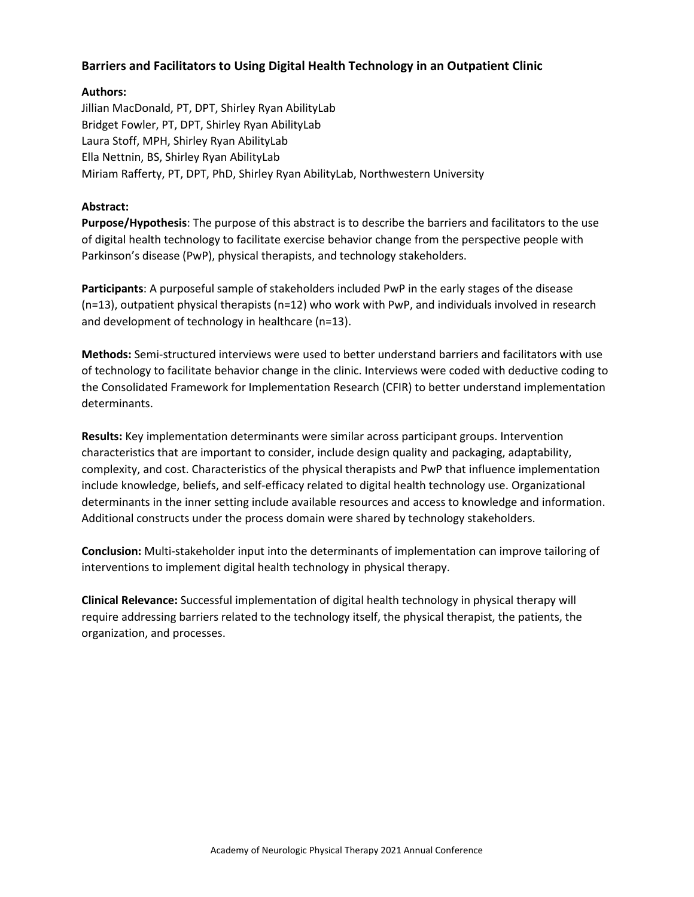## Barriers and Facilitators to Using Digital Health Technology in an Outpatient Clinic

**Authors:**

Jillian MacDonald, PT, DPT, Shirley Ryan AbilityLab
Bridget Fowler, PT, DPT, Shirley Ryan AbilityLab
Laura Stoff, MPH, Shirley Ryan AbilityLab
Ella Nettnin, BS, Shirley Ryan AbilityLab
Miriam Rafferty, PT, DPT, PhD, Shirley Ryan AbilityLab, Northwestern University

**Abstract:**

**Purpose/Hypothesis**: The purpose of this abstract is to describe the barriers and facilitators to the use of digital health technology to facilitate exercise behavior change from the perspective people with Parkinson's disease (PwP), physical therapists, and technology stakeholders.

**Participants**: A purposeful sample of stakeholders included PwP in the early stages of the disease (n=13), outpatient physical therapists (n=12) who work with PwP, and individuals involved in research and development of technology in healthcare (n=13).

**Methods:** Semi-structured interviews were used to better understand barriers and facilitators with use of technology to facilitate behavior change in the clinic. Interviews were coded with deductive coding to the Consolidated Framework for Implementation Research (CFIR) to better understand implementation determinants.

**Results:** Key implementation determinants were similar across participant groups. Intervention characteristics that are important to consider, include design quality and packaging, adaptability, complexity, and cost. Characteristics of the physical therapists and PwP that influence implementation include knowledge, beliefs, and self-efficacy related to digital health technology use. Organizational determinants in the inner setting include available resources and access to knowledge and information. Additional constructs under the process domain were shared by technology stakeholders.

**Conclusion:** Multi-stakeholder input into the determinants of implementation can improve tailoring of interventions to implement digital health technology in physical therapy.

**Clinical Relevance:** Successful implementation of digital health technology in physical therapy will require addressing barriers related to the technology itself, the physical therapist, the patients, the organization, and processes.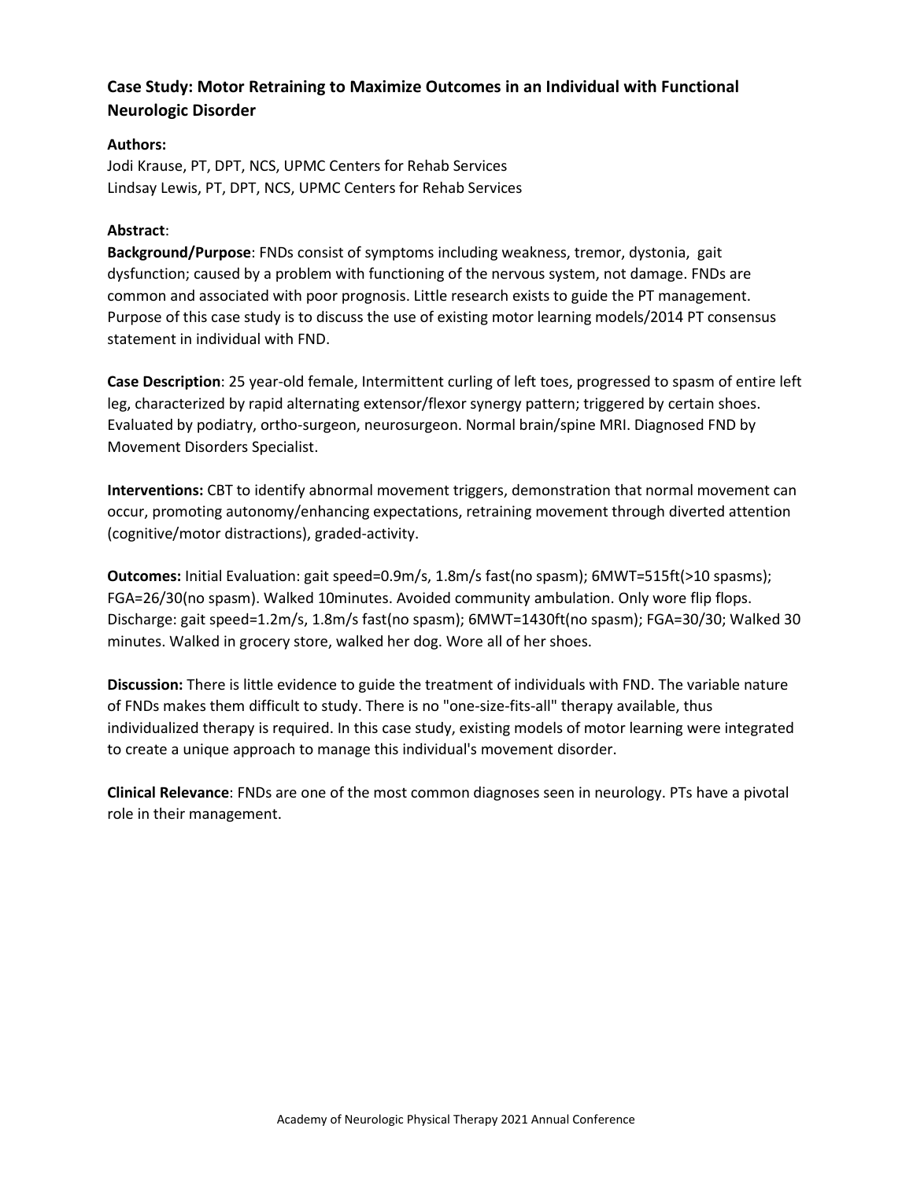## Case Study: Motor Retraining to Maximize Outcomes in an Individual with Functional Neurologic Disorder

**Authors:**

Jodi Krause, PT, DPT, NCS, UPMC Centers for Rehab Services
Lindsay Lewis, PT, DPT, NCS, UPMC Centers for Rehab Services

**Abstract**:

**Background/Purpose**: FNDs consist of symptoms including weakness, tremor, dystonia, gait dysfunction; caused by a problem with functioning of the nervous system, not damage. FNDs are common and associated with poor prognosis. Little research exists to guide the PT management. Purpose of this case study is to discuss the use of existing motor learning models/2014 PT consensus statement in individual with FND.

**Case Description**: 25 year-old female, Intermittent curling of left toes, progressed to spasm of entire left leg, characterized by rapid alternating extensor/flexor synergy pattern; triggered by certain shoes. Evaluated by podiatry, ortho-surgeon, neurosurgeon. Normal brain/spine MRI. Diagnosed FND by Movement Disorders Specialist.

**Interventions:** CBT to identify abnormal movement triggers, demonstration that normal movement can occur, promoting autonomy/enhancing expectations, retraining movement through diverted attention (cognitive/motor distractions), graded-activity.

**Outcomes:** Initial Evaluation: gait speed=0.9m/s, 1.8m/s fast(no spasm); 6MWT=515ft(>10 spasms); FGA=26/30(no spasm). Walked 10minutes. Avoided community ambulation. Only wore flip flops. Discharge: gait speed=1.2m/s, 1.8m/s fast(no spasm); 6MWT=1430ft(no spasm); FGA=30/30; Walked 30 minutes. Walked in grocery store, walked her dog. Wore all of her shoes.

**Discussion:** There is little evidence to guide the treatment of individuals with FND. The variable nature of FNDs makes them difficult to study. There is no "one-size-fits-all" therapy available, thus individualized therapy is required. In this case study, existing models of motor learning were integrated to create a unique approach to manage this individual's movement disorder.

**Clinical Relevance**: FNDs are one of the most common diagnoses seen in neurology. PTs have a pivotal role in their management.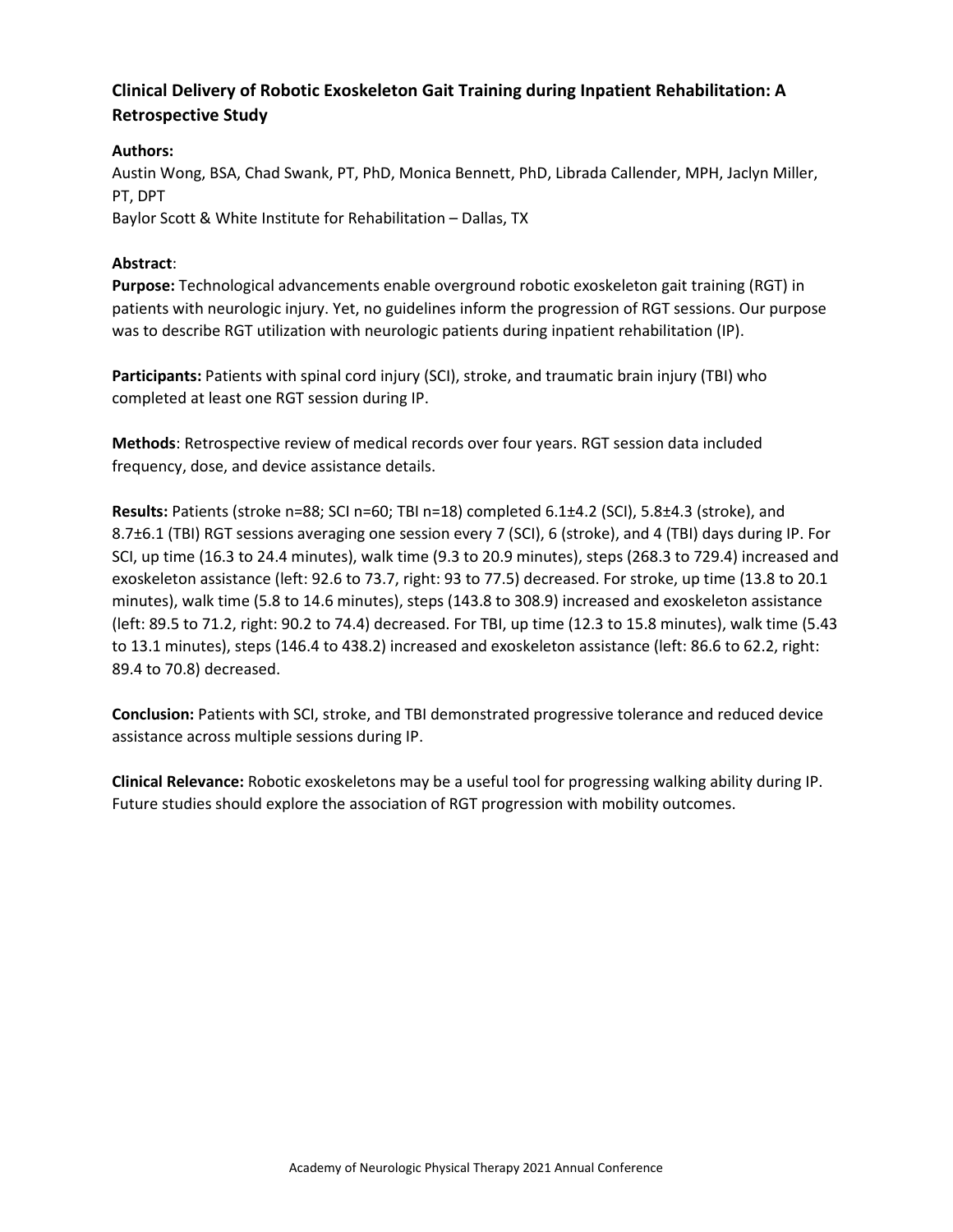## Clinical Delivery of Robotic Exoskeleton Gait Training during Inpatient Rehabilitation: A Retrospective Study

**Authors:**

Austin Wong, BSA, Chad Swank, PT, PhD, Monica Bennett, PhD, Librada Callender, MPH, Jaclyn Miller, PT, DPT

Baylor Scott & White Institute for Rehabilitation – Dallas, TX

**Abstract**:

**Purpose:** Technological advancements enable overground robotic exoskeleton gait training (RGT) in patients with neurologic injury. Yet, no guidelines inform the progression of RGT sessions. Our purpose was to describe RGT utilization with neurologic patients during inpatient rehabilitation (IP).

**Participants:** Patients with spinal cord injury (SCI), stroke, and traumatic brain injury (TBI) who completed at least one RGT session during IP.

**Methods**: Retrospective review of medical records over four years. RGT session data included frequency, dose, and device assistance details.

**Results:** Patients (stroke n=88; SCI n=60; TBI n=18) completed 6.1±4.2 (SCI), 5.8±4.3 (stroke), and 8.7±6.1 (TBI) RGT sessions averaging one session every 7 (SCI), 6 (stroke), and 4 (TBI) days during IP. For SCI, up time (16.3 to 24.4 minutes), walk time (9.3 to 20.9 minutes), steps (268.3 to 729.4) increased and exoskeleton assistance (left: 92.6 to 73.7, right: 93 to 77.5) decreased. For stroke, up time (13.8 to 20.1 minutes), walk time (5.8 to 14.6 minutes), steps (143.8 to 308.9) increased and exoskeleton assistance (left: 89.5 to 71.2, right: 90.2 to 74.4) decreased. For TBI, up time (12.3 to 15.8 minutes), walk time (5.43 to 13.1 minutes), steps (146.4 to 438.2) increased and exoskeleton assistance (left: 86.6 to 62.2, right: 89.4 to 70.8) decreased.

**Conclusion:** Patients with SCI, stroke, and TBI demonstrated progressive tolerance and reduced device assistance across multiple sessions during IP.

**Clinical Relevance:** Robotic exoskeletons may be a useful tool for progressing walking ability during IP. Future studies should explore the association of RGT progression with mobility outcomes.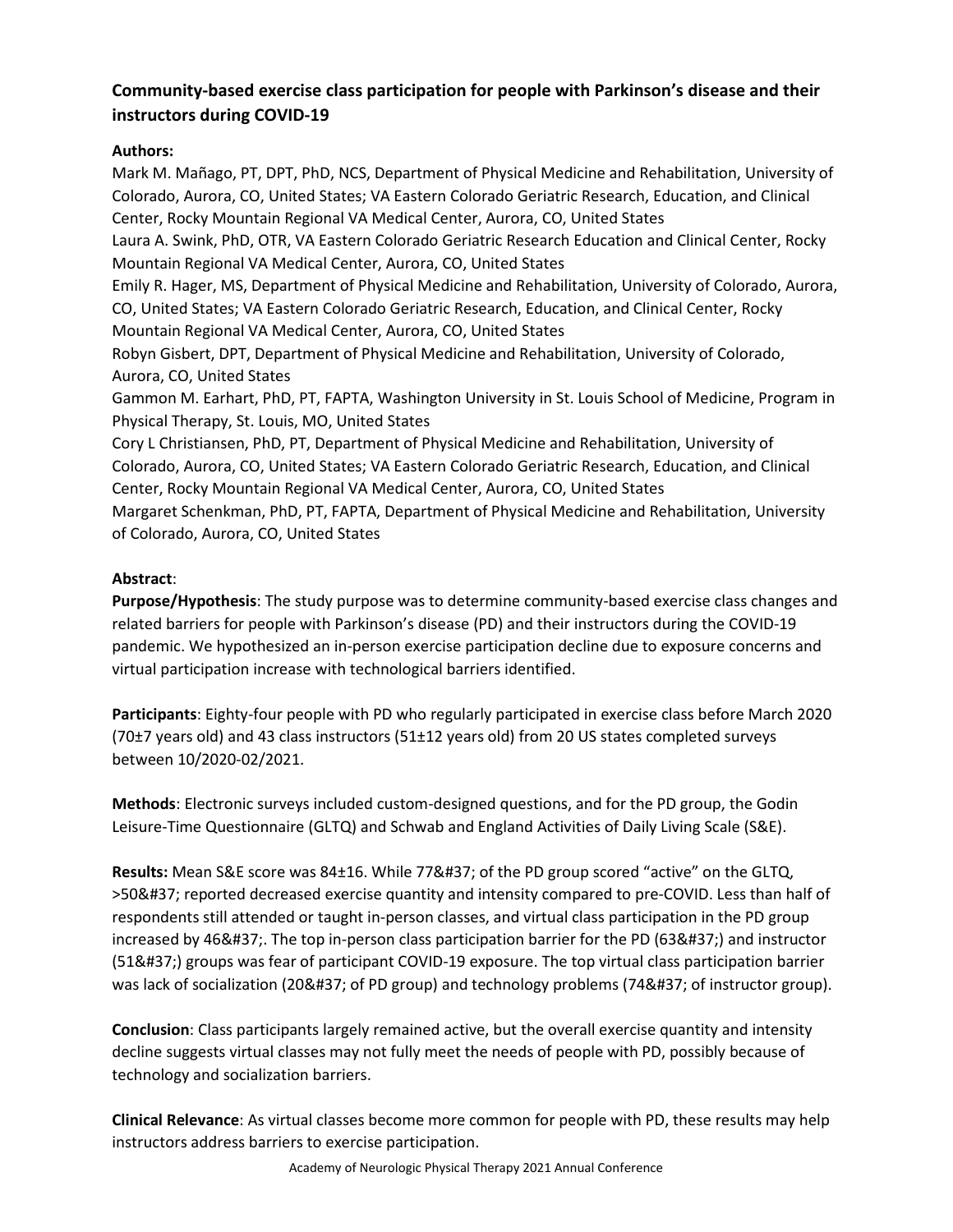## Community-based exercise class participation for people with Parkinson's disease and their instructors during COVID-19

**Authors:**

Mark M. Mañago, PT, DPT, PhD, NCS, Department of Physical Medicine and Rehabilitation, University of Colorado, Aurora, CO, United States; VA Eastern Colorado Geriatric Research, Education, and Clinical Center, Rocky Mountain Regional VA Medical Center, Aurora, CO, United States

Laura A. Swink, PhD, OTR, VA Eastern Colorado Geriatric Research Education and Clinical Center, Rocky Mountain Regional VA Medical Center, Aurora, CO, United States

Emily R. Hager, MS, Department of Physical Medicine and Rehabilitation, University of Colorado, Aurora, CO, United States; VA Eastern Colorado Geriatric Research, Education, and Clinical Center, Rocky Mountain Regional VA Medical Center, Aurora, CO, United States

Robyn Gisbert, DPT, Department of Physical Medicine and Rehabilitation, University of Colorado, Aurora, CO, United States

Gammon M. Earhart, PhD, PT, FAPTA, Washington University in St. Louis School of Medicine, Program in Physical Therapy, St. Louis, MO, United States

Cory L Christiansen, PhD, PT, Department of Physical Medicine and Rehabilitation, University of Colorado, Aurora, CO, United States; VA Eastern Colorado Geriatric Research, Education, and Clinical Center, Rocky Mountain Regional VA Medical Center, Aurora, CO, United States

Margaret Schenkman, PhD, PT, FAPTA, Department of Physical Medicine and Rehabilitation, University of Colorado, Aurora, CO, United States

**Abstract**:

**Purpose/Hypothesis**: The study purpose was to determine community-based exercise class changes and related barriers for people with Parkinson's disease (PD) and their instructors during the COVID-19 pandemic. We hypothesized an in-person exercise participation decline due to exposure concerns and virtual participation increase with technological barriers identified.

**Participants**: Eighty-four people with PD who regularly participated in exercise class before March 2020 (70±7 years old) and 43 class instructors (51±12 years old) from 20 US states completed surveys between 10/2020-02/2021.

**Methods**: Electronic surveys included custom-designed questions, and for the PD group, the Godin Leisure-Time Questionnaire (GLTQ) and Schwab and England Activities of Daily Living Scale (S&E).

**Results:** Mean S&E score was 84±16. While 77&#37; of the PD group scored "active" on the GLTQ, >50&#37; reported decreased exercise quantity and intensity compared to pre-COVID. Less than half of respondents still attended or taught in-person classes, and virtual class participation in the PD group increased by 46&#37;. The top in-person class participation barrier for the PD (63&#37;) and instructor (51&#37;) groups was fear of participant COVID-19 exposure. The top virtual class participation barrier was lack of socialization (20&#37; of PD group) and technology problems (74&#37; of instructor group).

**Conclusion**: Class participants largely remained active, but the overall exercise quantity and intensity decline suggests virtual classes may not fully meet the needs of people with PD, possibly because of technology and socialization barriers.

**Clinical Relevance**: As virtual classes become more common for people with PD, these results may help instructors address barriers to exercise participation.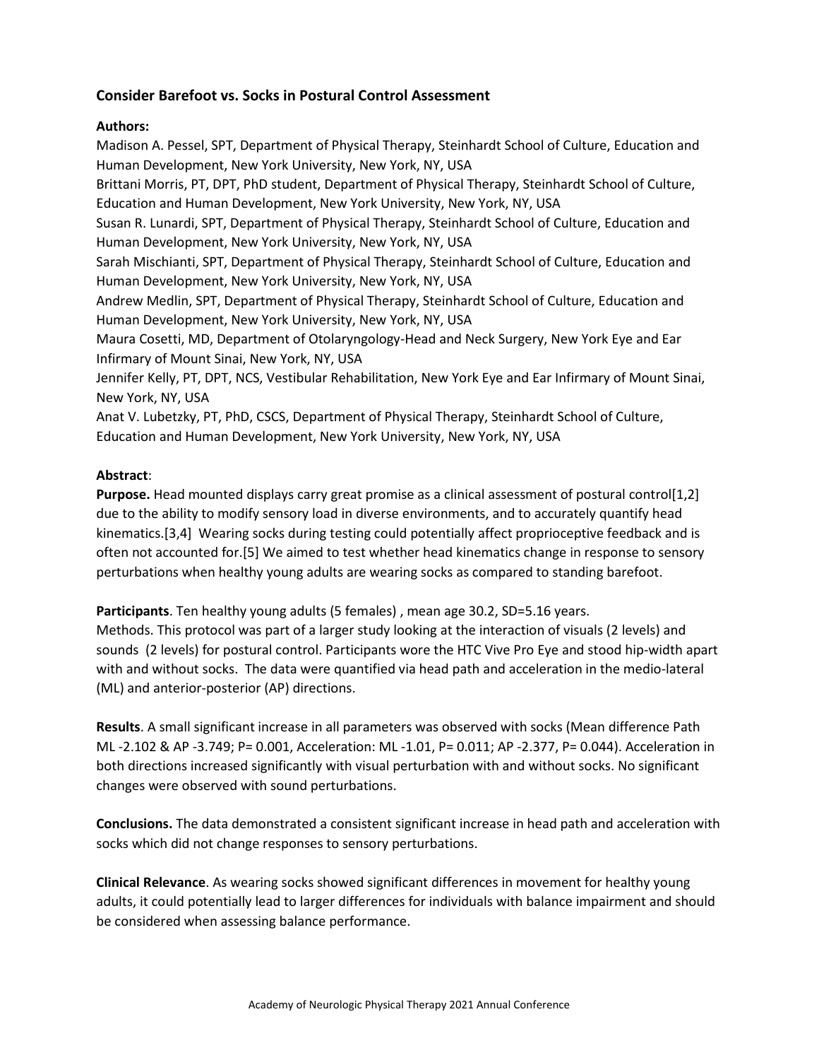## Consider Barefoot vs. Socks in Postural Control Assessment

**Authors:**

Madison A. Pessel, SPT, Department of Physical Therapy, Steinhardt School of Culture, Education and Human Development, New York University, New York, NY, USA
Brittani Morris, PT, DPT, PhD student, Department of Physical Therapy, Steinhardt School of Culture, Education and Human Development, New York University, New York, NY, USA
Susan R. Lunardi, SPT, Department of Physical Therapy, Steinhardt School of Culture, Education and Human Development, New York University, New York, NY, USA
Sarah Mischianti, SPT, Department of Physical Therapy, Steinhardt School of Culture, Education and Human Development, New York University, New York, NY, USA
Andrew Medlin, SPT, Department of Physical Therapy, Steinhardt School of Culture, Education and Human Development, New York University, New York, NY, USA
Maura Cosetti, MD, Department of Otolaryngology-Head and Neck Surgery, New York Eye and Ear Infirmary of Mount Sinai, New York, NY, USA
Jennifer Kelly, PT, DPT, NCS, Vestibular Rehabilitation, New York Eye and Ear Infirmary of Mount Sinai, New York, NY, USA
Anat V. Lubetzky, PT, PhD, CSCS, Department of Physical Therapy, Steinhardt School of Culture, Education and Human Development, New York University, New York, NY, USA

**Abstract**:

**Purpose.** Head mounted displays carry great promise as a clinical assessment of postural control[1,2] due to the ability to modify sensory load in diverse environments, and to accurately quantify head kinematics.[3,4] Wearing socks during testing could potentially affect proprioceptive feedback and is often not accounted for.[5] We aimed to test whether head kinematics change in response to sensory perturbations when healthy young adults are wearing socks as compared to standing barefoot.

**Participants**. Ten healthy young adults (5 females) , mean age 30.2, SD=5.16 years.
Methods. This protocol was part of a larger study looking at the interaction of visuals (2 levels) and sounds (2 levels) for postural control. Participants wore the HTC Vive Pro Eye and stood hip-width apart with and without socks. The data were quantified via head path and acceleration in the medio-lateral (ML) and anterior-posterior (AP) directions.

**Results**. A small significant increase in all parameters was observed with socks (Mean difference Path ML -2.102 & AP -3.749; P= 0.001, Acceleration: ML -1.01, P= 0.011; AP -2.377, P= 0.044). Acceleration in both directions increased significantly with visual perturbation with and without socks. No significant changes were observed with sound perturbations.

**Conclusions.** The data demonstrated a consistent significant increase in head path and acceleration with socks which did not change responses to sensory perturbations.

**Clinical Relevance**. As wearing socks showed significant differences in movement for healthy young adults, it could potentially lead to larger differences for individuals with balance impairment and should be considered when assessing balance performance.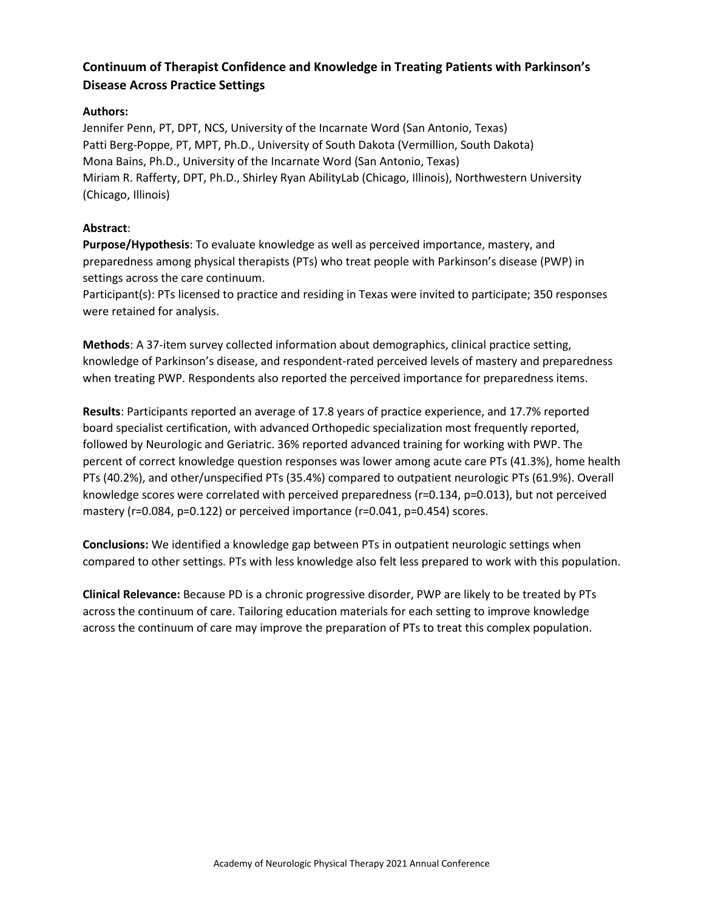## Continuum of Therapist Confidence and Knowledge in Treating Patients with Parkinson's Disease Across Practice Settings

**Authors:**

Jennifer Penn, PT, DPT, NCS, University of the Incarnate Word (San Antonio, Texas)
Patti Berg-Poppe, PT, MPT, Ph.D., University of South Dakota (Vermillion, South Dakota)
Mona Bains, Ph.D., University of the Incarnate Word (San Antonio, Texas)
Miriam R. Rafferty, DPT, Ph.D., Shirley Ryan AbilityLab (Chicago, Illinois), Northwestern University (Chicago, Illinois)

**Abstract**:

**Purpose/Hypothesis**: To evaluate knowledge as well as perceived importance, mastery, and preparedness among physical therapists (PTs) who treat people with Parkinson's disease (PWP) in settings across the care continuum.
Participant(s): PTs licensed to practice and residing in Texas were invited to participate; 350 responses were retained for analysis.

**Methods**: A 37-item survey collected information about demographics, clinical practice setting, knowledge of Parkinson's disease, and respondent-rated perceived levels of mastery and preparedness when treating PWP. Respondents also reported the perceived importance for preparedness items.

**Results**: Participants reported an average of 17.8 years of practice experience, and 17.7% reported board specialist certification, with advanced Orthopedic specialization most frequently reported, followed by Neurologic and Geriatric. 36% reported advanced training for working with PWP. The percent of correct knowledge question responses was lower among acute care PTs (41.3%), home health PTs (40.2%), and other/unspecified PTs (35.4%) compared to outpatient neurologic PTs (61.9%). Overall knowledge scores were correlated with perceived preparedness ($r=0.134$, $p=0.013$), but not perceived mastery ($r=0.084$, $p=0.122$) or perceived importance ($r=0.041$, $p=0.454$) scores.

**Conclusions:** We identified a knowledge gap between PTs in outpatient neurologic settings when compared to other settings. PTs with less knowledge also felt less prepared to work with this population.

**Clinical Relevance:** Because PD is a chronic progressive disorder, PWP are likely to be treated by PTs across the continuum of care. Tailoring education materials for each setting to improve knowledge across the continuum of care may improve the preparation of PTs to treat this complex population.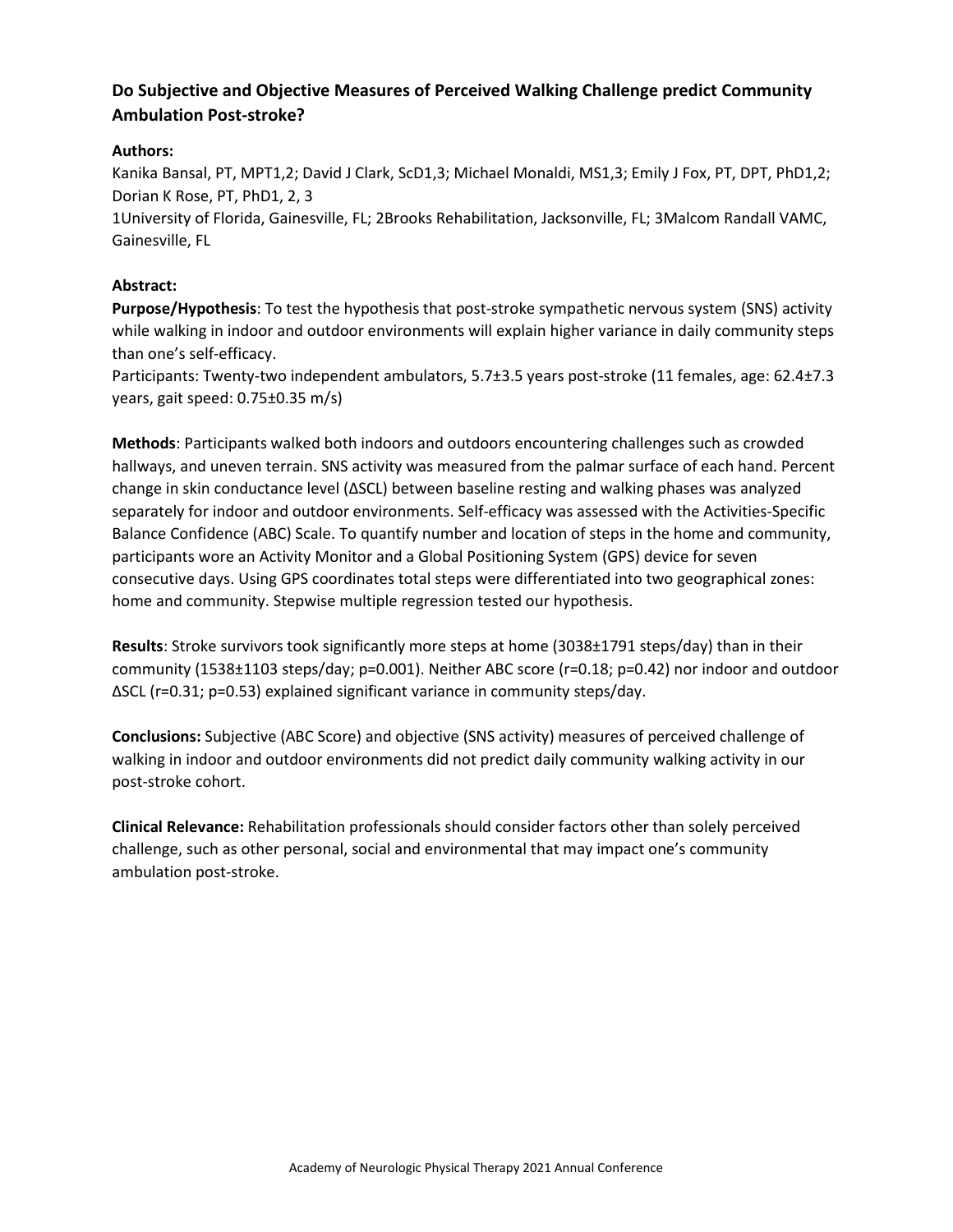## Do Subjective and Objective Measures of Perceived Walking Challenge predict Community Ambulation Post-stroke?

**Authors:**

Kanika Bansal, PT, MPT[1,2]; David J Clark, ScD[1,3]; Michael Monaldi, MS[1,3]; Emily J Fox, PT, DPT, PhD[1,2]; Dorian K Rose, PT, PhD[1, 2, 3]

[1]University of Florida, Gainesville, FL; [2]Brooks Rehabilitation, Jacksonville, FL; [3]Malcom Randall VAMC, Gainesville, FL

**Abstract:**

**Purpose/Hypothesis**: To test the hypothesis that post-stroke sympathetic nervous system (SNS) activity while walking in indoor and outdoor environments will explain higher variance in daily community steps than one's self-efficacy.

Participants: Twenty-two independent ambulators, 5.7±3.5 years post-stroke (11 females, age: 62.4±7.3 years, gait speed: 0.75±0.35 m/s)

**Methods**: Participants walked both indoors and outdoors encountering challenges such as crowded hallways, and uneven terrain. SNS activity was measured from the palmar surface of each hand. Percent change in skin conductance level (ΔSCL) between baseline resting and walking phases was analyzed separately for indoor and outdoor environments. Self-efficacy was assessed with the Activities-Specific Balance Confidence (ABC) Scale. To quantify number and location of steps in the home and community, participants wore an Activity Monitor and a Global Positioning System (GPS) device for seven consecutive days. Using GPS coordinates total steps were differentiated into two geographical zones: home and community. Stepwise multiple regression tested our hypothesis.

**Results**: Stroke survivors took significantly more steps at home (3038±1791 steps/day) than in their community (1538±1103 steps/day; $p=0.001$). Neither ABC score ($r=0.18$; $p=0.42$) nor indoor and outdoor ΔSCL ($r=0.31$; $p=0.53$) explained significant variance in community steps/day.

**Conclusions:** Subjective (ABC Score) and objective (SNS activity) measures of perceived challenge of walking in indoor and outdoor environments did not predict daily community walking activity in our post-stroke cohort.

**Clinical Relevance:** Rehabilitation professionals should consider factors other than solely perceived challenge, such as other personal, social and environmental that may impact one's community ambulation post-stroke.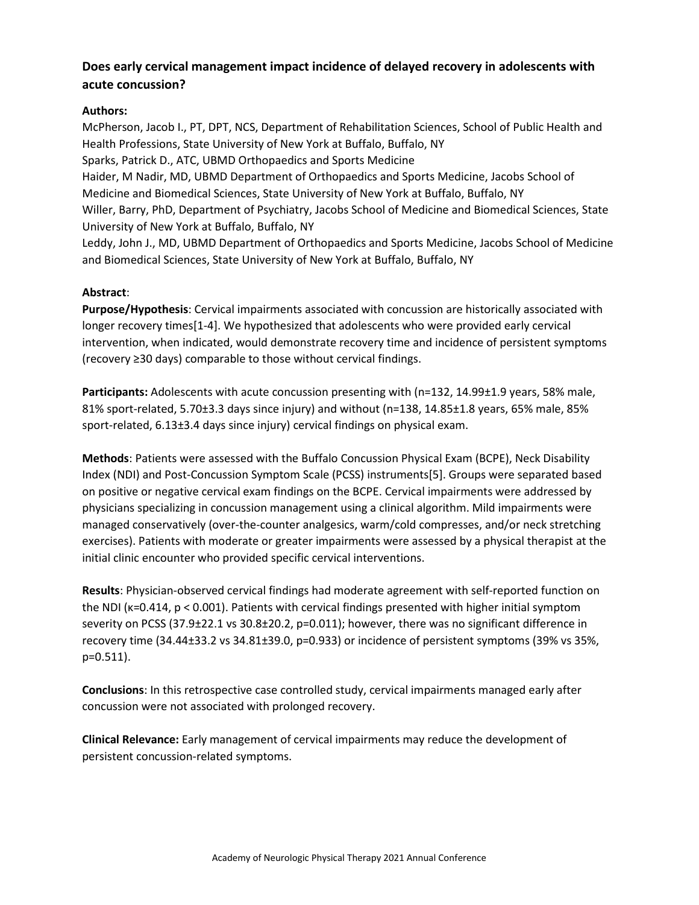## Does early cervical management impact incidence of delayed recovery in adolescents with acute concussion?

**Authors:**

McPherson, Jacob I., PT, DPT, NCS, Department of Rehabilitation Sciences, School of Public Health and Health Professions, State University of New York at Buffalo, Buffalo, NY

Sparks, Patrick D., ATC, UBMD Orthopaedics and Sports Medicine

Haider, M Nadir, MD, UBMD Department of Orthopaedics and Sports Medicine, Jacobs School of Medicine and Biomedical Sciences, State University of New York at Buffalo, Buffalo, NY

Willer, Barry, PhD, Department of Psychiatry, Jacobs School of Medicine and Biomedical Sciences, State University of New York at Buffalo, Buffalo, NY

Leddy, John J., MD, UBMD Department of Orthopaedics and Sports Medicine, Jacobs School of Medicine and Biomedical Sciences, State University of New York at Buffalo, Buffalo, NY

**Abstract**:

**Purpose/Hypothesis**: Cervical impairments associated with concussion are historically associated with longer recovery times[1-4]. We hypothesized that adolescents who were provided early cervical intervention, when indicated, would demonstrate recovery time and incidence of persistent symptoms (recovery ≥30 days) comparable to those without cervical findings.

**Participants:** Adolescents with acute concussion presenting with (n=132, 14.99±1.9 years, 58% male, 81% sport-related, 5.70±3.3 days since injury) and without (n=138, 14.85±1.8 years, 65% male, 85% sport-related, 6.13±3.4 days since injury) cervical findings on physical exam.

**Methods**: Patients were assessed with the Buffalo Concussion Physical Exam (BCPE), Neck Disability Index (NDI) and Post-Concussion Symptom Scale (PCSS) instruments[5]. Groups were separated based on positive or negative cervical exam findings on the BCPE. Cervical impairments were addressed by physicians specializing in concussion management using a clinical algorithm. Mild impairments were managed conservatively (over-the-counter analgesics, warm/cold compresses, and/or neck stretching exercises). Patients with moderate or greater impairments were assessed by a physical therapist at the initial clinic encounter who provided specific cervical interventions.

**Results**: Physician-observed cervical findings had moderate agreement with self-reported function on the NDI ($\kappa=0.414$, $p < 0.001$). Patients with cervical findings presented with higher initial symptom severity on PCSS (37.9±22.1 vs 30.8±20.2, $p=0.011$); however, there was no significant difference in recovery time (34.44±33.2 vs 34.81±39.0, $p=0.933$) or incidence of persistent symptoms (39% vs 35%, $p=0.511$).

**Conclusions**: In this retrospective case controlled study, cervical impairments managed early after concussion were not associated with prolonged recovery.

**Clinical Relevance:** Early management of cervical impairments may reduce the development of persistent concussion-related symptoms.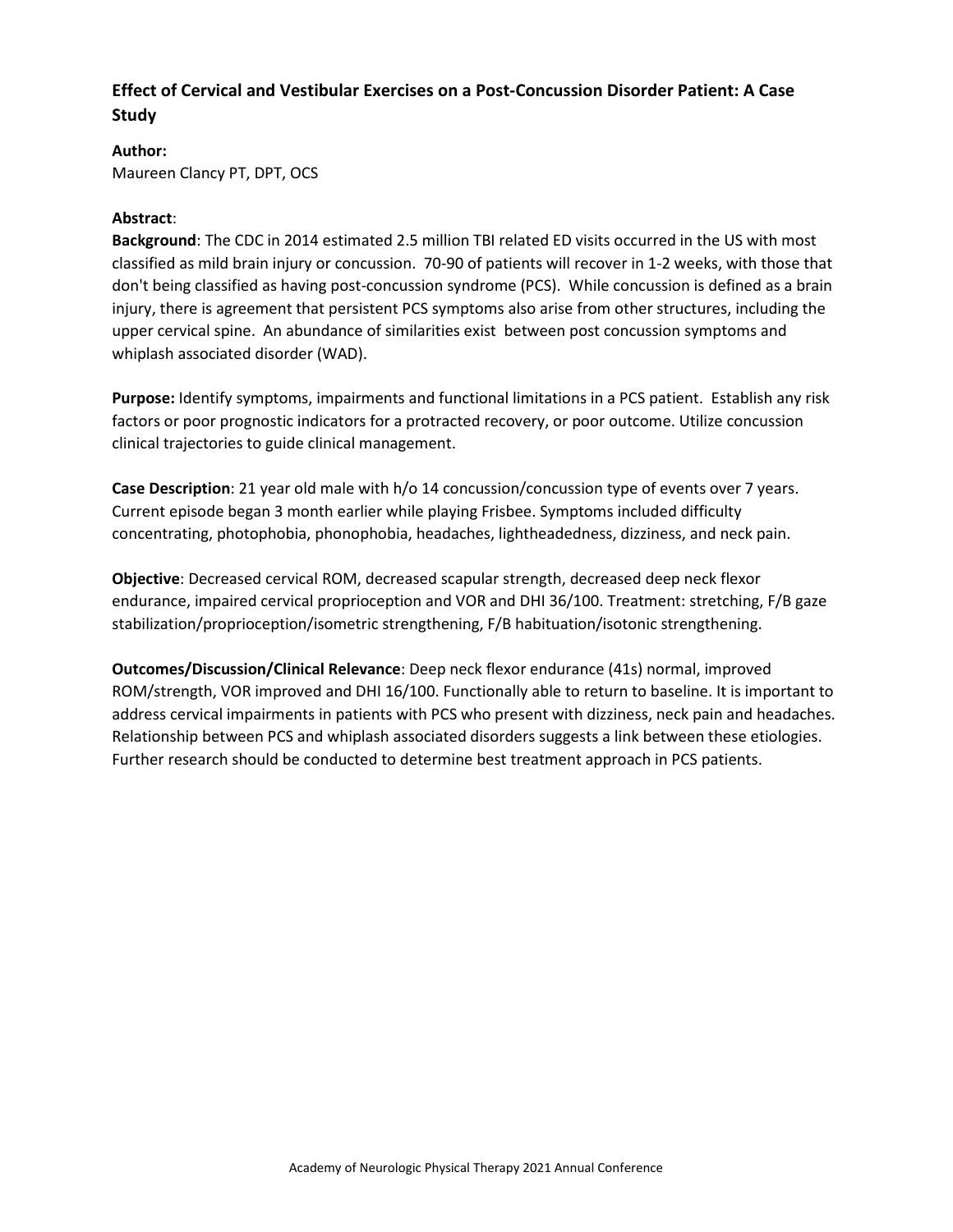## Effect of Cervical and Vestibular Exercises on a Post-Concussion Disorder Patient: A Case Study

**Author:**
Maureen Clancy PT, DPT, OCS

**Abstract**:

**Background**: The CDC in 2014 estimated 2.5 million TBI related ED visits occurred in the US with most classified as mild brain injury or concussion. 70-90 of patients will recover in 1-2 weeks, with those that don't being classified as having post-concussion syndrome (PCS). While concussion is defined as a brain injury, there is agreement that persistent PCS symptoms also arise from other structures, including the upper cervical spine. An abundance of similarities exist between post concussion symptoms and whiplash associated disorder (WAD).

**Purpose:** Identify symptoms, impairments and functional limitations in a PCS patient. Establish any risk factors or poor prognostic indicators for a protracted recovery, or poor outcome. Utilize concussion clinical trajectories to guide clinical management.

**Case Description**: 21 year old male with h/o 14 concussion/concussion type of events over 7 years. Current episode began 3 month earlier while playing Frisbee. Symptoms included difficulty concentrating, photophobia, phonophobia, headaches, lightheadedness, dizziness, and neck pain.

**Objective**: Decreased cervical ROM, decreased scapular strength, decreased deep neck flexor endurance, impaired cervical proprioception and VOR and DHI 36/100. Treatment: stretching, F/B gaze stabilization/proprioception/isometric strengthening, F/B habituation/isotonic strengthening.

**Outcomes/Discussion/Clinical Relevance**: Deep neck flexor endurance (41s) normal, improved ROM/strength, VOR improved and DHI 16/100. Functionally able to return to baseline. It is important to address cervical impairments in patients with PCS who present with dizziness, neck pain and headaches. Relationship between PCS and whiplash associated disorders suggests a link between these etiologies. Further research should be conducted to determine best treatment approach in PCS patients.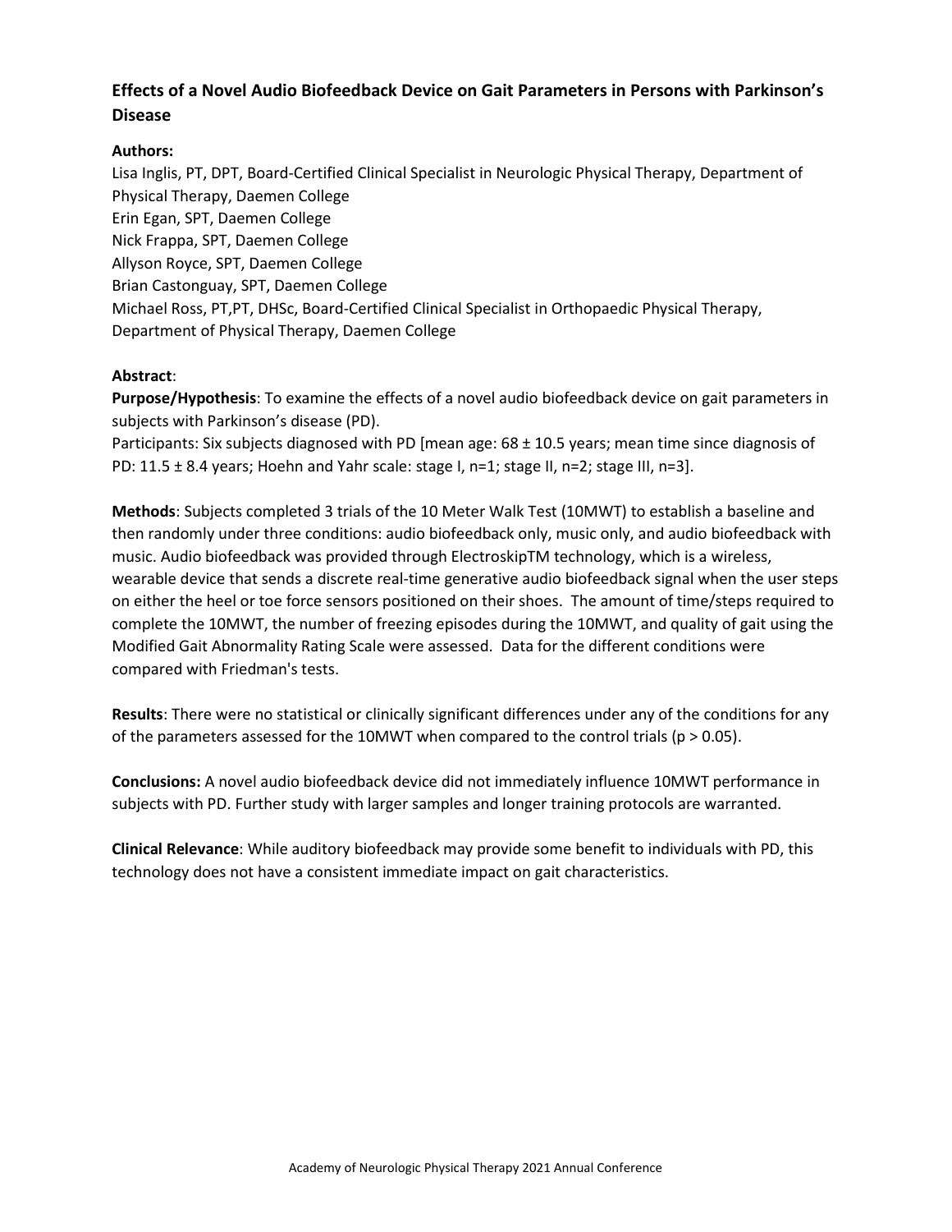## Effects of a Novel Audio Biofeedback Device on Gait Parameters in Persons with Parkinson's Disease

**Authors:**

Lisa Inglis, PT, DPT, Board-Certified Clinical Specialist in Neurologic Physical Therapy, Department of Physical Therapy, Daemen College
Erin Egan, SPT, Daemen College
Nick Frappa, SPT, Daemen College
Allyson Royce, SPT, Daemen College
Brian Castonguay, SPT, Daemen College
Michael Ross, PT,PT, DHSc, Board-Certified Clinical Specialist in Orthopaedic Physical Therapy, Department of Physical Therapy, Daemen College

**Abstract**:

**Purpose/Hypothesis**: To examine the effects of a novel audio biofeedback device on gait parameters in subjects with Parkinson's disease (PD).
Participants: Six subjects diagnosed with PD [mean age: 68 ± 10.5 years; mean time since diagnosis of PD: 11.5 ± 8.4 years; Hoehn and Yahr scale: stage I, n=1; stage II, n=2; stage III, n=3].

**Methods**: Subjects completed 3 trials of the 10 Meter Walk Test (10MWT) to establish a baseline and then randomly under three conditions: audio biofeedback only, music only, and audio biofeedback with music. Audio biofeedback was provided through ElectroskipTM technology, which is a wireless, wearable device that sends a discrete real-time generative audio biofeedback signal when the user steps on either the heel or toe force sensors positioned on their shoes. The amount of time/steps required to complete the 10MWT, the number of freezing episodes during the 10MWT, and quality of gait using the Modified Gait Abnormality Rating Scale were assessed. Data for the different conditions were compared with Friedman's tests.

**Results**: There were no statistical or clinically significant differences under any of the conditions for any of the parameters assessed for the 10MWT when compared to the control trials ($p > 0.05$).

**Conclusions:** A novel audio biofeedback device did not immediately influence 10MWT performance in subjects with PD. Further study with larger samples and longer training protocols are warranted.

**Clinical Relevance**: While auditory biofeedback may provide some benefit to individuals with PD, this technology does not have a consistent immediate impact on gait characteristics.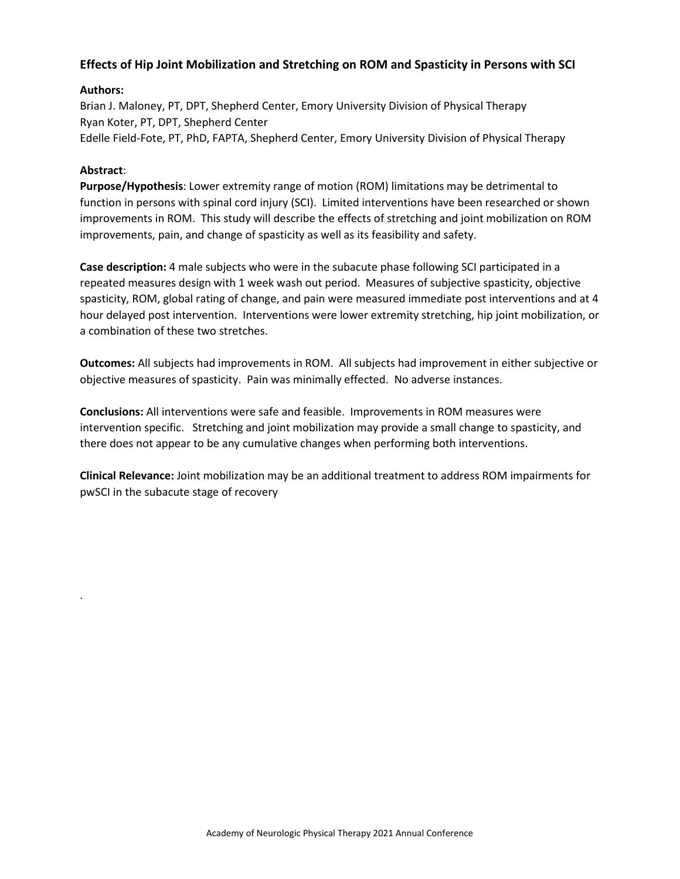## Effects of Hip Joint Mobilization and Stretching on ROM and Spasticity in Persons with SCI

**Authors:**

Brian J. Maloney, PT, DPT, Shepherd Center, Emory University Division of Physical Therapy
Ryan Koter, PT, DPT, Shepherd Center
Edelle Field-Fote, PT, PhD, FAPTA, Shepherd Center, Emory University Division of Physical Therapy

**Abstract**:

**Purpose/Hypothesis**: Lower extremity range of motion (ROM) limitations may be detrimental to function in persons with spinal cord injury (SCI). Limited interventions have been researched or shown improvements in ROM. This study will describe the effects of stretching and joint mobilization on ROM improvements, pain, and change of spasticity as well as its feasibility and safety.

**Case description:** 4 male subjects who were in the subacute phase following SCI participated in a repeated measures design with 1 week wash out period. Measures of subjective spasticity, objective spasticity, ROM, global rating of change, and pain were measured immediate post interventions and at 4 hour delayed post intervention. Interventions were lower extremity stretching, hip joint mobilization, or a combination of these two stretches.

**Outcomes:** All subjects had improvements in ROM. All subjects had improvement in either subjective or objective measures of spasticity. Pain was minimally effected. No adverse instances.

**Conclusions:** All interventions were safe and feasible. Improvements in ROM measures were intervention specific. Stretching and joint mobilization may provide a small change to spasticity, and there does not appear to be any cumulative changes when performing both interventions.

**Clinical Relevance:** Joint mobilization may be an additional treatment to address ROM impairments for pwSCI in the subacute stage of recovery

.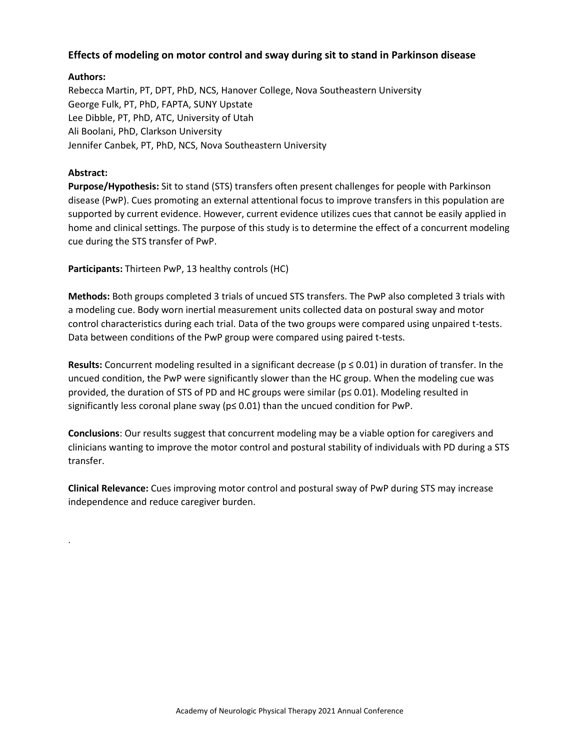## Effects of modeling on motor control and sway during sit to stand in Parkinson disease

**Authors:**

Rebecca Martin, PT, DPT, PhD, NCS, Hanover College, Nova Southeastern University
George Fulk, PT, PhD, FAPTA, SUNY Upstate
Lee Dibble, PT, PhD, ATC, University of Utah
Ali Boolani, PhD, Clarkson University
Jennifer Canbek, PT, PhD, NCS, Nova Southeastern University

**Abstract:**

**Purpose/Hypothesis:** Sit to stand (STS) transfers often present challenges for people with Parkinson disease (PwP). Cues promoting an external attentional focus to improve transfers in this population are supported by current evidence. However, current evidence utilizes cues that cannot be easily applied in home and clinical settings. The purpose of this study is to determine the effect of a concurrent modeling cue during the STS transfer of PwP.

**Participants:** Thirteen PwP, 13 healthy controls (HC)

**Methods:** Both groups completed 3 trials of uncued STS transfers. The PwP also completed 3 trials with a modeling cue. Body worn inertial measurement units collected data on postural sway and motor control characteristics during each trial. Data of the two groups were compared using unpaired t-tests. Data between conditions of the PwP group were compared using paired t-tests.

**Results:** Concurrent modeling resulted in a significant decrease ($p \leq 0.01$) in duration of transfer. In the uncued condition, the PwP were significantly slower than the HC group. When the modeling cue was provided, the duration of STS of PD and HC groups were similar ($p \leq 0.01$). Modeling resulted in significantly less coronal plane sway ($p \leq 0.01$) than the uncued condition for PwP.

**Conclusions**: Our results suggest that concurrent modeling may be a viable option for caregivers and clinicians wanting to improve the motor control and postural stability of individuals with PD during a STS transfer.

**Clinical Relevance:** Cues improving motor control and postural sway of PwP during STS may increase independence and reduce caregiver burden.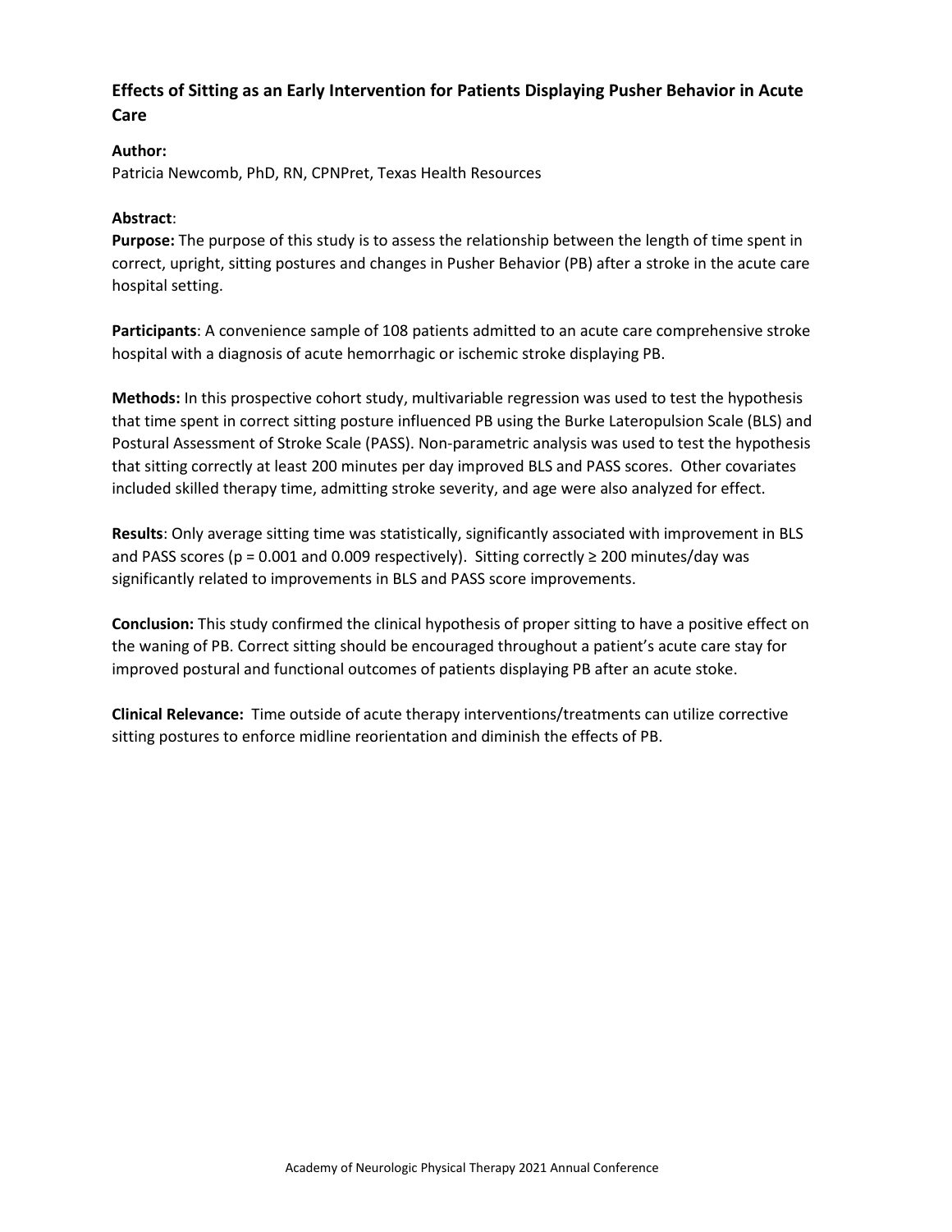## Effects of Sitting as an Early Intervention for Patients Displaying Pusher Behavior in Acute Care

**Author:**
Patricia Newcomb, PhD, RN, CPNPret, Texas Health Resources

**Abstract**:

**Purpose:** The purpose of this study is to assess the relationship between the length of time spent in correct, upright, sitting postures and changes in Pusher Behavior (PB) after a stroke in the acute care hospital setting.

**Participants**: A convenience sample of 108 patients admitted to an acute care comprehensive stroke hospital with a diagnosis of acute hemorrhagic or ischemic stroke displaying PB.

**Methods:** In this prospective cohort study, multivariable regression was used to test the hypothesis that time spent in correct sitting posture influenced PB using the Burke Lateropulsion Scale (BLS) and Postural Assessment of Stroke Scale (PASS). Non-parametric analysis was used to test the hypothesis that sitting correctly at least 200 minutes per day improved BLS and PASS scores. Other covariates included skilled therapy time, admitting stroke severity, and age were also analyzed for effect.

**Results**: Only average sitting time was statistically, significantly associated with improvement in BLS and PASS scores ($p = 0.001$ and $0.009$ respectively). Sitting correctly ≥ 200 minutes/day was significantly related to improvements in BLS and PASS score improvements.

**Conclusion:** This study confirmed the clinical hypothesis of proper sitting to have a positive effect on the waning of PB. Correct sitting should be encouraged throughout a patient's acute care stay for improved postural and functional outcomes of patients displaying PB after an acute stoke.

**Clinical Relevance:** Time outside of acute therapy interventions/treatments can utilize corrective sitting postures to enforce midline reorientation and diminish the effects of PB.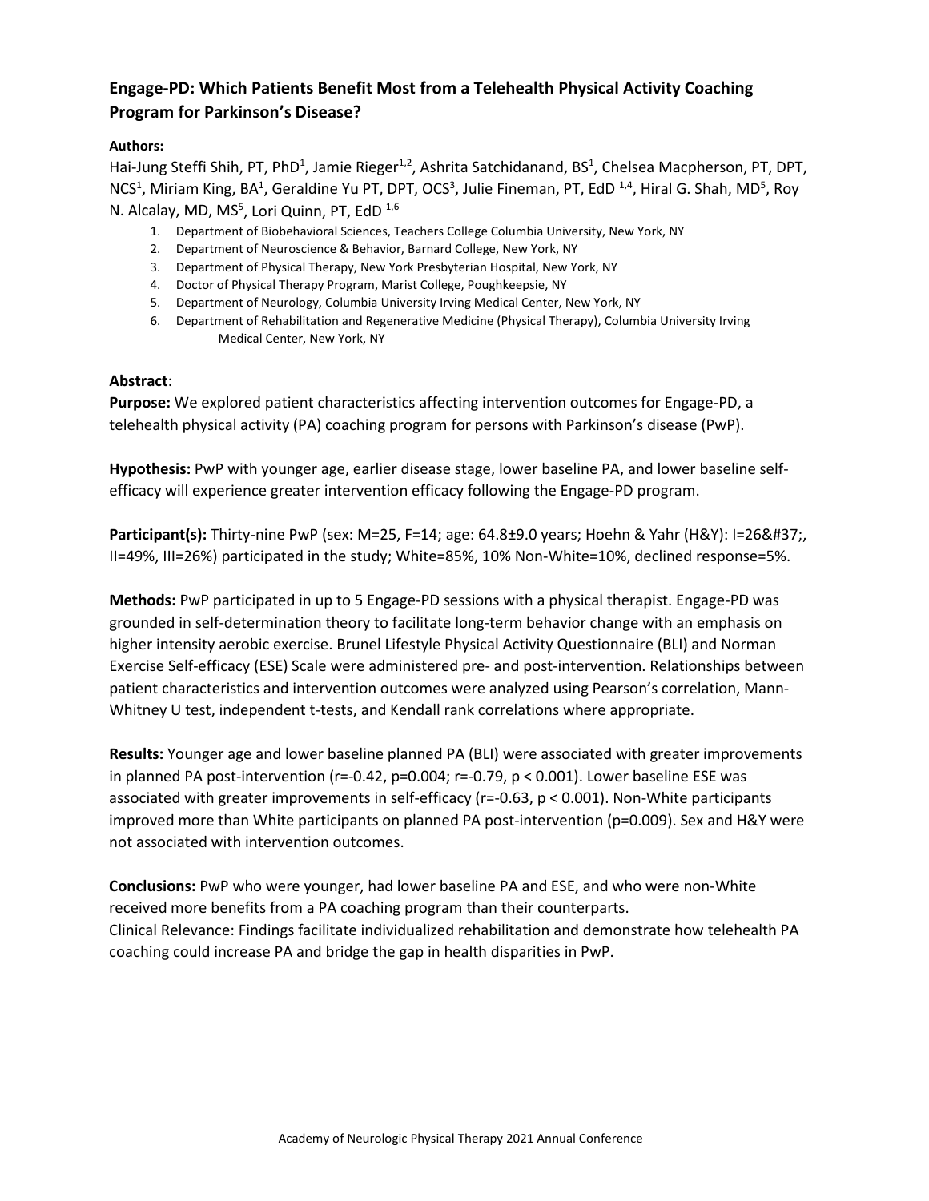## Engage-PD: Which Patients Benefit Most from a Telehealth Physical Activity Coaching Program for Parkinson's Disease?

**Authors:**

Hai-Jung Steffi Shih, PT, PhD[1], Jamie Rieger[1,2], Ashrita Satchidanand, BS[1], Chelsea Macpherson, PT, DPT, NCS[1], Miriam King, BA[1], Geraldine Yu PT, DPT, OCS[3], Julie Fineman, PT, EdD [1,4], Hiral G. Shah, MD[5], Roy N. Alcalay, MD, MS[5], Lori Quinn, PT, EdD [1,6]

1. Department of Biobehavioral Sciences, Teachers College Columbia University, New York, NY
2. Department of Neuroscience & Behavior, Barnard College, New York, NY
3. Department of Physical Therapy, New York Presbyterian Hospital, New York, NY
4. Doctor of Physical Therapy Program, Marist College, Poughkeepsie, NY
5. Department of Neurology, Columbia University Irving Medical Center, New York, NY
6. Department of Rehabilitation and Regenerative Medicine (Physical Therapy), Columbia University Irving Medical Center, New York, NY

**Abstract**:

**Purpose:** We explored patient characteristics affecting intervention outcomes for Engage-PD, a telehealth physical activity (PA) coaching program for persons with Parkinson's disease (PwP).

**Hypothesis:** PwP with younger age, earlier disease stage, lower baseline PA, and lower baseline self-efficacy will experience greater intervention efficacy following the Engage-PD program.

**Participant(s):** Thirty-nine PwP (sex: M=25, F=14; age: 64.8±9.0 years; Hoehn & Yahr (H&Y): I=26&#37;, II=49%, III=26%) participated in the study; White=85%, 10% Non-White=10%, declined response=5%.

**Methods:** PwP participated in up to 5 Engage-PD sessions with a physical therapist. Engage-PD was grounded in self-determination theory to facilitate long-term behavior change with an emphasis on higher intensity aerobic exercise. Brunel Lifestyle Physical Activity Questionnaire (BLI) and Norman Exercise Self-efficacy (ESE) Scale were administered pre- and post-intervention. Relationships between patient characteristics and intervention outcomes were analyzed using Pearson's correlation, Mann-Whitney U test, independent t-tests, and Kendall rank correlations where appropriate.

**Results:** Younger age and lower baseline planned PA (BLI) were associated with greater improvements in planned PA post-intervention ($r=-0.42$, $p=0.004$; $r=-0.79$, $p < 0.001$). Lower baseline ESE was associated with greater improvements in self-efficacy ($r=-0.63$, $p < 0.001$). Non-White participants improved more than White participants on planned PA post-intervention ($p=0.009$). Sex and H&Y were not associated with intervention outcomes.

**Conclusions:** PwP who were younger, had lower baseline PA and ESE, and who were non-White received more benefits from a PA coaching program than their counterparts.

Clinical Relevance: Findings facilitate individualized rehabilitation and demonstrate how telehealth PA coaching could increase PA and bridge the gap in health disparities in PwP.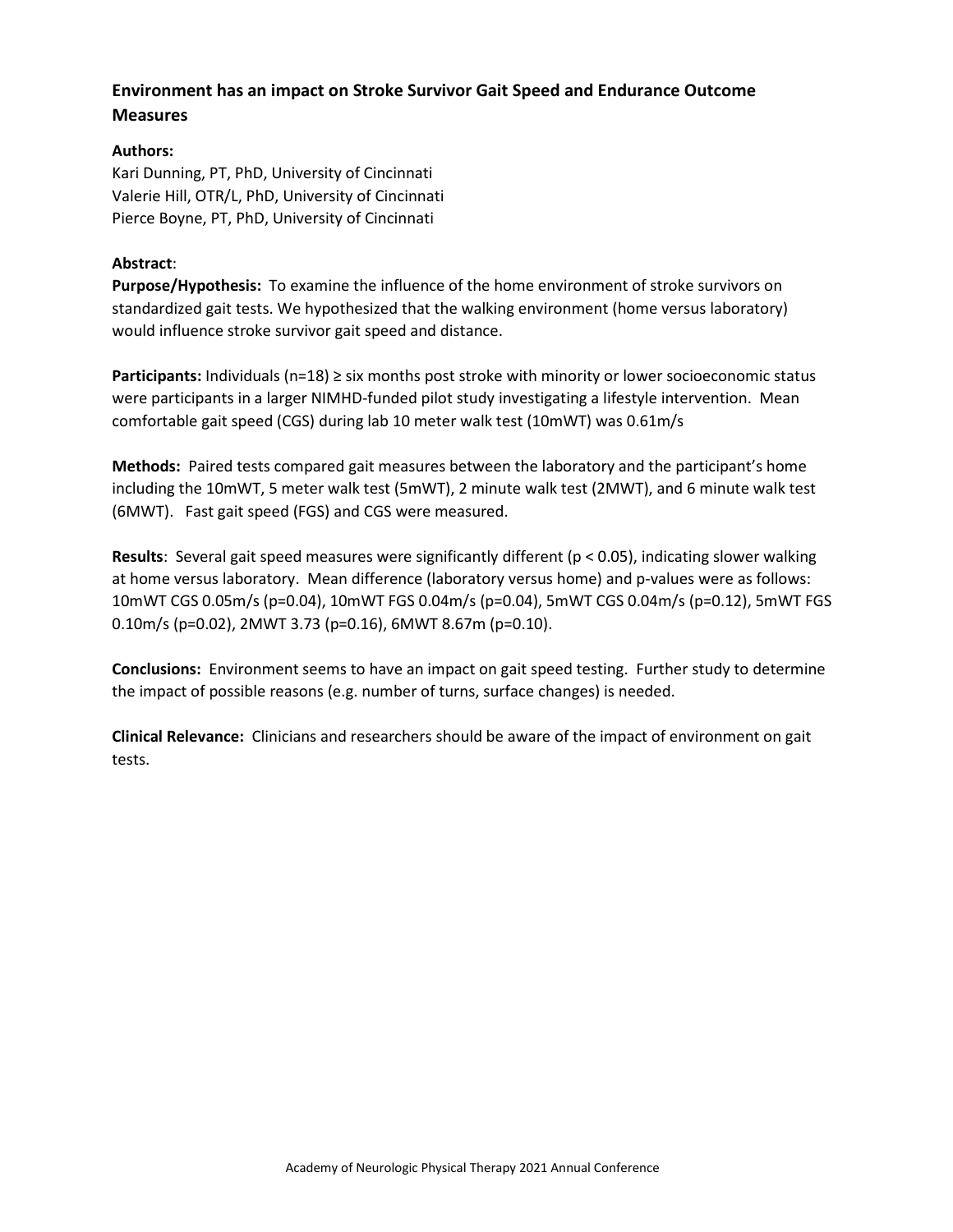## Environment has an impact on Stroke Survivor Gait Speed and Endurance Outcome Measures

**Authors:**

Kari Dunning, PT, PhD, University of Cincinnati
Valerie Hill, OTR/L, PhD, University of Cincinnati
Pierce Boyne, PT, PhD, University of Cincinnati

**Abstract**:

**Purpose/Hypothesis:** To examine the influence of the home environment of stroke survivors on standardized gait tests. We hypothesized that the walking environment (home versus laboratory) would influence stroke survivor gait speed and distance.

**Participants:** Individuals (n=18) ≥ six months post stroke with minority or lower socioeconomic status were participants in a larger NIMHD-funded pilot study investigating a lifestyle intervention. Mean comfortable gait speed (CGS) during lab 10 meter walk test (10mWT) was 0.61m/s

**Methods:** Paired tests compared gait measures between the laboratory and the participant's home including the 10mWT, 5 meter walk test (5mWT), 2 minute walk test (2MWT), and 6 minute walk test (6MWT). Fast gait speed (FGS) and CGS were measured.

**Results**: Several gait speed measures were significantly different ($p < 0.05$), indicating slower walking at home versus laboratory. Mean difference (laboratory versus home) and p-values were as follows: 10mWT CGS 0.05m/s (p=0.04), 10mWT FGS 0.04m/s (p=0.04), 5mWT CGS 0.04m/s (p=0.12), 5mWT FGS 0.10m/s (p=0.02), 2MWT 3.73 (p=0.16), 6MWT 8.67m (p=0.10).

**Conclusions:** Environment seems to have an impact on gait speed testing. Further study to determine the impact of possible reasons (e.g. number of turns, surface changes) is needed.

**Clinical Relevance:** Clinicians and researchers should be aware of the impact of environment on gait tests.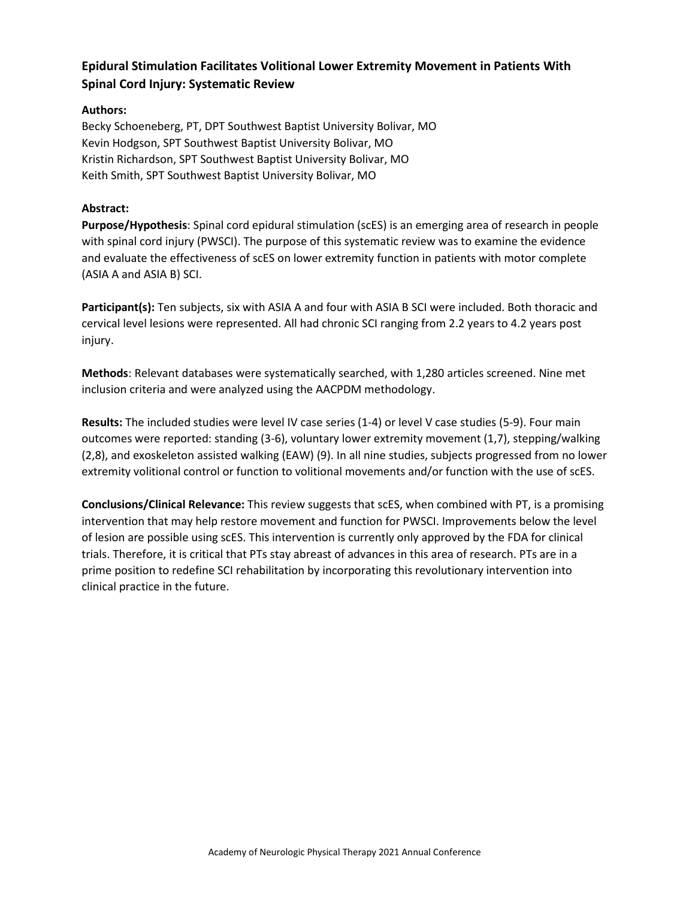## Epidural Stimulation Facilitates Volitional Lower Extremity Movement in Patients With Spinal Cord Injury: Systematic Review

**Authors:**

Becky Schoeneberg, PT, DPT Southwest Baptist University Bolivar, MO
Kevin Hodgson, SPT Southwest Baptist University Bolivar, MO
Kristin Richardson, SPT Southwest Baptist University Bolivar, MO
Keith Smith, SPT Southwest Baptist University Bolivar, MO

**Abstract:**

**Purpose/Hypothesis**: Spinal cord epidural stimulation (scES) is an emerging area of research in people with spinal cord injury (PWSCI). The purpose of this systematic review was to examine the evidence and evaluate the effectiveness of scES on lower extremity function in patients with motor complete (ASIA A and ASIA B) SCI.

**Participant(s):** Ten subjects, six with ASIA A and four with ASIA B SCI were included. Both thoracic and cervical level lesions were represented. All had chronic SCI ranging from 2.2 years to 4.2 years post injury.

**Methods**: Relevant databases were systematically searched, with 1,280 articles screened. Nine met inclusion criteria and were analyzed using the AACPDM methodology.

**Results:** The included studies were level IV case series (1-4) or level V case studies (5-9). Four main outcomes were reported: standing (3-6), voluntary lower extremity movement (1,7), stepping/walking (2,8), and exoskeleton assisted walking (EAW) (9). In all nine studies, subjects progressed from no lower extremity volitional control or function to volitional movements and/or function with the use of scES.

**Conclusions/Clinical Relevance:** This review suggests that scES, when combined with PT, is a promising intervention that may help restore movement and function for PWSCI. Improvements below the level of lesion are possible using scES. This intervention is currently only approved by the FDA for clinical trials. Therefore, it is critical that PTs stay abreast of advances in this area of research. PTs are in a prime position to redefine SCI rehabilitation by incorporating this revolutionary intervention into clinical practice in the future.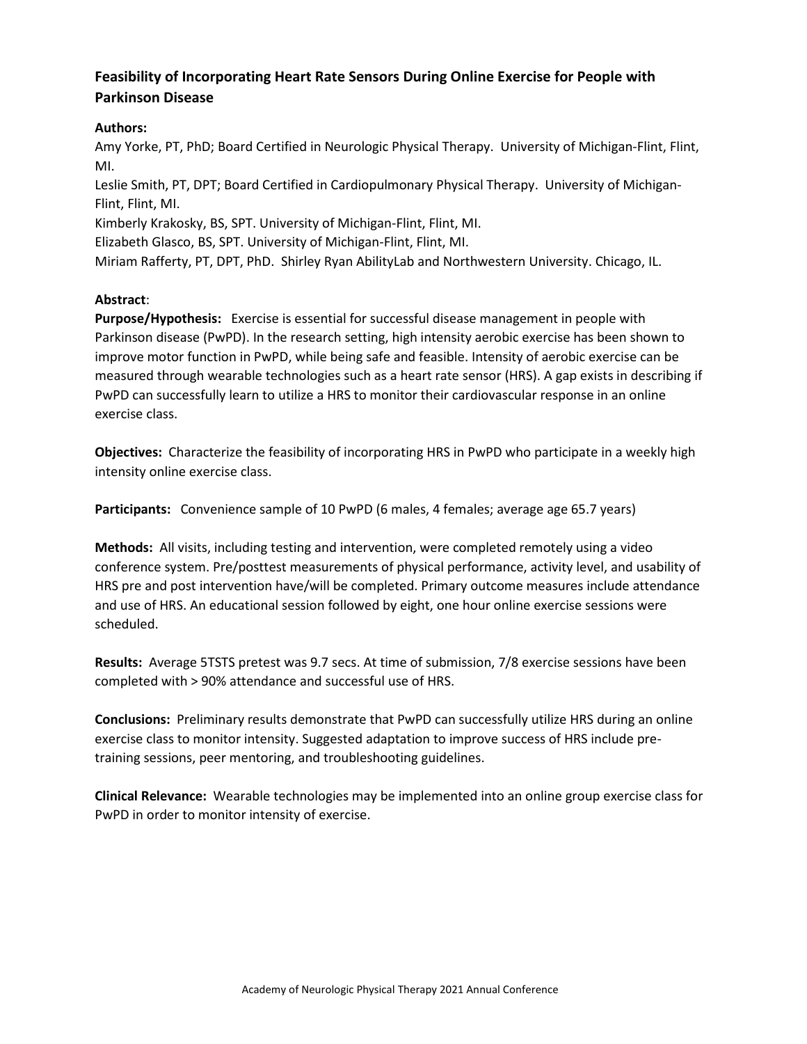## Feasibility of Incorporating Heart Rate Sensors During Online Exercise for People with Parkinson Disease

**Authors:**

Amy Yorke, PT, PhD; Board Certified in Neurologic Physical Therapy. University of Michigan-Flint, Flint, MI.

Leslie Smith, PT, DPT; Board Certified in Cardiopulmonary Physical Therapy. University of Michigan-Flint, Flint, MI.

Kimberly Krakosky, BS, SPT. University of Michigan-Flint, Flint, MI.

Elizabeth Glasco, BS, SPT. University of Michigan-Flint, Flint, MI.

Miriam Rafferty, PT, DPT, PhD. Shirley Ryan AbilityLab and Northwestern University. Chicago, IL.

**Abstract**:

**Purpose/Hypothesis:** Exercise is essential for successful disease management in people with Parkinson disease (PwPD). In the research setting, high intensity aerobic exercise has been shown to improve motor function in PwPD, while being safe and feasible. Intensity of aerobic exercise can be measured through wearable technologies such as a heart rate sensor (HRS). A gap exists in describing if PwPD can successfully learn to utilize a HRS to monitor their cardiovascular response in an online exercise class.

**Objectives:** Characterize the feasibility of incorporating HRS in PwPD who participate in a weekly high intensity online exercise class.

**Participants:** Convenience sample of 10 PwPD (6 males, 4 females; average age 65.7 years)

**Methods:** All visits, including testing and intervention, were completed remotely using a video conference system. Pre/posttest measurements of physical performance, activity level, and usability of HRS pre and post intervention have/will be completed. Primary outcome measures include attendance and use of HRS. An educational session followed by eight, one hour online exercise sessions were scheduled.

**Results:** Average 5TSTS pretest was 9.7 secs. At time of submission, 7/8 exercise sessions have been completed with > 90% attendance and successful use of HRS.

**Conclusions:** Preliminary results demonstrate that PwPD can successfully utilize HRS during an online exercise class to monitor intensity. Suggested adaptation to improve success of HRS include pre-training sessions, peer mentoring, and troubleshooting guidelines.

**Clinical Relevance:** Wearable technologies may be implemented into an online group exercise class for PwPD in order to monitor intensity of exercise.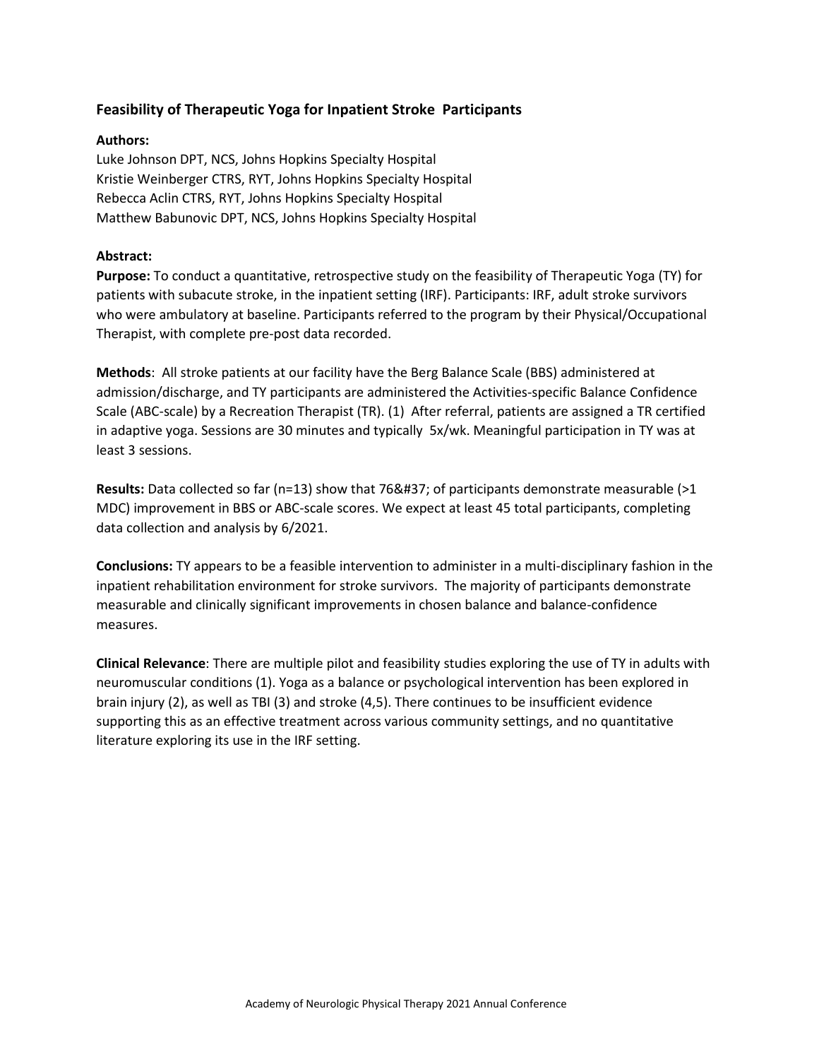### Feasibility of Therapeutic Yoga for Inpatient Stroke Participants

**Authors:**
Luke Johnson DPT, NCS, Johns Hopkins Specialty Hospital
Kristie Weinberger CTRS, RYT, Johns Hopkins Specialty Hospital
Rebecca Aclin CTRS, RYT, Johns Hopkins Specialty Hospital
Matthew Babunovic DPT, NCS, Johns Hopkins Specialty Hospital

**Abstract:**

**Purpose:** To conduct a quantitative, retrospective study on the feasibility of Therapeutic Yoga (TY) for patients with subacute stroke, in the inpatient setting (IRF). Participants: IRF, adult stroke survivors who were ambulatory at baseline. Participants referred to the program by their Physical/Occupational Therapist, with complete pre-post data recorded.

**Methods**: All stroke patients at our facility have the Berg Balance Scale (BBS) administered at admission/discharge, and TY participants are administered the Activities-specific Balance Confidence Scale (ABC-scale) by a Recreation Therapist (TR). (1) After referral, patients are assigned a TR certified in adaptive yoga. Sessions are 30 minutes and typically 5x/wk. Meaningful participation in TY was at least 3 sessions.

**Results:** Data collected so far (n=13) show that 76&#37; of participants demonstrate measurable (>1 MDC) improvement in BBS or ABC-scale scores. We expect at least 45 total participants, completing data collection and analysis by 6/2021.

**Conclusions:** TY appears to be a feasible intervention to administer in a multi-disciplinary fashion in the inpatient rehabilitation environment for stroke survivors. The majority of participants demonstrate measurable and clinically significant improvements in chosen balance and balance-confidence measures.

**Clinical Relevance**: There are multiple pilot and feasibility studies exploring the use of TY in adults with neuromuscular conditions (1). Yoga as a balance or psychological intervention has been explored in brain injury (2), as well as TBI (3) and stroke (4,5). There continues to be insufficient evidence supporting this as an effective treatment across various community settings, and no quantitative literature exploring its use in the IRF setting.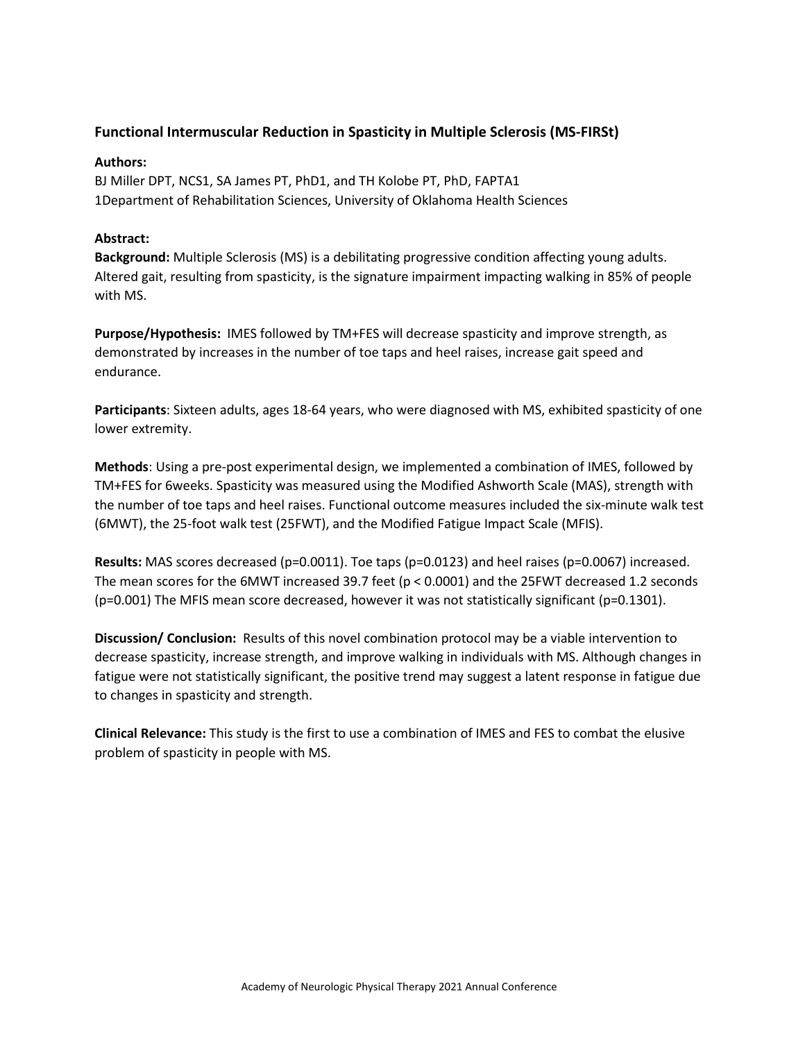### Functional Intermuscular Reduction in Spasticity in Multiple Sclerosis (MS-FIRSt)

**Authors:**

BJ Miller DPT, NCS[1], SA James PT, PhD[1], and TH Kolobe PT, PhD, FAPTA[1]

[1]Department of Rehabilitation Sciences, University of Oklahoma Health Sciences

**Abstract:**

**Background:** Multiple Sclerosis (MS) is a debilitating progressive condition affecting young adults. Altered gait, resulting from spasticity, is the signature impairment impacting walking in 85% of people with MS.

**Purpose/Hypothesis:** IMES followed by TM+FES will decrease spasticity and improve strength, as demonstrated by increases in the number of toe taps and heel raises, increase gait speed and endurance.

**Participants**: Sixteen adults, ages 18-64 years, who were diagnosed with MS, exhibited spasticity of one lower extremity.

**Methods**: Using a pre-post experimental design, we implemented a combination of IMES, followed by TM+FES for 6weeks. Spasticity was measured using the Modified Ashworth Scale (MAS), strength with the number of toe taps and heel raises. Functional outcome measures included the six-minute walk test (6MWT), the 25-foot walk test (25FWT), and the Modified Fatigue Impact Scale (MFIS).

**Results:** MAS scores decreased ($p=0.0011$). Toe taps ($p=0.0123$) and heel raises ($p=0.0067$) increased. The mean scores for the 6MWT increased 39.7 feet ($p < 0.0001$) and the 25FWT decreased 1.2 seconds ($p=0.001$) The MFIS mean score decreased, however it was not statistically significant ($p=0.1301$).

**Discussion/ Conclusion:** Results of this novel combination protocol may be a viable intervention to decrease spasticity, increase strength, and improve walking in individuals with MS. Although changes in fatigue were not statistically significant, the positive trend may suggest a latent response in fatigue due to changes in spasticity and strength.

**Clinical Relevance:** This study is the first to use a combination of IMES and FES to combat the elusive problem of spasticity in people with MS.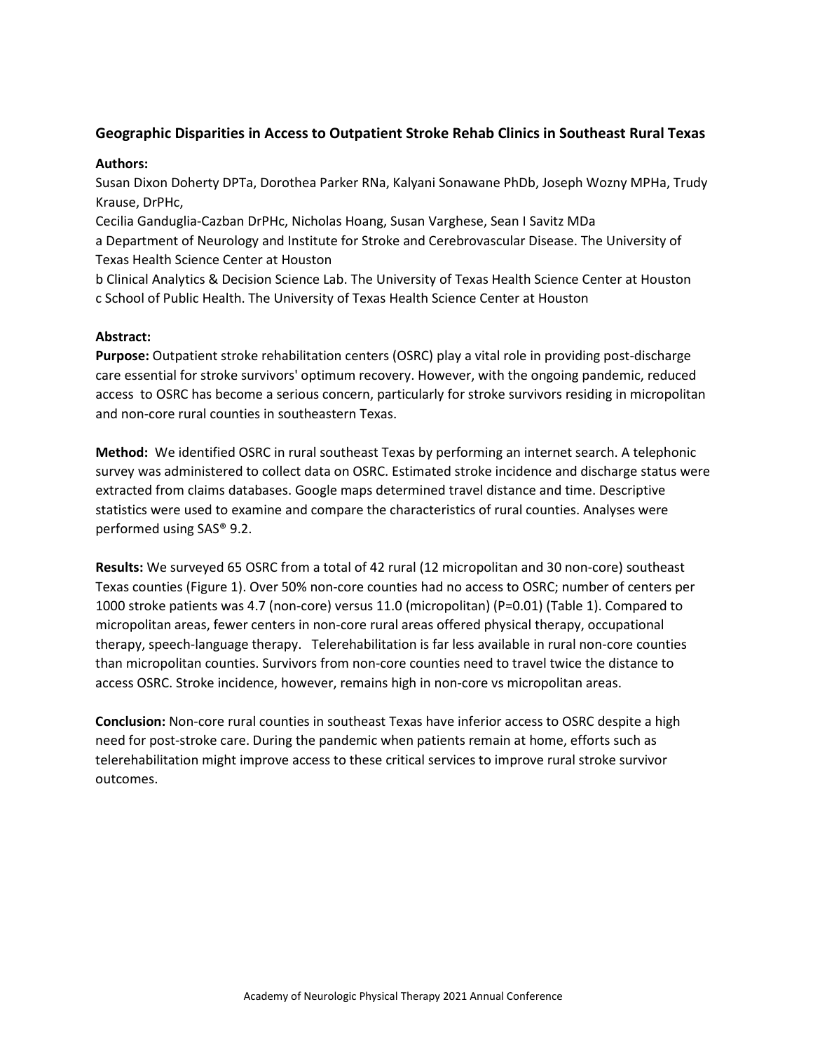### Geographic Disparities in Access to Outpatient Stroke Rehab Clinics in Southeast Rural Texas

**Authors:**

Susan Dixon Doherty DPT[a], Dorothea Parker RN[a], Kalyani Sonawane PhD[b], Joseph Wozny MPH[a], Trudy Krause, DrPH[c],

Cecilia Ganduglia-Cazban DrPH[c], Nicholas Hoang, Susan Varghese, Sean I Savitz MD[a]

a Department of Neurology and Institute for Stroke and Cerebrovascular Disease. The University of Texas Health Science Center at Houston

b Clinical Analytics & Decision Science Lab. The University of Texas Health Science Center at Houston

c School of Public Health. The University of Texas Health Science Center at Houston

**Abstract:**

**Purpose:** Outpatient stroke rehabilitation centers (OSRC) play a vital role in providing post-discharge care essential for stroke survivors' optimum recovery. However, with the ongoing pandemic, reduced access to OSRC has become a serious concern, particularly for stroke survivors residing in micropolitan and non-core rural counties in southeastern Texas.

**Method:** We identified OSRC in rural southeast Texas by performing an internet search. A telephonic survey was administered to collect data on OSRC. Estimated stroke incidence and discharge status were extracted from claims databases. Google maps determined travel distance and time. Descriptive statistics were used to examine and compare the characteristics of rural counties. Analyses were performed using SAS® 9.2.

**Results:** We surveyed 65 OSRC from a total of 42 rural (12 micropolitan and 30 non-core) southeast Texas counties (Figure 1). Over 50% non-core counties had no access to OSRC; number of centers per 1000 stroke patients was 4.7 (non-core) versus 11.0 (micropolitan) (P=0.01) (Table 1). Compared to micropolitan areas, fewer centers in non-core rural areas offered physical therapy, occupational therapy, speech-language therapy. Telerehabilitation is far less available in rural non-core counties than micropolitan counties. Survivors from non-core counties need to travel twice the distance to access OSRC. Stroke incidence, however, remains high in non-core vs micropolitan areas.

**Conclusion:** Non-core rural counties in southeast Texas have inferior access to OSRC despite a high need for post-stroke care. During the pandemic when patients remain at home, efforts such as telerehabilitation might improve access to these critical services to improve rural stroke survivor outcomes.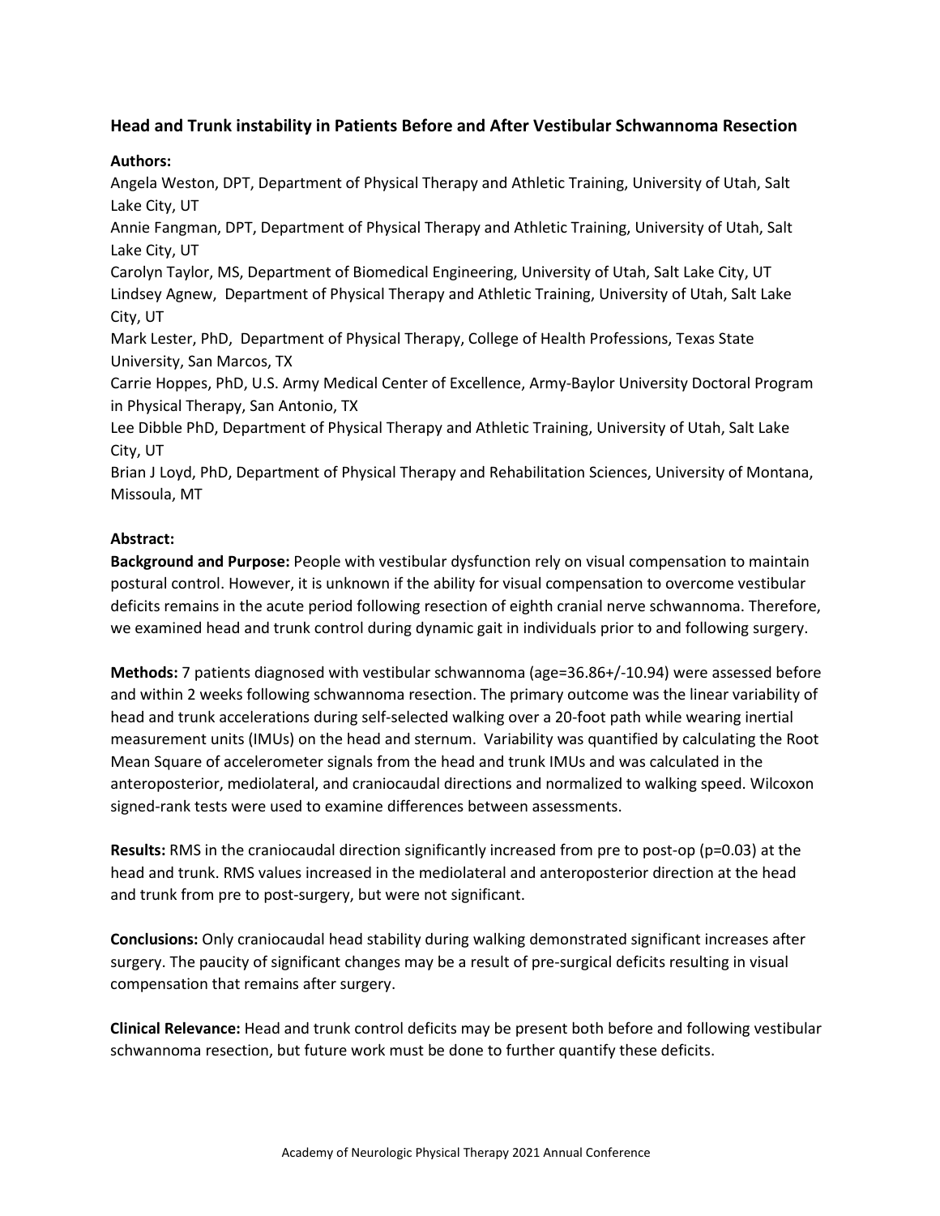## Head and Trunk instability in Patients Before and After Vestibular Schwannoma Resection

**Authors:**

Angela Weston, DPT, Department of Physical Therapy and Athletic Training, University of Utah, Salt Lake City, UT

Annie Fangman, DPT, Department of Physical Therapy and Athletic Training, University of Utah, Salt Lake City, UT

Carolyn Taylor, MS, Department of Biomedical Engineering, University of Utah, Salt Lake City, UT

Lindsey Agnew, Department of Physical Therapy and Athletic Training, University of Utah, Salt Lake City, UT

Mark Lester, PhD, Department of Physical Therapy, College of Health Professions, Texas State University, San Marcos, TX

Carrie Hoppes, PhD, U.S. Army Medical Center of Excellence, Army-Baylor University Doctoral Program in Physical Therapy, San Antonio, TX

Lee Dibble PhD, Department of Physical Therapy and Athletic Training, University of Utah, Salt Lake City, UT

Brian J Loyd, PhD, Department of Physical Therapy and Rehabilitation Sciences, University of Montana, Missoula, MT

**Abstract:**

**Background and Purpose:** People with vestibular dysfunction rely on visual compensation to maintain postural control. However, it is unknown if the ability for visual compensation to overcome vestibular deficits remains in the acute period following resection of eighth cranial nerve schwannoma. Therefore, we examined head and trunk control during dynamic gait in individuals prior to and following surgery.

**Methods:** 7 patients diagnosed with vestibular schwannoma (age=36.86+/-10.94) were assessed before and within 2 weeks following schwannoma resection. The primary outcome was the linear variability of head and trunk accelerations during self-selected walking over a 20-foot path while wearing inertial measurement units (IMUs) on the head and sternum. Variability was quantified by calculating the Root Mean Square of accelerometer signals from the head and trunk IMUs and was calculated in the anteroposterior, mediolateral, and craniocaudal directions and normalized to walking speed. Wilcoxon signed-rank tests were used to examine differences between assessments.

**Results:** RMS in the craniocaudal direction significantly increased from pre to post-op ($p=0.03$) at the head and trunk. RMS values increased in the mediolateral and anteroposterior direction at the head and trunk from pre to post-surgery, but were not significant.

**Conclusions:** Only craniocaudal head stability during walking demonstrated significant increases after surgery. The paucity of significant changes may be a result of pre-surgical deficits resulting in visual compensation that remains after surgery.

**Clinical Relevance:** Head and trunk control deficits may be present both before and following vestibular schwannoma resection, but future work must be done to further quantify these deficits.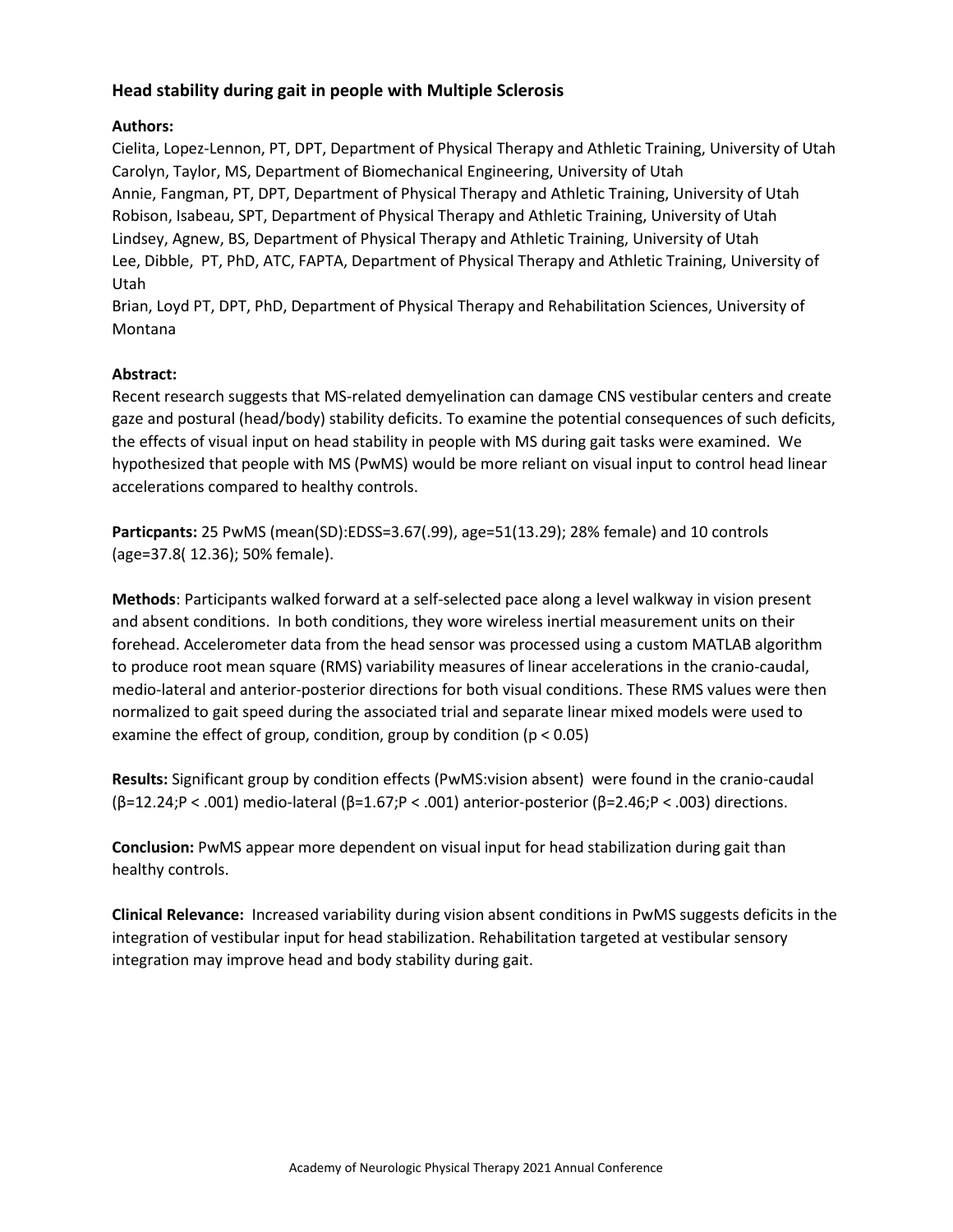### Head stability during gait in people with Multiple Sclerosis

**Authors:**

Cielita, Lopez-Lennon, PT, DPT, Department of Physical Therapy and Athletic Training, University of Utah
Carolyn, Taylor, MS, Department of Biomechanical Engineering, University of Utah
Annie, Fangman, PT, DPT, Department of Physical Therapy and Athletic Training, University of Utah
Robison, Isabeau, SPT, Department of Physical Therapy and Athletic Training, University of Utah
Lindsey, Agnew, BS, Department of Physical Therapy and Athletic Training, University of Utah
Lee, Dibble, PT, PhD, ATC, FAPTA, Department of Physical Therapy and Athletic Training, University of Utah
Brian, Loyd PT, DPT, PhD, Department of Physical Therapy and Rehabilitation Sciences, University of Montana

**Abstract:**

Recent research suggests that MS-related demyelination can damage CNS vestibular centers and create gaze and postural (head/body) stability deficits. To examine the potential consequences of such deficits, the effects of visual input on head stability in people with MS during gait tasks were examined. We hypothesized that people with MS (PwMS) would be more reliant on visual input to control head linear accelerations compared to healthy controls.

**Particpants:** 25 PwMS (mean(SD):EDSS=3.67(.99), age=51(13.29); 28% female) and 10 controls (age=37.8( 12.36); 50% female).

**Methods**: Participants walked forward at a self-selected pace along a level walkway in vision present and absent conditions. In both conditions, they wore wireless inertial measurement units on their forehead. Accelerometer data from the head sensor was processed using a custom MATLAB algorithm to produce root mean square (RMS) variability measures of linear accelerations in the cranio-caudal, medio-lateral and anterior-posterior directions for both visual conditions. These RMS values were then normalized to gait speed during the associated trial and separate linear mixed models were used to examine the effect of group, condition, group by condition ($p < 0.05$)

**Results:** Significant group by condition effects (PwMS:vision absent) were found in the cranio-caudal ($\beta=12.24$;$P < .001$) medio-lateral ($\beta=1.67$;$P < .001$) anterior-posterior ($\beta=2.46$;$P < .003$) directions.

**Conclusion:** PwMS appear more dependent on visual input for head stabilization during gait than healthy controls.

**Clinical Relevance:** Increased variability during vision absent conditions in PwMS suggests deficits in the integration of vestibular input for head stabilization. Rehabilitation targeted at vestibular sensory integration may improve head and body stability during gait.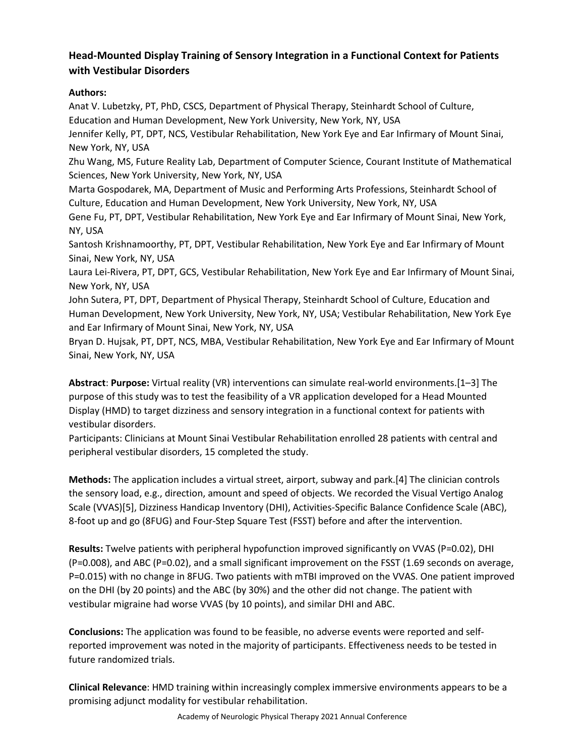## Head-Mounted Display Training of Sensory Integration in a Functional Context for Patients with Vestibular Disorders

**Authors:**

Anat V. Lubetzky, PT, PhD, CSCS, Department of Physical Therapy, Steinhardt School of Culture, Education and Human Development, New York University, New York, NY, USA

Jennifer Kelly, PT, DPT, NCS, Vestibular Rehabilitation, New York Eye and Ear Infirmary of Mount Sinai, New York, NY, USA

Zhu Wang, MS, Future Reality Lab, Department of Computer Science, Courant Institute of Mathematical Sciences, New York University, New York, NY, USA

Marta Gospodarek, MA, Department of Music and Performing Arts Professions, Steinhardt School of Culture, Education and Human Development, New York University, New York, NY, USA

Gene Fu, PT, DPT, Vestibular Rehabilitation, New York Eye and Ear Infirmary of Mount Sinai, New York, NY, USA

Santosh Krishnamoorthy, PT, DPT, Vestibular Rehabilitation, New York Eye and Ear Infirmary of Mount Sinai, New York, NY, USA

Laura Lei-Rivera, PT, DPT, GCS, Vestibular Rehabilitation, New York Eye and Ear Infirmary of Mount Sinai, New York, NY, USA

John Sutera, PT, DPT, Department of Physical Therapy, Steinhardt School of Culture, Education and Human Development, New York University, New York, NY, USA; Vestibular Rehabilitation, New York Eye and Ear Infirmary of Mount Sinai, New York, NY, USA

Bryan D. Hujsak, PT, DPT, NCS, MBA, Vestibular Rehabilitation, New York Eye and Ear Infirmary of Mount Sinai, New York, NY, USA

**Abstract**: **Purpose:** Virtual reality (VR) interventions can simulate real-world environments.[1–3] The purpose of this study was to test the feasibility of a VR application developed for a Head Mounted Display (HMD) to target dizziness and sensory integration in a functional context for patients with vestibular disorders.

Participants: Clinicians at Mount Sinai Vestibular Rehabilitation enrolled 28 patients with central and peripheral vestibular disorders, 15 completed the study.

**Methods:** The application includes a virtual street, airport, subway and park.[4] The clinician controls the sensory load, e.g., direction, amount and speed of objects. We recorded the Visual Vertigo Analog Scale (VVAS)[5], Dizziness Handicap Inventory (DHI), Activities-Specific Balance Confidence Scale (ABC), 8-foot up and go (8FUG) and Four-Step Square Test (FSST) before and after the intervention.

**Results:** Twelve patients with peripheral hypofunction improved significantly on VVAS (P=0.02), DHI (P=0.008), and ABC (P=0.02), and a small significant improvement on the FSST (1.69 seconds on average, P=0.015) with no change in 8FUG. Two patients with mTBI improved on the VVAS. One patient improved on the DHI (by 20 points) and the ABC (by 30%) and the other did not change. The patient with vestibular migraine had worse VVAS (by 10 points), and similar DHI and ABC.

**Conclusions:** The application was found to be feasible, no adverse events were reported and self-reported improvement was noted in the majority of participants. Effectiveness needs to be tested in future randomized trials.

**Clinical Relevance**: HMD training within increasingly complex immersive environments appears to be a promising adjunct modality for vestibular rehabilitation.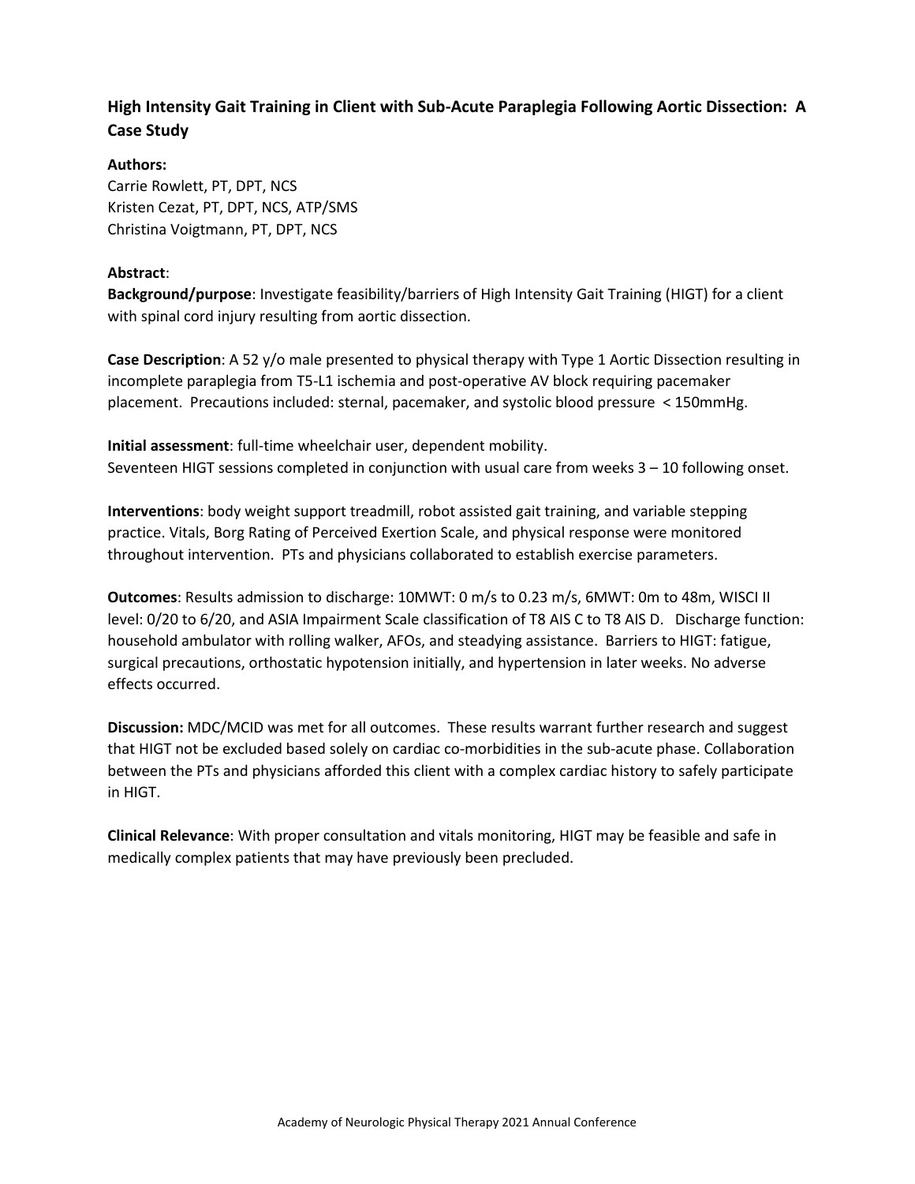### High Intensity Gait Training in Client with Sub-Acute Paraplegia Following Aortic Dissection: A Case Study

**Authors:**
Carrie Rowlett, PT, DPT, NCS
Kristen Cezat, PT, DPT, NCS, ATP/SMS
Christina Voigtmann, PT, DPT, NCS

**Abstract**:

**Background/purpose**: Investigate feasibility/barriers of High Intensity Gait Training (HIGT) for a client with spinal cord injury resulting from aortic dissection.

**Case Description**: A 52 y/o male presented to physical therapy with Type 1 Aortic Dissection resulting in incomplete paraplegia from T5-L1 ischemia and post-operative AV block requiring pacemaker placement. Precautions included: sternal, pacemaker, and systolic blood pressure < 150mmHg.

**Initial assessment**: full-time wheelchair user, dependent mobility.
Seventeen HIGT sessions completed in conjunction with usual care from weeks 3 – 10 following onset.

**Interventions**: body weight support treadmill, robot assisted gait training, and variable stepping practice. Vitals, Borg Rating of Perceived Exertion Scale, and physical response were monitored throughout intervention. PTs and physicians collaborated to establish exercise parameters.

**Outcomes**: Results admission to discharge: 10MWT: 0 m/s to 0.23 m/s, 6MWT: 0m to 48m, WISCI II level: 0/20 to 6/20, and ASIA Impairment Scale classification of T8 AIS C to T8 AIS D. Discharge function: household ambulator with rolling walker, AFOs, and steadying assistance. Barriers to HIGT: fatigue, surgical precautions, orthostatic hypotension initially, and hypertension in later weeks. No adverse effects occurred.

**Discussion:** MDC/MCID was met for all outcomes. These results warrant further research and suggest that HIGT not be excluded based solely on cardiac co-morbidities in the sub-acute phase. Collaboration between the PTs and physicians afforded this client with a complex cardiac history to safely participate in HIGT.

**Clinical Relevance**: With proper consultation and vitals monitoring, HIGT may be feasible and safe in medically complex patients that may have previously been precluded.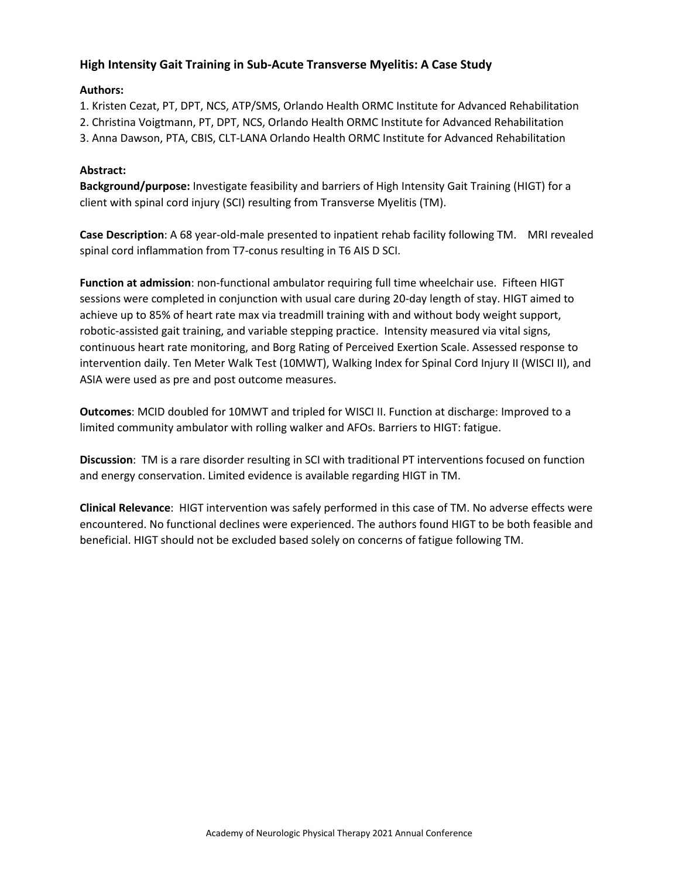### High Intensity Gait Training in Sub-Acute Transverse Myelitis: A Case Study

**Authors:**

1. Kristen Cezat, PT, DPT, NCS, ATP/SMS, Orlando Health ORMC Institute for Advanced Rehabilitation
2. Christina Voigtmann, PT, DPT, NCS, Orlando Health ORMC Institute for Advanced Rehabilitation
3. Anna Dawson, PTA, CBIS, CLT-LANA Orlando Health ORMC Institute for Advanced Rehabilitation

**Abstract:**

**Background/purpose:** Investigate feasibility and barriers of High Intensity Gait Training (HIGT) for a client with spinal cord injury (SCI) resulting from Transverse Myelitis (TM).

**Case Description**: A 68 year-old-male presented to inpatient rehab facility following TM. MRI revealed spinal cord inflammation from T7-conus resulting in T6 AIS D SCI.

**Function at admission**: non-functional ambulator requiring full time wheelchair use. Fifteen HIGT sessions were completed in conjunction with usual care during 20-day length of stay. HIGT aimed to achieve up to 85% of heart rate max via treadmill training with and without body weight support, robotic-assisted gait training, and variable stepping practice. Intensity measured via vital signs, continuous heart rate monitoring, and Borg Rating of Perceived Exertion Scale. Assessed response to intervention daily. Ten Meter Walk Test (10MWT), Walking Index for Spinal Cord Injury II (WISCI II), and ASIA were used as pre and post outcome measures.

**Outcomes**: MCID doubled for 10MWT and tripled for WISCI II. Function at discharge: Improved to a limited community ambulator with rolling walker and AFOs. Barriers to HIGT: fatigue.

**Discussion**: TM is a rare disorder resulting in SCI with traditional PT interventions focused on function and energy conservation. Limited evidence is available regarding HIGT in TM.

**Clinical Relevance**: HIGT intervention was safely performed in this case of TM. No adverse effects were encountered. No functional declines were experienced. The authors found HIGT to be both feasible and beneficial. HIGT should not be excluded based solely on concerns of fatigue following TM.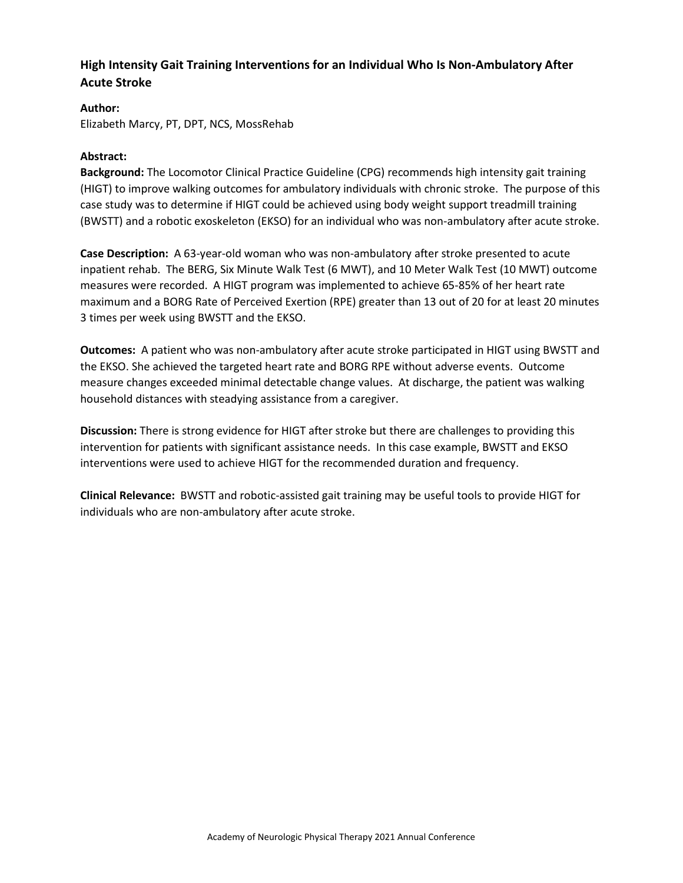### High Intensity Gait Training Interventions for an Individual Who Is Non-Ambulatory After Acute Stroke

**Author:**

Elizabeth Marcy, PT, DPT, NCS, MossRehab

**Abstract:**

**Background:** The Locomotor Clinical Practice Guideline (CPG) recommends high intensity gait training (HIGT) to improve walking outcomes for ambulatory individuals with chronic stroke. The purpose of this case study was to determine if HIGT could be achieved using body weight support treadmill training (BWSTT) and a robotic exoskeleton (EKSO) for an individual who was non-ambulatory after acute stroke.

**Case Description:** A 63-year-old woman who was non-ambulatory after stroke presented to acute inpatient rehab. The BERG, Six Minute Walk Test (6 MWT), and 10 Meter Walk Test (10 MWT) outcome measures were recorded. A HIGT program was implemented to achieve 65-85% of her heart rate maximum and a BORG Rate of Perceived Exertion (RPE) greater than 13 out of 20 for at least 20 minutes 3 times per week using BWSTT and the EKSO.

**Outcomes:** A patient who was non-ambulatory after acute stroke participated in HIGT using BWSTT and the EKSO. She achieved the targeted heart rate and BORG RPE without adverse events. Outcome measure changes exceeded minimal detectable change values. At discharge, the patient was walking household distances with steadying assistance from a caregiver.

**Discussion:** There is strong evidence for HIGT after stroke but there are challenges to providing this intervention for patients with significant assistance needs. In this case example, BWSTT and EKSO interventions were used to achieve HIGT for the recommended duration and frequency.

**Clinical Relevance:** BWSTT and robotic-assisted gait training may be useful tools to provide HIGT for individuals who are non-ambulatory after acute stroke.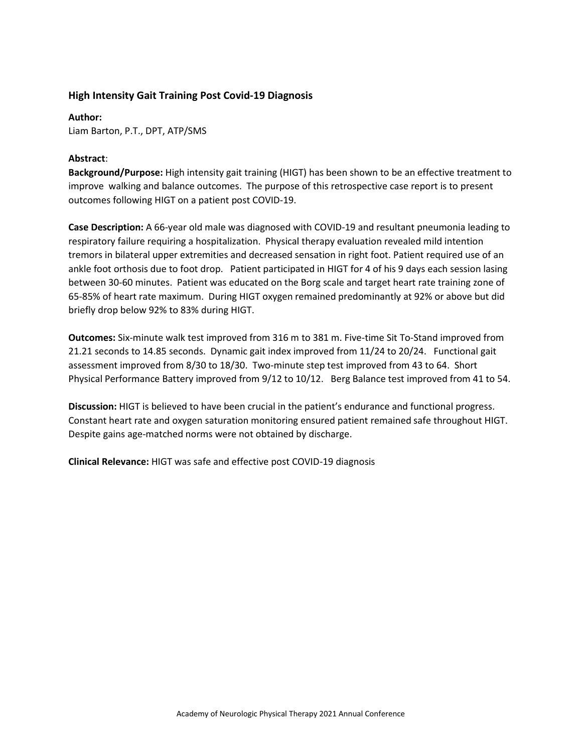### High Intensity Gait Training Post Covid-19 Diagnosis

**Author:**
Liam Barton, P.T., DPT, ATP/SMS

**Abstract**:

**Background/Purpose:** High intensity gait training (HIGT) has been shown to be an effective treatment to improve walking and balance outcomes. The purpose of this retrospective case report is to present outcomes following HIGT on a patient post COVID-19.

**Case Description:** A 66-year old male was diagnosed with COVID-19 and resultant pneumonia leading to respiratory failure requiring a hospitalization. Physical therapy evaluation revealed mild intention tremors in bilateral upper extremities and decreased sensation in right foot. Patient required use of an ankle foot orthosis due to foot drop. Patient participated in HIGT for 4 of his 9 days each session lasing between 30-60 minutes. Patient was educated on the Borg scale and target heart rate training zone of 65-85% of heart rate maximum. During HIGT oxygen remained predominantly at 92% or above but did briefly drop below 92% to 83% during HIGT.

**Outcomes:** Six-minute walk test improved from 316 m to 381 m. Five-time Sit To-Stand improved from 21.21 seconds to 14.85 seconds. Dynamic gait index improved from 11/24 to 20/24. Functional gait assessment improved from 8/30 to 18/30. Two-minute step test improved from 43 to 64. Short Physical Performance Battery improved from 9/12 to 10/12. Berg Balance test improved from 41 to 54.

**Discussion:** HIGT is believed to have been crucial in the patient's endurance and functional progress. Constant heart rate and oxygen saturation monitoring ensured patient remained safe throughout HIGT. Despite gains age-matched norms were not obtained by discharge.

**Clinical Relevance:** HIGT was safe and effective post COVID-19 diagnosis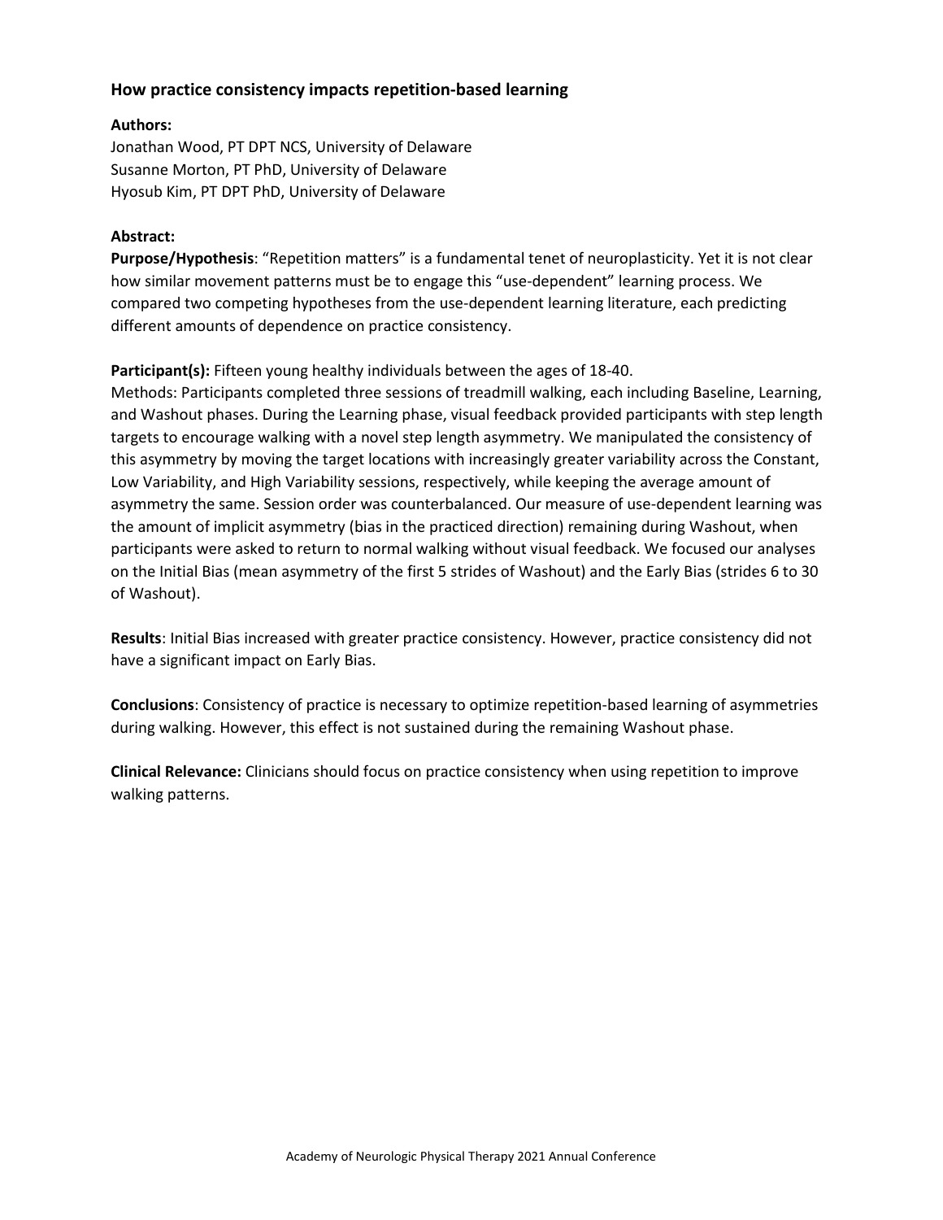## How practice consistency impacts repetition-based learning

**Authors:**

Jonathan Wood, PT DPT NCS, University of Delaware
Susanne Morton, PT PhD, University of Delaware
Hyosub Kim, PT DPT PhD, University of Delaware

**Abstract:**

**Purpose/Hypothesis**: "Repetition matters" is a fundamental tenet of neuroplasticity. Yet it is not clear how similar movement patterns must be to engage this "use-dependent" learning process. We compared two competing hypotheses from the use-dependent learning literature, each predicting different amounts of dependence on practice consistency.

**Participant(s):** Fifteen young healthy individuals between the ages of 18-40.
Methods: Participants completed three sessions of treadmill walking, each including Baseline, Learning, and Washout phases. During the Learning phase, visual feedback provided participants with step length targets to encourage walking with a novel step length asymmetry. We manipulated the consistency of this asymmetry by moving the target locations with increasingly greater variability across the Constant, Low Variability, and High Variability sessions, respectively, while keeping the average amount of asymmetry the same. Session order was counterbalanced. Our measure of use-dependent learning was the amount of implicit asymmetry (bias in the practiced direction) remaining during Washout, when participants were asked to return to normal walking without visual feedback. We focused our analyses on the Initial Bias (mean asymmetry of the first 5 strides of Washout) and the Early Bias (strides 6 to 30 of Washout).

**Results**: Initial Bias increased with greater practice consistency. However, practice consistency did not have a significant impact on Early Bias.

**Conclusions**: Consistency of practice is necessary to optimize repetition-based learning of asymmetries during walking. However, this effect is not sustained during the remaining Washout phase.

**Clinical Relevance:** Clinicians should focus on practice consistency when using repetition to improve walking patterns.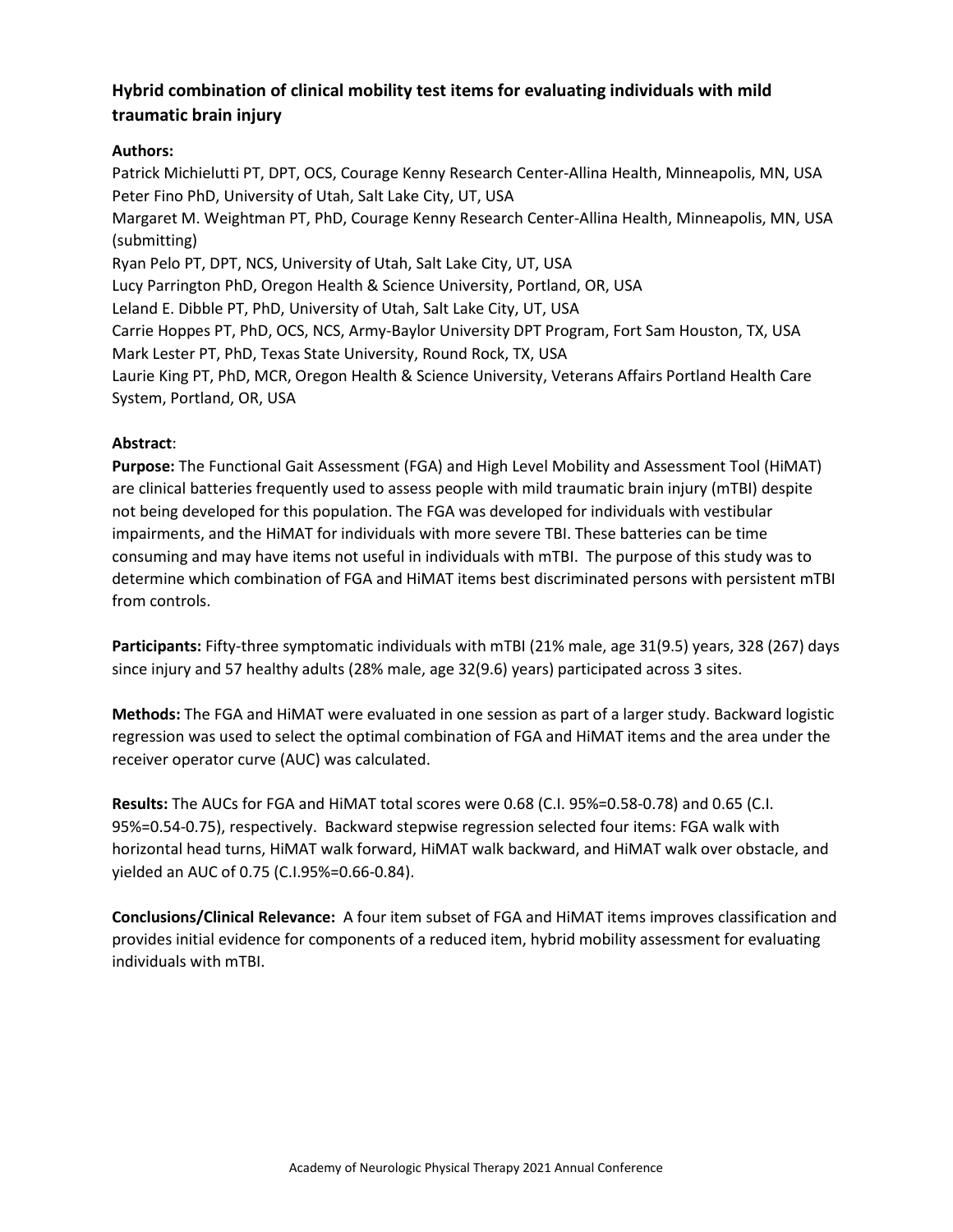## Hybrid combination of clinical mobility test items for evaluating individuals with mild traumatic brain injury

**Authors:**

Patrick Michielutti PT, DPT, OCS, Courage Kenny Research Center-Allina Health, Minneapolis, MN, USA
Peter Fino PhD, University of Utah, Salt Lake City, UT, USA
Margaret M. Weightman PT, PhD, Courage Kenny Research Center-Allina Health, Minneapolis, MN, USA (submitting)
Ryan Pelo PT, DPT, NCS, University of Utah, Salt Lake City, UT, USA
Lucy Parrington PhD, Oregon Health & Science University, Portland, OR, USA
Leland E. Dibble PT, PhD, University of Utah, Salt Lake City, UT, USA
Carrie Hoppes PT, PhD, OCS, NCS, Army-Baylor University DPT Program, Fort Sam Houston, TX, USA
Mark Lester PT, PhD, Texas State University, Round Rock, TX, USA
Laurie King PT, PhD, MCR, Oregon Health & Science University, Veterans Affairs Portland Health Care System, Portland, OR, USA

**Abstract**:

**Purpose:** The Functional Gait Assessment (FGA) and High Level Mobility and Assessment Tool (HiMAT) are clinical batteries frequently used to assess people with mild traumatic brain injury (mTBI) despite not being developed for this population. The FGA was developed for individuals with vestibular impairments, and the HiMAT for individuals with more severe TBI. These batteries can be time consuming and may have items not useful in individuals with mTBI. The purpose of this study was to determine which combination of FGA and HiMAT items best discriminated persons with persistent mTBI from controls.

**Participants:** Fifty-three symptomatic individuals with mTBI (21% male, age 31(9.5) years, 328 (267) days since injury and 57 healthy adults (28% male, age 32(9.6) years) participated across 3 sites.

**Methods:** The FGA and HiMAT were evaluated in one session as part of a larger study. Backward logistic regression was used to select the optimal combination of FGA and HiMAT items and the area under the receiver operator curve (AUC) was calculated.

**Results:** The AUCs for FGA and HiMAT total scores were 0.68 (C.I. 95%=0.58-0.78) and 0.65 (C.I. 95%=0.54-0.75), respectively. Backward stepwise regression selected four items: FGA walk with horizontal head turns, HiMAT walk forward, HiMAT walk backward, and HiMAT walk over obstacle, and yielded an AUC of 0.75 (C.I.95%=0.66-0.84).

**Conclusions/Clinical Relevance:** A four item subset of FGA and HiMAT items improves classification and provides initial evidence for components of a reduced item, hybrid mobility assessment for evaluating individuals with mTBI.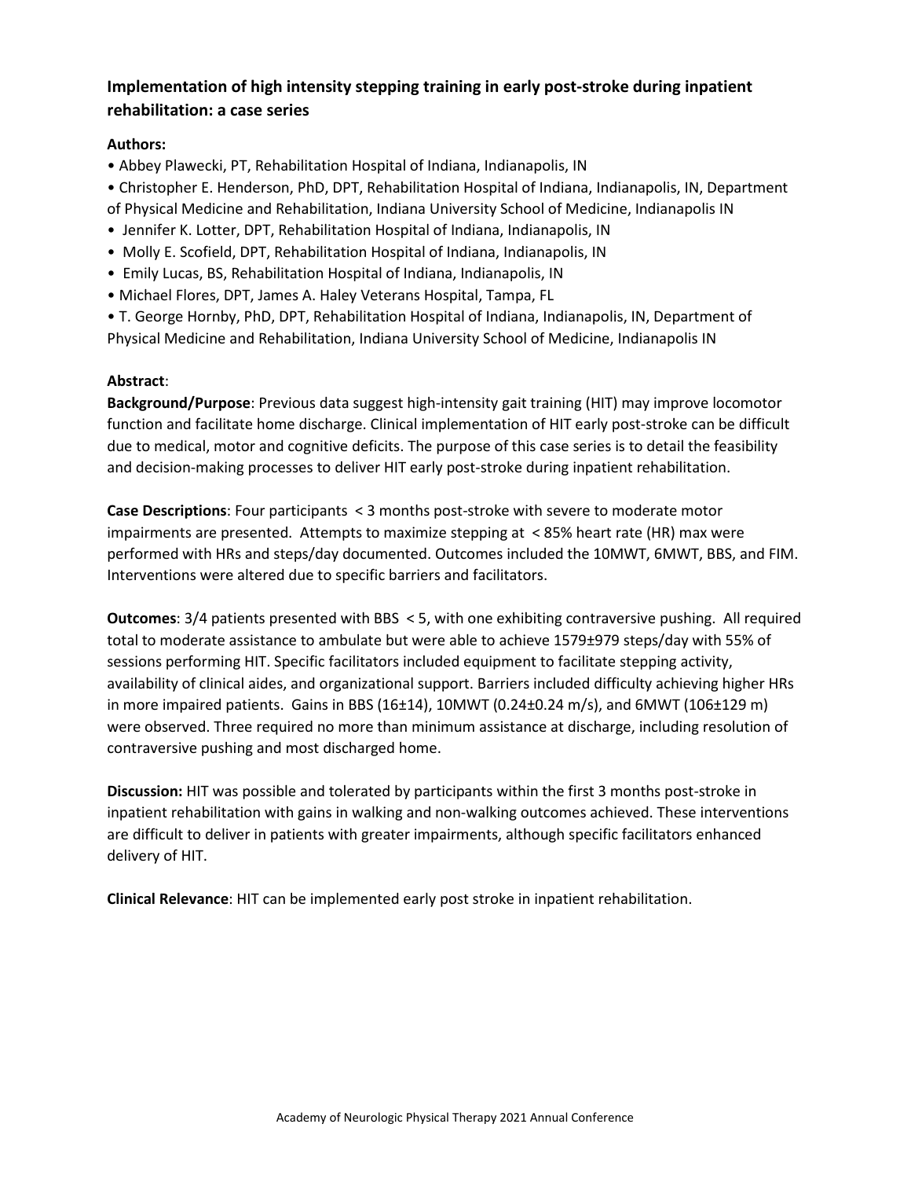## Implementation of high intensity stepping training in early post-stroke during inpatient rehabilitation: a case series

**Authors:**

- Abbey Plawecki, PT, Rehabilitation Hospital of Indiana, Indianapolis, IN
- Christopher E. Henderson, PhD, DPT, Rehabilitation Hospital of Indiana, Indianapolis, IN, Department of Physical Medicine and Rehabilitation, Indiana University School of Medicine, Indianapolis IN
- Jennifer K. Lotter, DPT, Rehabilitation Hospital of Indiana, Indianapolis, IN
- Molly E. Scofield, DPT, Rehabilitation Hospital of Indiana, Indianapolis, IN
- Emily Lucas, BS, Rehabilitation Hospital of Indiana, Indianapolis, IN
- Michael Flores, DPT, James A. Haley Veterans Hospital, Tampa, FL
- T. George Hornby, PhD, DPT, Rehabilitation Hospital of Indiana, Indianapolis, IN, Department of Physical Medicine and Rehabilitation, Indiana University School of Medicine, Indianapolis IN

**Abstract**:

**Background/Purpose**: Previous data suggest high-intensity gait training (HIT) may improve locomotor function and facilitate home discharge. Clinical implementation of HIT early post-stroke can be difficult due to medical, motor and cognitive deficits. The purpose of this case series is to detail the feasibility and decision-making processes to deliver HIT early post-stroke during inpatient rehabilitation.

**Case Descriptions**: Four participants < 3 months post-stroke with severe to moderate motor impairments are presented. Attempts to maximize stepping at < 85% heart rate (HR) max were performed with HRs and steps/day documented. Outcomes included the 10MWT, 6MWT, BBS, and FIM. Interventions were altered due to specific barriers and facilitators.

**Outcomes**: 3/4 patients presented with BBS < 5, with one exhibiting contraversive pushing. All required total to moderate assistance to ambulate but were able to achieve 1579±979 steps/day with 55% of sessions performing HIT. Specific facilitators included equipment to facilitate stepping activity, availability of clinical aides, and organizational support. Barriers included difficulty achieving higher HRs in more impaired patients. Gains in BBS (16±14), 10MWT (0.24±0.24 m/s), and 6MWT (106±129 m) were observed. Three required no more than minimum assistance at discharge, including resolution of contraversive pushing and most discharged home.

**Discussion:** HIT was possible and tolerated by participants within the first 3 months post-stroke in inpatient rehabilitation with gains in walking and non-walking outcomes achieved. These interventions are difficult to deliver in patients with greater impairments, although specific facilitators enhanced delivery of HIT.

**Clinical Relevance**: HIT can be implemented early post stroke in inpatient rehabilitation.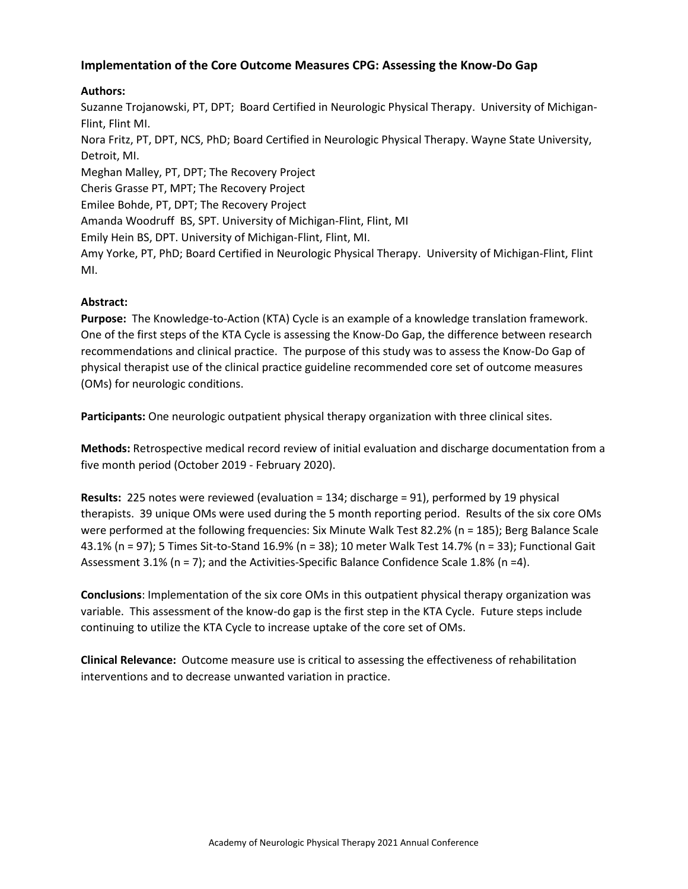## Implementation of the Core Outcome Measures CPG: Assessing the Know-Do Gap

**Authors:**

Suzanne Trojanowski, PT, DPT; Board Certified in Neurologic Physical Therapy. University of Michigan-Flint, Flint MI.

Nora Fritz, PT, DPT, NCS, PhD; Board Certified in Neurologic Physical Therapy. Wayne State University, Detroit, MI.

Meghan Malley, PT, DPT; The Recovery Project

Cheris Grasse PT, MPT; The Recovery Project

Emilee Bohde, PT, DPT; The Recovery Project

Amanda Woodruff BS, SPT. University of Michigan-Flint, Flint, MI

Emily Hein BS, DPT. University of Michigan-Flint, Flint, MI.

Amy Yorke, PT, PhD; Board Certified in Neurologic Physical Therapy. University of Michigan-Flint, Flint MI.

**Abstract:**

**Purpose:** The Knowledge-to-Action (KTA) Cycle is an example of a knowledge translation framework. One of the first steps of the KTA Cycle is assessing the Know-Do Gap, the difference between research recommendations and clinical practice. The purpose of this study was to assess the Know-Do Gap of physical therapist use of the clinical practice guideline recommended core set of outcome measures (OMs) for neurologic conditions.

**Participants:** One neurologic outpatient physical therapy organization with three clinical sites.

**Methods:** Retrospective medical record review of initial evaluation and discharge documentation from a five month period (October 2019 - February 2020).

**Results:** 225 notes were reviewed (evaluation = 134; discharge = 91), performed by 19 physical therapists. 39 unique OMs were used during the 5 month reporting period. Results of the six core OMs were performed at the following frequencies: Six Minute Walk Test 82.2% (n = 185); Berg Balance Scale 43.1% (n = 97); 5 Times Sit-to-Stand 16.9% (n = 38); 10 meter Walk Test 14.7% (n = 33); Functional Gait Assessment 3.1% (n = 7); and the Activities-Specific Balance Confidence Scale 1.8% (n =4).

**Conclusions**: Implementation of the six core OMs in this outpatient physical therapy organization was variable. This assessment of the know-do gap is the first step in the KTA Cycle. Future steps include continuing to utilize the KTA Cycle to increase uptake of the core set of OMs.

**Clinical Relevance:** Outcome measure use is critical to assessing the effectiveness of rehabilitation interventions and to decrease unwanted variation in practice.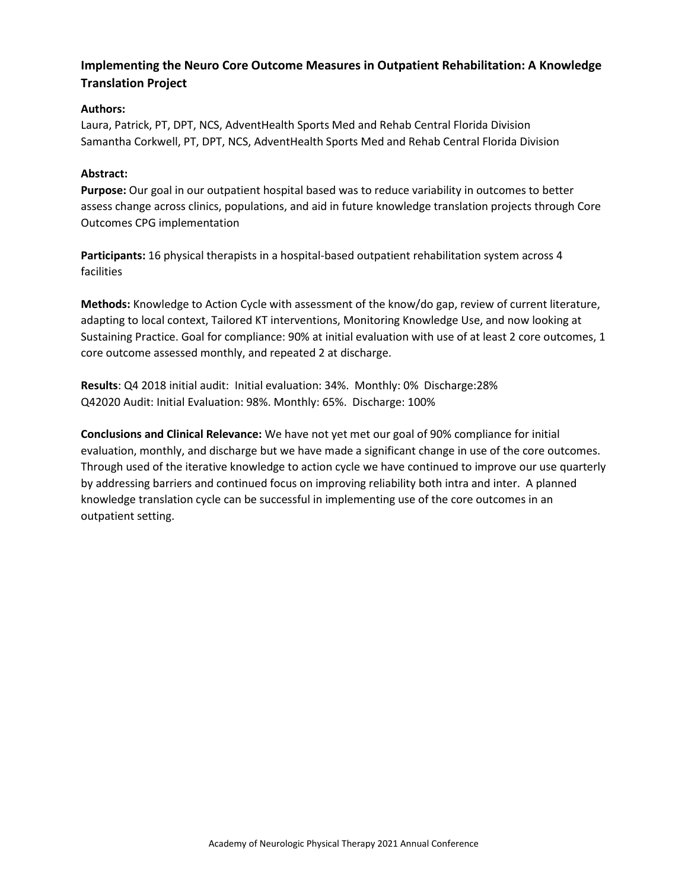## Implementing the Neuro Core Outcome Measures in Outpatient Rehabilitation: A Knowledge Translation Project

**Authors:**

Laura, Patrick, PT, DPT, NCS, AdventHealth Sports Med and Rehab Central Florida Division
Samantha Corkwell, PT, DPT, NCS, AdventHealth Sports Med and Rehab Central Florida Division

**Abstract:**

**Purpose:** Our goal in our outpatient hospital based was to reduce variability in outcomes to better assess change across clinics, populations, and aid in future knowledge translation projects through Core Outcomes CPG implementation

**Participants:** 16 physical therapists in a hospital-based outpatient rehabilitation system across 4 facilities

**Methods:** Knowledge to Action Cycle with assessment of the know/do gap, review of current literature, adapting to local context, Tailored KT interventions, Monitoring Knowledge Use, and now looking at Sustaining Practice. Goal for compliance: 90% at initial evaluation with use of at least 2 core outcomes, 1 core outcome assessed monthly, and repeated 2 at discharge.

**Results**: Q4 2018 initial audit: Initial evaluation: 34%. Monthly: 0% Discharge:28%
Q42020 Audit: Initial Evaluation: 98%. Monthly: 65%. Discharge: 100%

**Conclusions and Clinical Relevance:** We have not yet met our goal of 90% compliance for initial evaluation, monthly, and discharge but we have made a significant change in use of the core outcomes. Through used of the iterative knowledge to action cycle we have continued to improve our use quarterly by addressing barriers and continued focus on improving reliability both intra and inter. A planned knowledge translation cycle can be successful in implementing use of the core outcomes in an outpatient setting.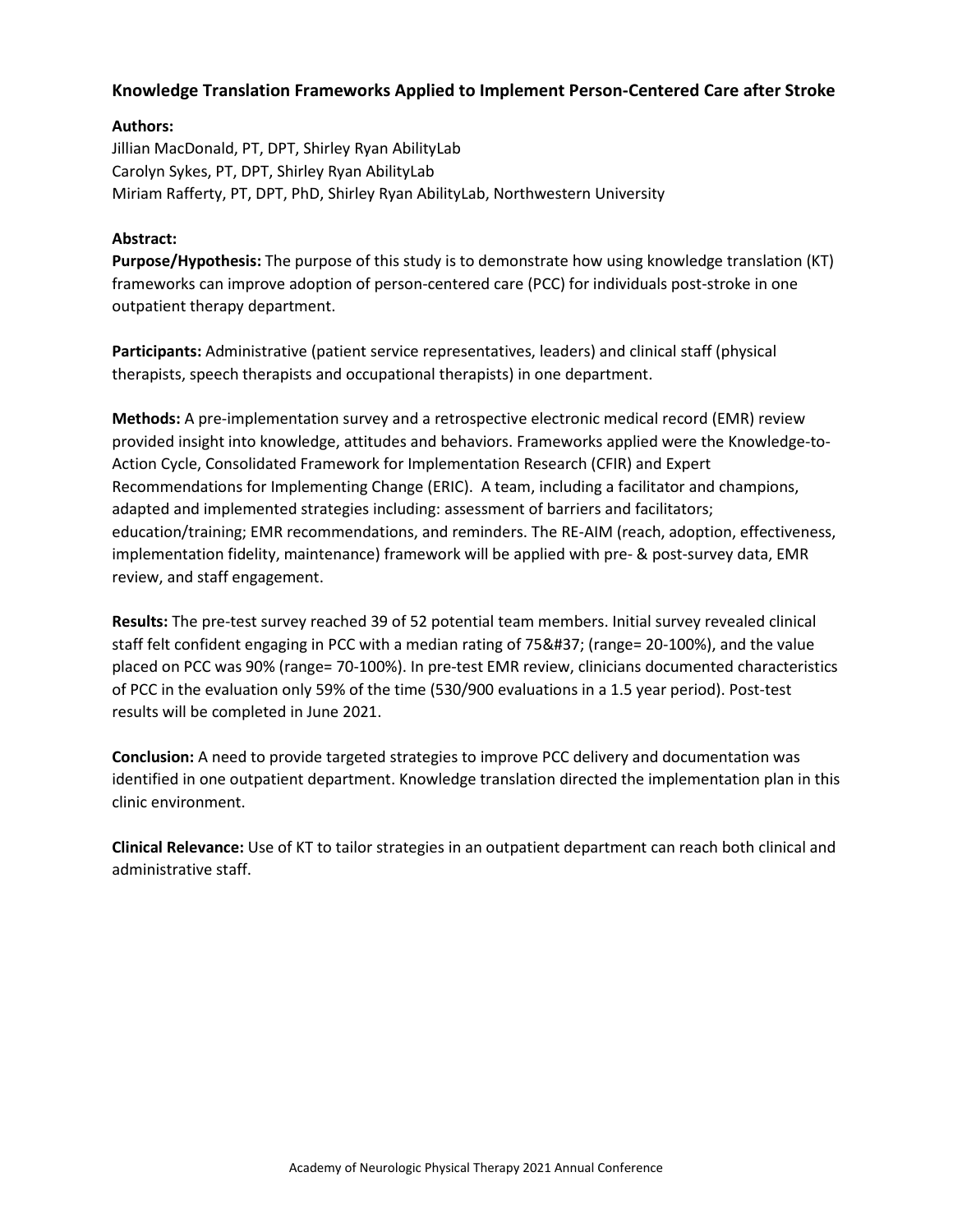## Knowledge Translation Frameworks Applied to Implement Person-Centered Care after Stroke

**Authors:**

Jillian MacDonald, PT, DPT, Shirley Ryan AbilityLab
Carolyn Sykes, PT, DPT, Shirley Ryan AbilityLab
Miriam Rafferty, PT, DPT, PhD, Shirley Ryan AbilityLab, Northwestern University

**Abstract:**

**Purpose/Hypothesis:** The purpose of this study is to demonstrate how using knowledge translation (KT) frameworks can improve adoption of person-centered care (PCC) for individuals post-stroke in one outpatient therapy department.

**Participants:** Administrative (patient service representatives, leaders) and clinical staff (physical therapists, speech therapists and occupational therapists) in one department.

**Methods:** A pre-implementation survey and a retrospective electronic medical record (EMR) review provided insight into knowledge, attitudes and behaviors. Frameworks applied were the Knowledge-to-Action Cycle, Consolidated Framework for Implementation Research (CFIR) and Expert Recommendations for Implementing Change (ERIC). A team, including a facilitator and champions, adapted and implemented strategies including: assessment of barriers and facilitators; education/training; EMR recommendations, and reminders. The RE-AIM (reach, adoption, effectiveness, implementation fidelity, maintenance) framework will be applied with pre- & post-survey data, EMR review, and staff engagement.

**Results:** The pre-test survey reached 39 of 52 potential team members. Initial survey revealed clinical staff felt confident engaging in PCC with a median rating of 75&#37; (range= 20-100%), and the value placed on PCC was 90% (range= 70-100%). In pre-test EMR review, clinicians documented characteristics of PCC in the evaluation only 59% of the time (530/900 evaluations in a 1.5 year period). Post-test results will be completed in June 2021.

**Conclusion:** A need to provide targeted strategies to improve PCC delivery and documentation was identified in one outpatient department. Knowledge translation directed the implementation plan in this clinic environment.

**Clinical Relevance:** Use of KT to tailor strategies in an outpatient department can reach both clinical and administrative staff.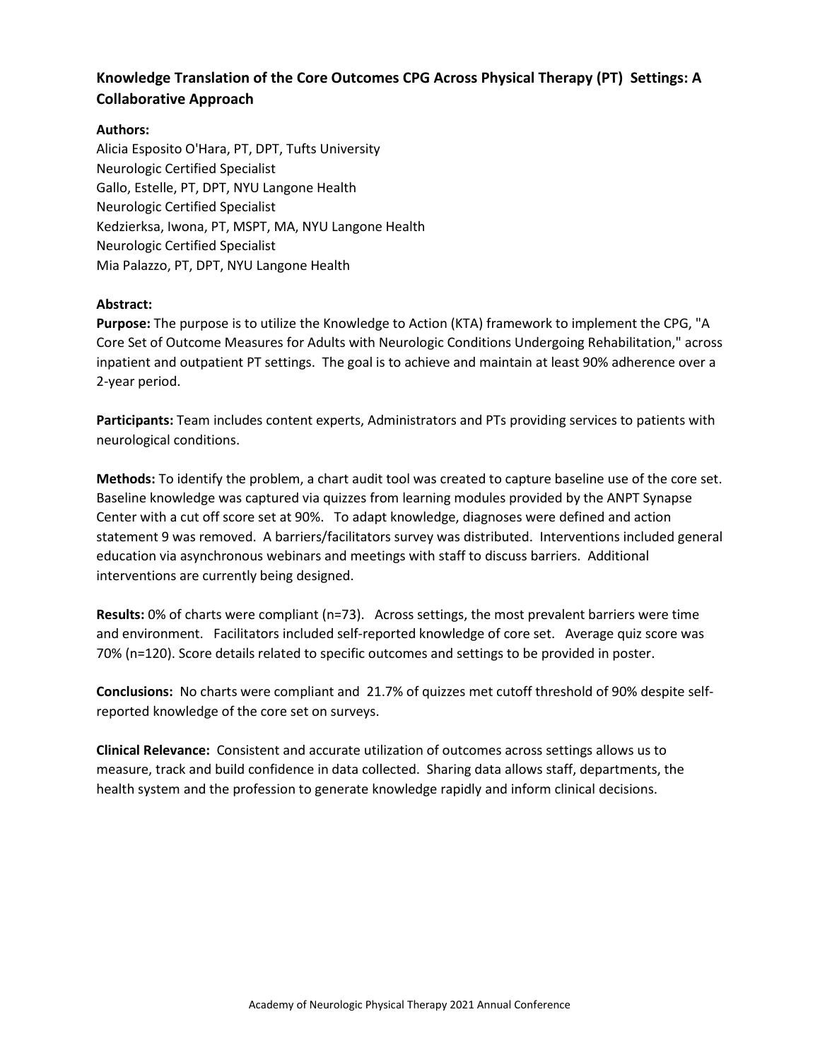## Knowledge Translation of the Core Outcomes CPG Across Physical Therapy (PT) Settings: A Collaborative Approach

**Authors:**

Alicia Esposito O'Hara, PT, DPT, Tufts University
Neurologic Certified Specialist
Gallo, Estelle, PT, DPT, NYU Langone Health
Neurologic Certified Specialist
Kedzierksa, Iwona, PT, MSPT, MA, NYU Langone Health
Neurologic Certified Specialist
Mia Palazzo, PT, DPT, NYU Langone Health

**Abstract:**

**Purpose:** The purpose is to utilize the Knowledge to Action (KTA) framework to implement the CPG, "A Core Set of Outcome Measures for Adults with Neurologic Conditions Undergoing Rehabilitation," across inpatient and outpatient PT settings. The goal is to achieve and maintain at least 90% adherence over a 2-year period.

**Participants:** Team includes content experts, Administrators and PTs providing services to patients with neurological conditions.

**Methods:** To identify the problem, a chart audit tool was created to capture baseline use of the core set. Baseline knowledge was captured via quizzes from learning modules provided by the ANPT Synapse Center with a cut off score set at 90%. To adapt knowledge, diagnoses were defined and action statement 9 was removed. A barriers/facilitators survey was distributed. Interventions included general education via asynchronous webinars and meetings with staff to discuss barriers. Additional interventions are currently being designed.

**Results:** 0% of charts were compliant (n=73). Across settings, the most prevalent barriers were time and environment. Facilitators included self-reported knowledge of core set. Average quiz score was 70% (n=120). Score details related to specific outcomes and settings to be provided in poster.

**Conclusions:** No charts were compliant and 21.7% of quizzes met cutoff threshold of 90% despite self-reported knowledge of the core set on surveys.

**Clinical Relevance:** Consistent and accurate utilization of outcomes across settings allows us to measure, track and build confidence in data collected. Sharing data allows staff, departments, the health system and the profession to generate knowledge rapidly and inform clinical decisions.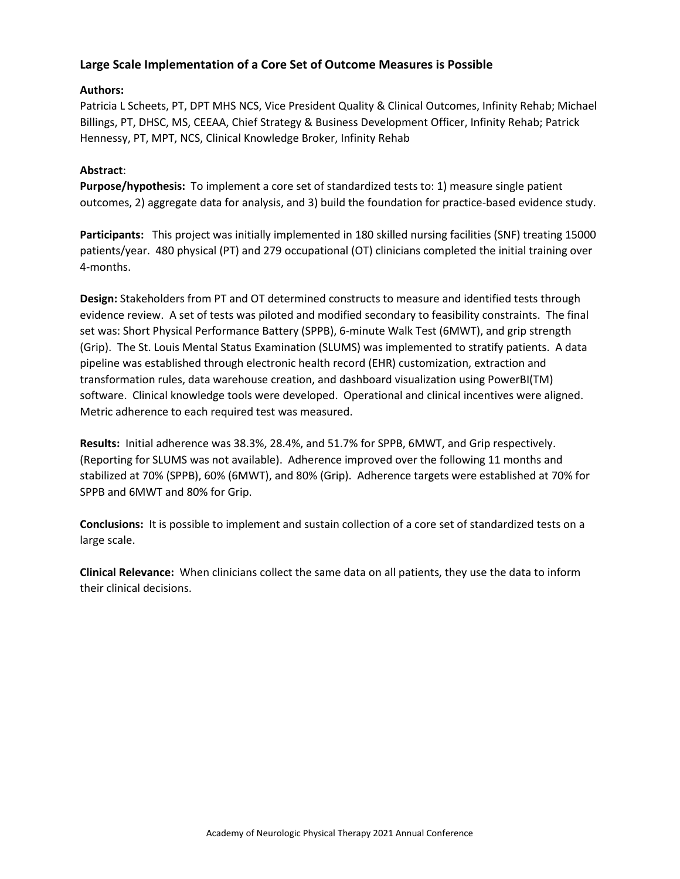### Large Scale Implementation of a Core Set of Outcome Measures is Possible

**Authors:**
Patricia L Scheets, PT, DPT MHS NCS, Vice President Quality & Clinical Outcomes, Infinity Rehab; Michael Billings, PT, DHSC, MS, CEEAA, Chief Strategy & Business Development Officer, Infinity Rehab; Patrick Hennessy, PT, MPT, NCS, Clinical Knowledge Broker, Infinity Rehab

**Abstract**:

**Purpose/hypothesis:** To implement a core set of standardized tests to: 1) measure single patient outcomes, 2) aggregate data for analysis, and 3) build the foundation for practice-based evidence study.

**Participants:** This project was initially implemented in 180 skilled nursing facilities (SNF) treating 15000 patients/year. 480 physical (PT) and 279 occupational (OT) clinicians completed the initial training over 4-months.

**Design:** Stakeholders from PT and OT determined constructs to measure and identified tests through evidence review. A set of tests was piloted and modified secondary to feasibility constraints. The final set was: Short Physical Performance Battery (SPPB), 6-minute Walk Test (6MWT), and grip strength (Grip). The St. Louis Mental Status Examination (SLUMS) was implemented to stratify patients. A data pipeline was established through electronic health record (EHR) customization, extraction and transformation rules, data warehouse creation, and dashboard visualization using PowerBI(TM) software. Clinical knowledge tools were developed. Operational and clinical incentives were aligned. Metric adherence to each required test was measured.

**Results:** Initial adherence was 38.3%, 28.4%, and 51.7% for SPPB, 6MWT, and Grip respectively. (Reporting for SLUMS was not available). Adherence improved over the following 11 months and stabilized at 70% (SPPB), 60% (6MWT), and 80% (Grip). Adherence targets were established at 70% for SPPB and 6MWT and 80% for Grip.

**Conclusions:** It is possible to implement and sustain collection of a core set of standardized tests on a large scale.

**Clinical Relevance:** When clinicians collect the same data on all patients, they use the data to inform their clinical decisions.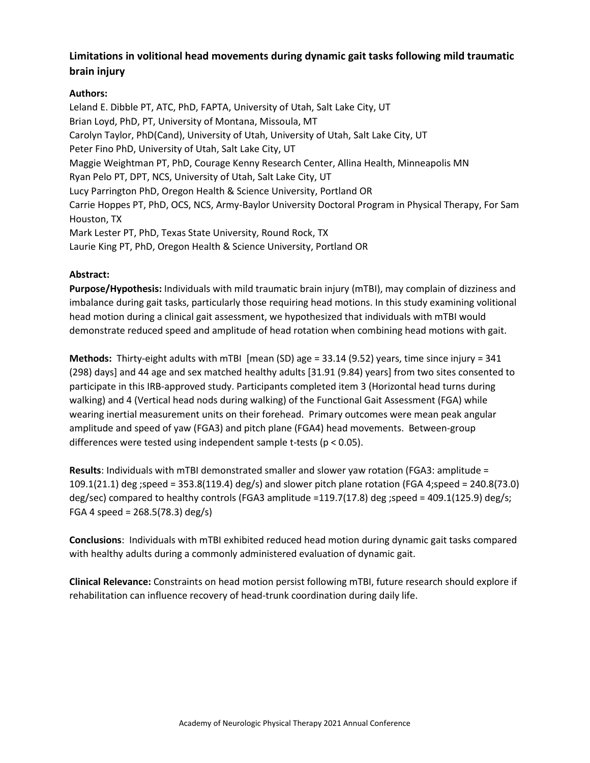### Limitations in volitional head movements during dynamic gait tasks following mild traumatic brain injury

**Authors:**

Leland E. Dibble PT, ATC, PhD, FAPTA, University of Utah, Salt Lake City, UT
Brian Loyd, PhD, PT, University of Montana, Missoula, MT
Carolyn Taylor, PhD(Cand), University of Utah, University of Utah, Salt Lake City, UT
Peter Fino PhD, University of Utah, Salt Lake City, UT
Maggie Weightman PT, PhD, Courage Kenny Research Center, Allina Health, Minneapolis MN
Ryan Pelo PT, DPT, NCS, University of Utah, Salt Lake City, UT
Lucy Parrington PhD, Oregon Health & Science University, Portland OR
Carrie Hoppes PT, PhD, OCS, NCS, Army-Baylor University Doctoral Program in Physical Therapy, For Sam Houston, TX
Mark Lester PT, PhD, Texas State University, Round Rock, TX
Laurie King PT, PhD, Oregon Health & Science University, Portland OR

**Abstract:**

**Purpose/Hypothesis:** Individuals with mild traumatic brain injury (mTBI), may complain of dizziness and imbalance during gait tasks, particularly those requiring head motions. In this study examining volitional head motion during a clinical gait assessment, we hypothesized that individuals with mTBI would demonstrate reduced speed and amplitude of head rotation when combining head motions with gait.

**Methods:** Thirty-eight adults with mTBI [mean (SD) age = 33.14 (9.52) years, time since injury = 341 (298) days] and 44 age and sex matched healthy adults [31.91 (9.84) years] from two sites consented to participate in this IRB-approved study. Participants completed item 3 (Horizontal head turns during walking) and 4 (Vertical head nods during walking) of the Functional Gait Assessment (FGA) while wearing inertial measurement units on their forehead. Primary outcomes were mean peak angular amplitude and speed of yaw (FGA3) and pitch plane (FGA4) head movements. Between-group differences were tested using independent sample t-tests ($p < 0.05$).

**Results**: Individuals with mTBI demonstrated smaller and slower yaw rotation (FGA3: amplitude = 109.1(21.1) deg ;speed = 353.8(119.4) deg/s) and slower pitch plane rotation (FGA 4;speed = 240.8(73.0) deg/sec) compared to healthy controls (FGA3 amplitude =119.7(17.8) deg ;speed = 409.1(125.9) deg/s; FGA 4 speed = 268.5(78.3) deg/s)

**Conclusions**: Individuals with mTBI exhibited reduced head motion during dynamic gait tasks compared with healthy adults during a commonly administered evaluation of dynamic gait.

**Clinical Relevance:** Constraints on head motion persist following mTBI, future research should explore if rehabilitation can influence recovery of head-trunk coordination during daily life.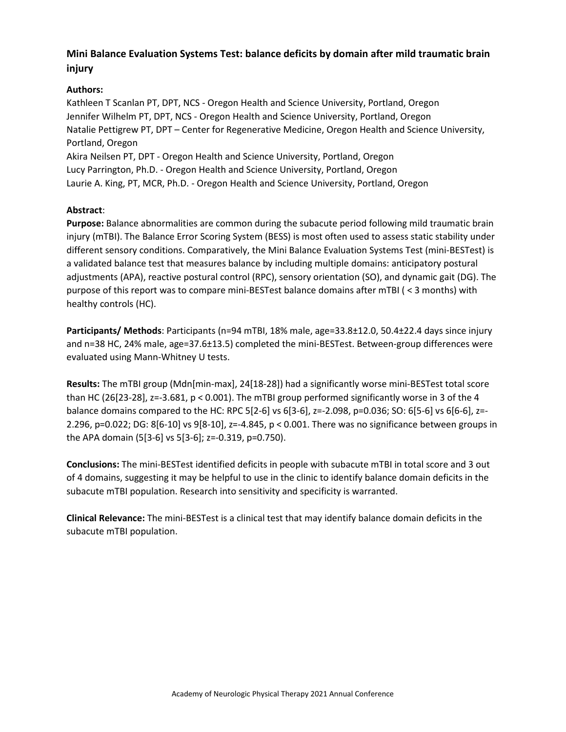## Mini Balance Evaluation Systems Test: balance deficits by domain after mild traumatic brain injury

**Authors:**

Kathleen T Scanlan PT, DPT, NCS - Oregon Health and Science University, Portland, Oregon
Jennifer Wilhelm PT, DPT, NCS - Oregon Health and Science University, Portland, Oregon
Natalie Pettigrew PT, DPT – Center for Regenerative Medicine, Oregon Health and Science University, Portland, Oregon
Akira Neilsen PT, DPT - Oregon Health and Science University, Portland, Oregon
Lucy Parrington, Ph.D. - Oregon Health and Science University, Portland, Oregon
Laurie A. King, PT, MCR, Ph.D. - Oregon Health and Science University, Portland, Oregon

**Abstract**:

**Purpose:** Balance abnormalities are common during the subacute period following mild traumatic brain injury (mTBI). The Balance Error Scoring System (BESS) is most often used to assess static stability under different sensory conditions. Comparatively, the Mini Balance Evaluation Systems Test (mini-BESTest) is a validated balance test that measures balance by including multiple domains: anticipatory postural adjustments (APA), reactive postural control (RPC), sensory orientation (SO), and dynamic gait (DG). The purpose of this report was to compare mini-BESTest balance domains after mTBI ( < 3 months) with healthy controls (HC).

**Participants/ Methods**: Participants (n=94 mTBI, 18% male, age=33.8±12.0, 50.4±22.4 days since injury and n=38 HC, 24% male, age=37.6±13.5) completed the mini-BESTest. Between-group differences were evaluated using Mann-Whitney U tests.

**Results:** The mTBI group (Mdn[min-max], 24[18-28]) had a significantly worse mini-BESTest total score than HC (26[23-28], z=-3.681, $p < 0.001$). The mTBI group performed significantly worse in 3 of the 4 balance domains compared to the HC: RPC 5[2-6] vs 6[3-6], z=-2.098, p=0.036; SO: 6[5-6] vs 6[6-6], z=-2.296, p=0.022; DG: 8[6-10] vs 9[8-10], z=-4.845, $p < 0.001$. There was no significance between groups in the APA domain (5[3-6] vs 5[3-6]; z=-0.319, p=0.750).

**Conclusions:** The mini-BESTest identified deficits in people with subacute mTBI in total score and 3 out of 4 domains, suggesting it may be helpful to use in the clinic to identify balance domain deficits in the subacute mTBI population. Research into sensitivity and specificity is warranted.

**Clinical Relevance:** The mini-BESTest is a clinical test that may identify balance domain deficits in the subacute mTBI population.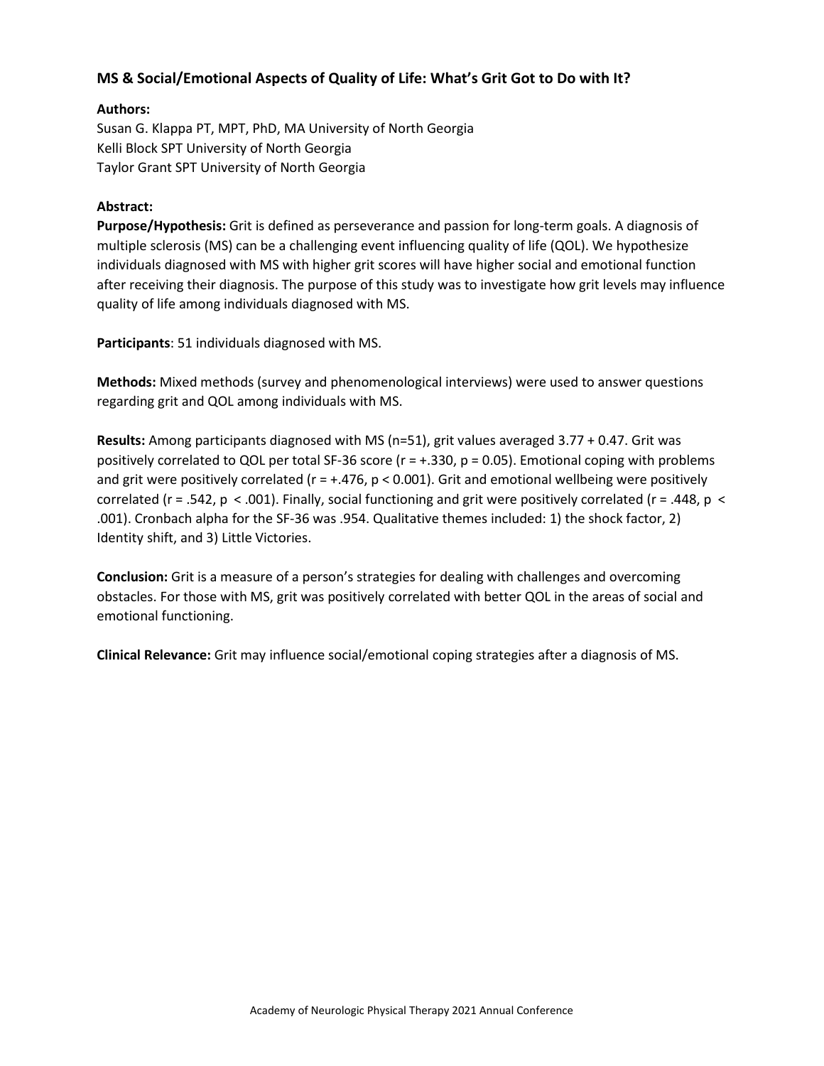## MS & Social/Emotional Aspects of Quality of Life: What's Grit Got to Do with It?

**Authors:**

Susan G. Klappa PT, MPT, PhD, MA University of North Georgia
Kelli Block SPT University of North Georgia
Taylor Grant SPT University of North Georgia

**Abstract:**

**Purpose/Hypothesis:** Grit is defined as perseverance and passion for long-term goals. A diagnosis of multiple sclerosis (MS) can be a challenging event influencing quality of life (QOL). We hypothesize individuals diagnosed with MS with higher grit scores will have higher social and emotional function after receiving their diagnosis. The purpose of this study was to investigate how grit levels may influence quality of life among individuals diagnosed with MS.

**Participants**: 51 individuals diagnosed with MS.

**Methods:** Mixed methods (survey and phenomenological interviews) were used to answer questions regarding grit and QOL among individuals with MS.

**Results:** Among participants diagnosed with MS ($n=51$), grit values averaged 3.77 + 0.47. Grit was positively correlated to QOL per total SF-36 score ($r = +.330$, $p = 0.05$). Emotional coping with problems and grit were positively correlated ($r = +.476$, $p < 0.001$). Grit and emotional wellbeing were positively correlated ($r = .542$, $p < .001$). Finally, social functioning and grit were positively correlated ($r = .448$, $p < .001$). Cronbach alpha for the SF-36 was .954. Qualitative themes included: 1) the shock factor, 2) Identity shift, and 3) Little Victories.

**Conclusion:** Grit is a measure of a person's strategies for dealing with challenges and overcoming obstacles. For those with MS, grit was positively correlated with better QOL in the areas of social and emotional functioning.

**Clinical Relevance:** Grit may influence social/emotional coping strategies after a diagnosis of MS.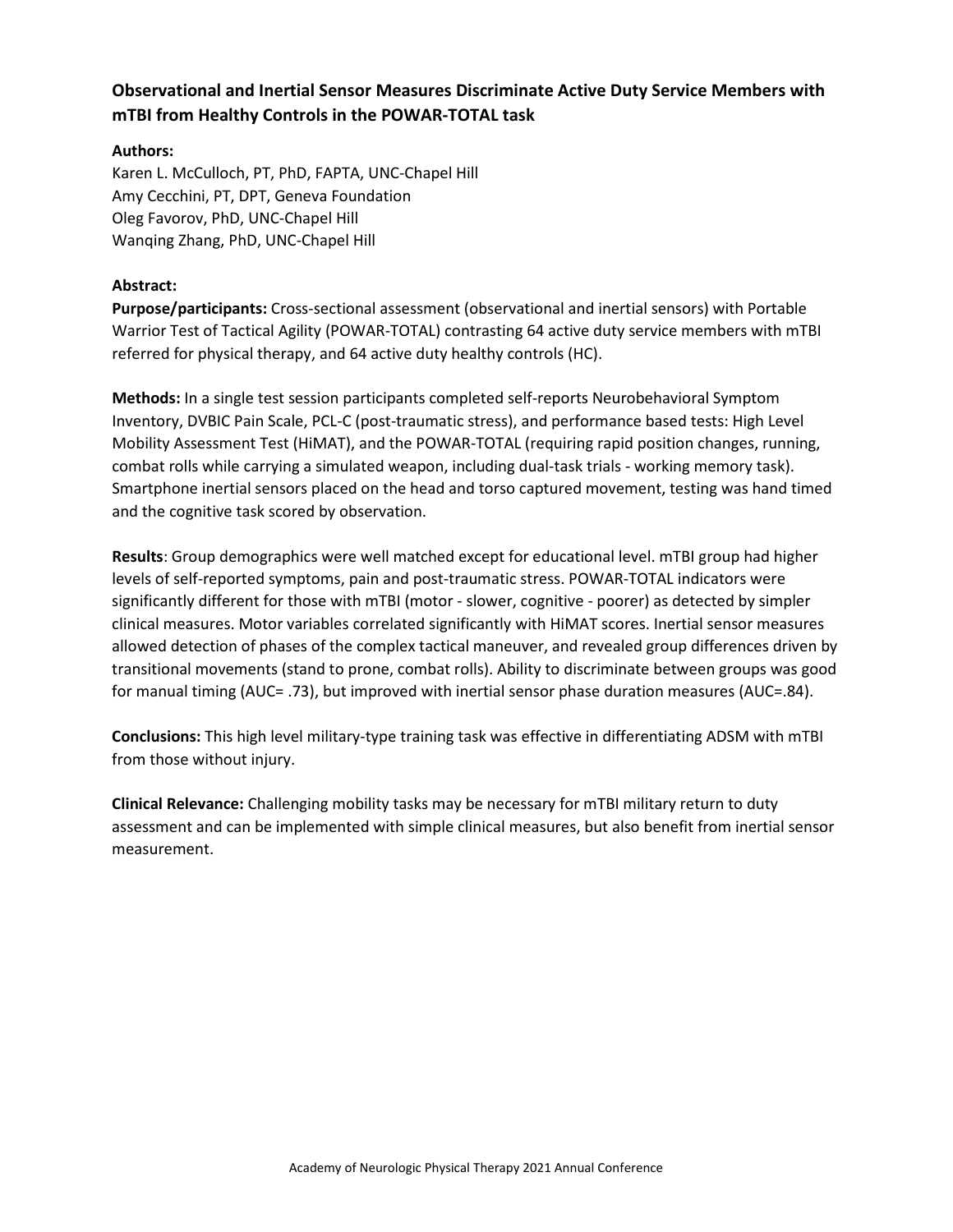### Observational and Inertial Sensor Measures Discriminate Active Duty Service Members with mTBI from Healthy Controls in the POWAR-TOTAL task

**Authors:**

Karen L. McCulloch, PT, PhD, FAPTA, UNC-Chapel Hill
Amy Cecchini, PT, DPT, Geneva Foundation
Oleg Favorov, PhD, UNC-Chapel Hill
Wanqing Zhang, PhD, UNC-Chapel Hill

**Abstract:**

**Purpose/participants:** Cross-sectional assessment (observational and inertial sensors) with Portable Warrior Test of Tactical Agility (POWAR-TOTAL) contrasting 64 active duty service members with mTBI referred for physical therapy, and 64 active duty healthy controls (HC).

**Methods:** In a single test session participants completed self-reports Neurobehavioral Symptom Inventory, DVBIC Pain Scale, PCL-C (post-traumatic stress), and performance based tests: High Level Mobility Assessment Test (HiMAT), and the POWAR-TOTAL (requiring rapid position changes, running, combat rolls while carrying a simulated weapon, including dual-task trials - working memory task). Smartphone inertial sensors placed on the head and torso captured movement, testing was hand timed and the cognitive task scored by observation.

**Results**: Group demographics were well matched except for educational level. mTBI group had higher levels of self-reported symptoms, pain and post-traumatic stress. POWAR-TOTAL indicators were significantly different for those with mTBI (motor - slower, cognitive - poorer) as detected by simpler clinical measures. Motor variables correlated significantly with HiMAT scores. Inertial sensor measures allowed detection of phases of the complex tactical maneuver, and revealed group differences driven by transitional movements (stand to prone, combat rolls). Ability to discriminate between groups was good for manual timing (AUC= .73), but improved with inertial sensor phase duration measures (AUC=.84).

**Conclusions:** This high level military-type training task was effective in differentiating ADSM with mTBI from those without injury.

**Clinical Relevance:** Challenging mobility tasks may be necessary for mTBI military return to duty assessment and can be implemented with simple clinical measures, but also benefit from inertial sensor measurement.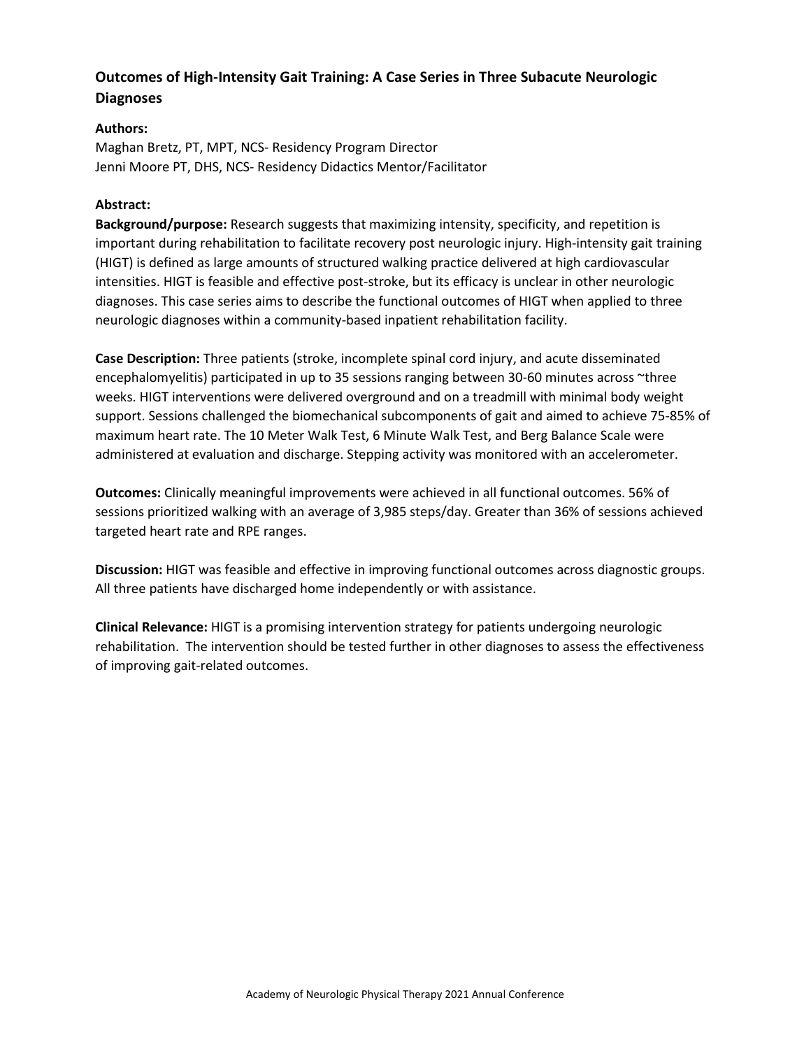## Outcomes of High-Intensity Gait Training: A Case Series in Three Subacute Neurologic Diagnoses

**Authors:**

Maghan Bretz, PT, MPT, NCS- Residency Program Director
Jenni Moore PT, DHS, NCS- Residency Didactics Mentor/Facilitator

**Abstract:**

**Background/purpose:** Research suggests that maximizing intensity, specificity, and repetition is important during rehabilitation to facilitate recovery post neurologic injury. High-intensity gait training (HIGT) is defined as large amounts of structured walking practice delivered at high cardiovascular intensities. HIGT is feasible and effective post-stroke, but its efficacy is unclear in other neurologic diagnoses. This case series aims to describe the functional outcomes of HIGT when applied to three neurologic diagnoses within a community-based inpatient rehabilitation facility.

**Case Description:** Three patients (stroke, incomplete spinal cord injury, and acute disseminated encephalomyelitis) participated in up to 35 sessions ranging between 30-60 minutes across ~three weeks. HIGT interventions were delivered overground and on a treadmill with minimal body weight support. Sessions challenged the biomechanical subcomponents of gait and aimed to achieve 75-85% of maximum heart rate. The 10 Meter Walk Test, 6 Minute Walk Test, and Berg Balance Scale were administered at evaluation and discharge. Stepping activity was monitored with an accelerometer.

**Outcomes:** Clinically meaningful improvements were achieved in all functional outcomes. 56% of sessions prioritized walking with an average of 3,985 steps/day. Greater than 36% of sessions achieved targeted heart rate and RPE ranges.

**Discussion:** HIGT was feasible and effective in improving functional outcomes across diagnostic groups. All three patients have discharged home independently or with assistance.

**Clinical Relevance:** HIGT is a promising intervention strategy for patients undergoing neurologic rehabilitation. The intervention should be tested further in other diagnoses to assess the effectiveness of improving gait-related outcomes.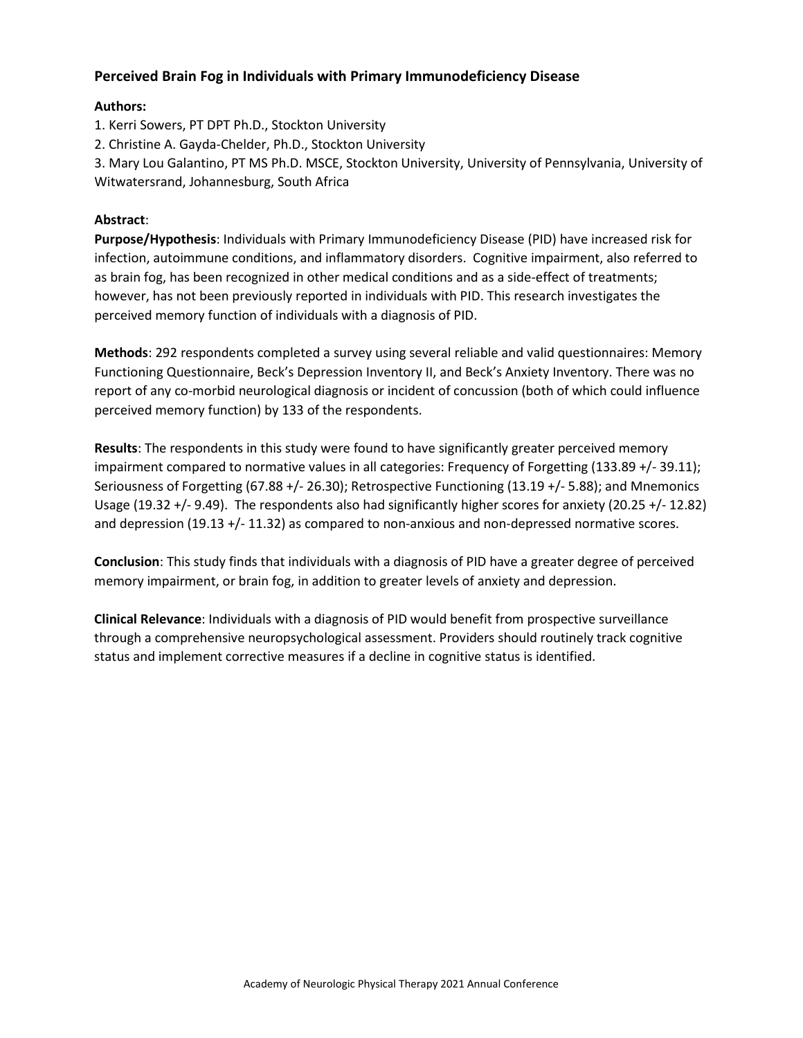## Perceived Brain Fog in Individuals with Primary Immunodeficiency Disease

**Authors:**

1. Kerri Sowers, PT DPT Ph.D., Stockton University
2. Christine A. Gayda-Chelder, Ph.D., Stockton University
3. Mary Lou Galantino, PT MS Ph.D. MSCE, Stockton University, University of Pennsylvania, University of Witwatersrand, Johannesburg, South Africa

**Abstract**:

**Purpose/Hypothesis**: Individuals with Primary Immunodeficiency Disease (PID) have increased risk for infection, autoimmune conditions, and inflammatory disorders. Cognitive impairment, also referred to as brain fog, has been recognized in other medical conditions and as a side-effect of treatments; however, has not been previously reported in individuals with PID. This research investigates the perceived memory function of individuals with a diagnosis of PID.

**Methods**: 292 respondents completed a survey using several reliable and valid questionnaires: Memory Functioning Questionnaire, Beck's Depression Inventory II, and Beck's Anxiety Inventory. There was no report of any co-morbid neurological diagnosis or incident of concussion (both of which could influence perceived memory function) by 133 of the respondents.

**Results**: The respondents in this study were found to have significantly greater perceived memory impairment compared to normative values in all categories: Frequency of Forgetting (133.89 +/- 39.11); Seriousness of Forgetting (67.88 +/- 26.30); Retrospective Functioning (13.19 +/- 5.88); and Mnemonics Usage (19.32 +/- 9.49). The respondents also had significantly higher scores for anxiety (20.25 +/- 12.82) and depression (19.13 +/- 11.32) as compared to non-anxious and non-depressed normative scores.

**Conclusion**: This study finds that individuals with a diagnosis of PID have a greater degree of perceived memory impairment, or brain fog, in addition to greater levels of anxiety and depression.

**Clinical Relevance**: Individuals with a diagnosis of PID would benefit from prospective surveillance through a comprehensive neuropsychological assessment. Providers should routinely track cognitive status and implement corrective measures if a decline in cognitive status is identified.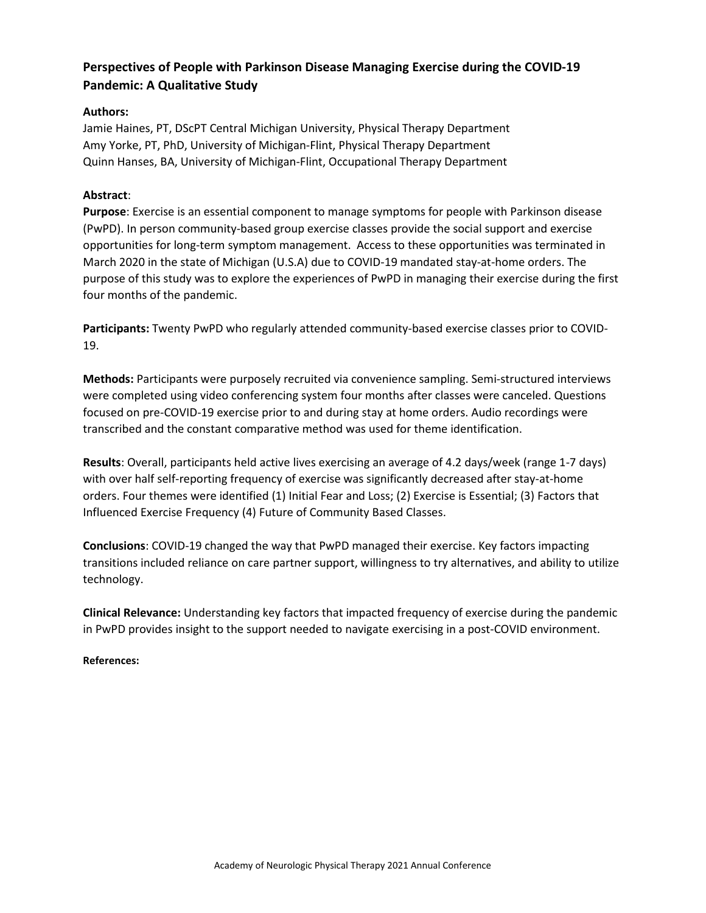## Perspectives of People with Parkinson Disease Managing Exercise during the COVID-19 Pandemic: A Qualitative Study

**Authors:**

Jamie Haines, PT, DScPT Central Michigan University, Physical Therapy Department
Amy Yorke, PT, PhD, University of Michigan-Flint, Physical Therapy Department
Quinn Hanses, BA, University of Michigan-Flint, Occupational Therapy Department

**Abstract**:

**Purpose**: Exercise is an essential component to manage symptoms for people with Parkinson disease (PwPD). In person community-based group exercise classes provide the social support and exercise opportunities for long-term symptom management. Access to these opportunities was terminated in March 2020 in the state of Michigan (U.S.A) due to COVID-19 mandated stay-at-home orders. The purpose of this study was to explore the experiences of PwPD in managing their exercise during the first four months of the pandemic.

**Participants:** Twenty PwPD who regularly attended community-based exercise classes prior to COVID-19.

**Methods:** Participants were purposely recruited via convenience sampling. Semi-structured interviews were completed using video conferencing system four months after classes were canceled. Questions focused on pre-COVID-19 exercise prior to and during stay at home orders. Audio recordings were transcribed and the constant comparative method was used for theme identification.

**Results**: Overall, participants held active lives exercising an average of 4.2 days/week (range 1-7 days) with over half self-reporting frequency of exercise was significantly decreased after stay-at-home orders. Four themes were identified (1) Initial Fear and Loss; (2) Exercise is Essential; (3) Factors that Influenced Exercise Frequency (4) Future of Community Based Classes.

**Conclusions**: COVID-19 changed the way that PwPD managed their exercise. Key factors impacting transitions included reliance on care partner support, willingness to try alternatives, and ability to utilize technology.

**Clinical Relevance:** Understanding key factors that impacted frequency of exercise during the pandemic in PwPD provides insight to the support needed to navigate exercising in a post-COVID environment.

**References:**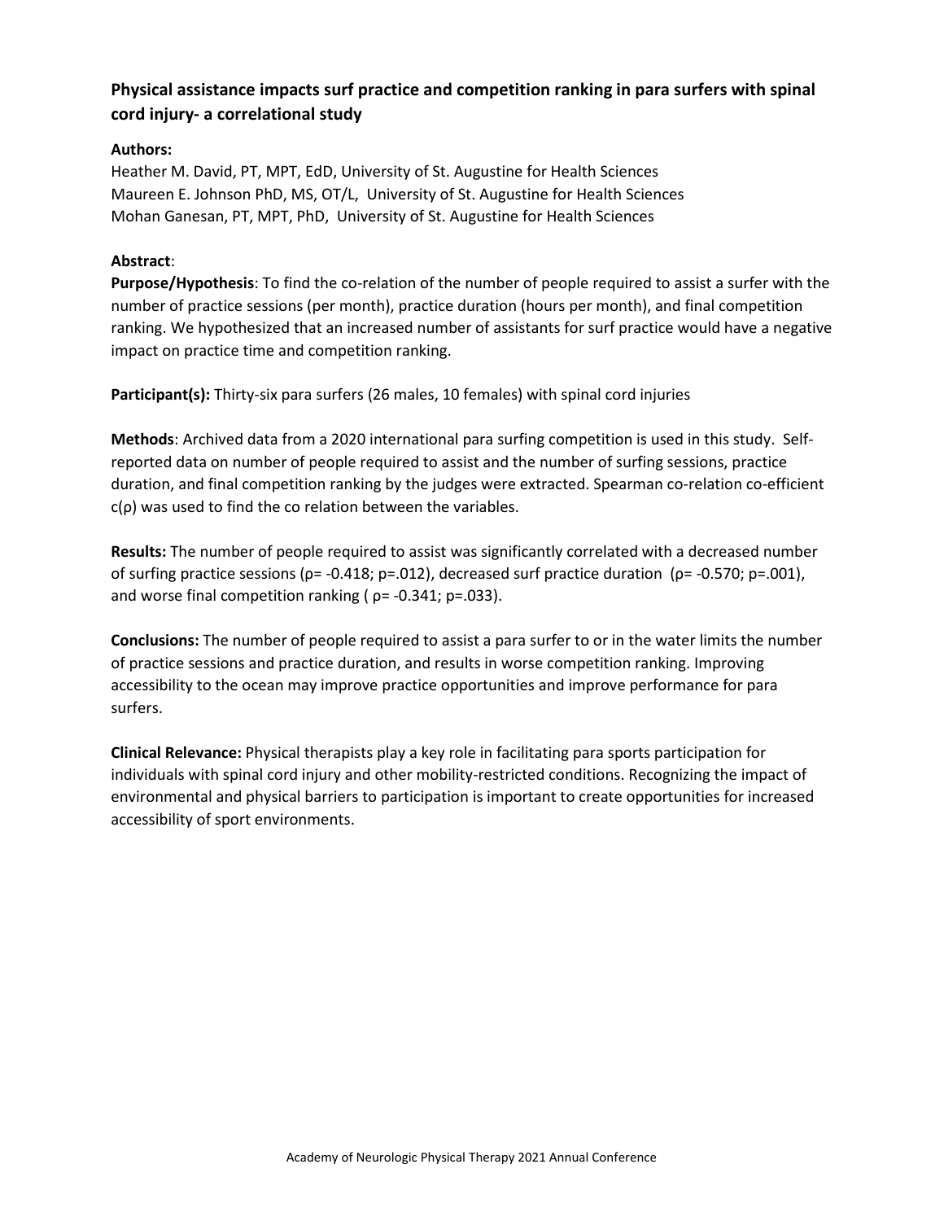## Physical assistance impacts surf practice and competition ranking in para surfers with spinal cord injury- a correlational study

**Authors:**

Heather M. David, PT, MPT, EdD, University of St. Augustine for Health Sciences
Maureen E. Johnson PhD, MS, OT/L, University of St. Augustine for Health Sciences
Mohan Ganesan, PT, MPT, PhD, University of St. Augustine for Health Sciences

**Abstract**:

**Purpose/Hypothesis**: To find the co-relation of the number of people required to assist a surfer with the number of practice sessions (per month), practice duration (hours per month), and final competition ranking. We hypothesized that an increased number of assistants for surf practice would have a negative impact on practice time and competition ranking.

**Participant(s):** Thirty-six para surfers (26 males, 10 females) with spinal cord injuries

**Methods**: Archived data from a 2020 international para surfing competition is used in this study. Self-reported data on number of people required to assist and the number of surfing sessions, practice duration, and final competition ranking by the judges were extracted. Spearman co-relation co-efficient c(ρ) was used to find the co relation between the variables.

**Results:** The number of people required to assist was significantly correlated with a decreased number of surfing practice sessions ($\rho = -0.418$; $p = .012$), decreased surf practice duration ($\rho = -0.570$; $p = .001$), and worse final competition ranking ($\rho = -0.341$; $p = .033$).

**Conclusions:** The number of people required to assist a para surfer to or in the water limits the number of practice sessions and practice duration, and results in worse competition ranking. Improving accessibility to the ocean may improve practice opportunities and improve performance for para surfers.

**Clinical Relevance:** Physical therapists play a key role in facilitating para sports participation for individuals with spinal cord injury and other mobility-restricted conditions. Recognizing the impact of environmental and physical barriers to participation is important to create opportunities for increased accessibility of sport environments.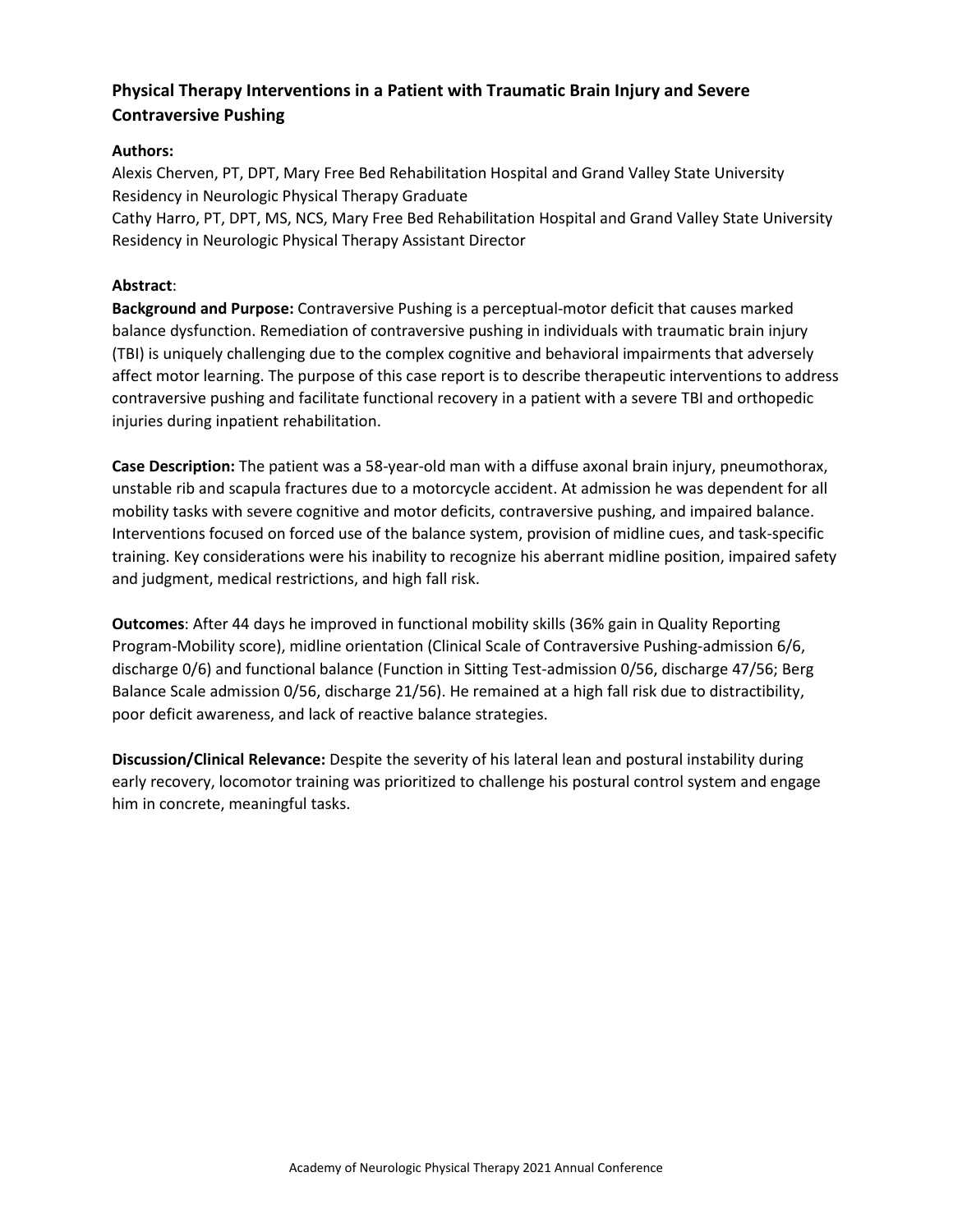## Physical Therapy Interventions in a Patient with Traumatic Brain Injury and Severe Contraversive Pushing

**Authors:**

Alexis Cherven, PT, DPT, Mary Free Bed Rehabilitation Hospital and Grand Valley State University Residency in Neurologic Physical Therapy Graduate

Cathy Harro, PT, DPT, MS, NCS, Mary Free Bed Rehabilitation Hospital and Grand Valley State University Residency in Neurologic Physical Therapy Assistant Director

**Abstract**:

**Background and Purpose:** Contraversive Pushing is a perceptual-motor deficit that causes marked balance dysfunction. Remediation of contraversive pushing in individuals with traumatic brain injury (TBI) is uniquely challenging due to the complex cognitive and behavioral impairments that adversely affect motor learning. The purpose of this case report is to describe therapeutic interventions to address contraversive pushing and facilitate functional recovery in a patient with a severe TBI and orthopedic injuries during inpatient rehabilitation.

**Case Description:** The patient was a 58-year-old man with a diffuse axonal brain injury, pneumothorax, unstable rib and scapula fractures due to a motorcycle accident. At admission he was dependent for all mobility tasks with severe cognitive and motor deficits, contraversive pushing, and impaired balance. Interventions focused on forced use of the balance system, provision of midline cues, and task-specific training. Key considerations were his inability to recognize his aberrant midline position, impaired safety and judgment, medical restrictions, and high fall risk.

**Outcomes**: After 44 days he improved in functional mobility skills (36% gain in Quality Reporting Program-Mobility score), midline orientation (Clinical Scale of Contraversive Pushing-admission 6/6, discharge 0/6) and functional balance (Function in Sitting Test-admission 0/56, discharge 47/56; Berg Balance Scale admission 0/56, discharge 21/56). He remained at a high fall risk due to distractibility, poor deficit awareness, and lack of reactive balance strategies.

**Discussion/Clinical Relevance:** Despite the severity of his lateral lean and postural instability during early recovery, locomotor training was prioritized to challenge his postural control system and engage him in concrete, meaningful tasks.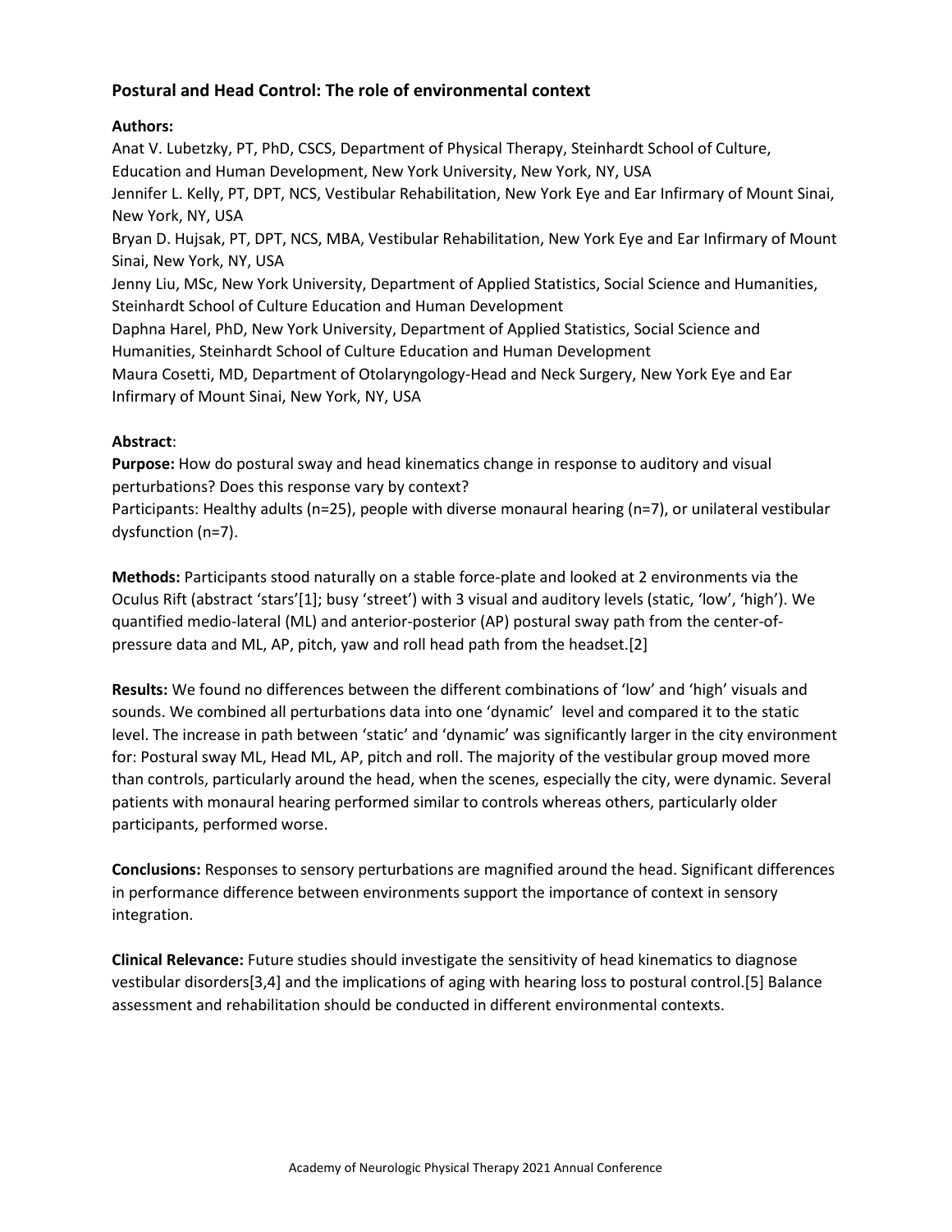## Postural and Head Control: The role of environmental context

**Authors:**

Anat V. Lubetzky, PT, PhD, CSCS, Department of Physical Therapy, Steinhardt School of Culture, Education and Human Development, New York University, New York, NY, USA

Jennifer L. Kelly, PT, DPT, NCS, Vestibular Rehabilitation, New York Eye and Ear Infirmary of Mount Sinai, New York, NY, USA

Bryan D. Hujsak, PT, DPT, NCS, MBA, Vestibular Rehabilitation, New York Eye and Ear Infirmary of Mount Sinai, New York, NY, USA

Jenny Liu, MSc, New York University, Department of Applied Statistics, Social Science and Humanities, Steinhardt School of Culture Education and Human Development

Daphna Harel, PhD, New York University, Department of Applied Statistics, Social Science and Humanities, Steinhardt School of Culture Education and Human Development

Maura Cosetti, MD, Department of Otolaryngology-Head and Neck Surgery, New York Eye and Ear Infirmary of Mount Sinai, New York, NY, USA

**Abstract**:

**Purpose:** How do postural sway and head kinematics change in response to auditory and visual perturbations? Does this response vary by context?

Participants: Healthy adults (n=25), people with diverse monaural hearing (n=7), or unilateral vestibular dysfunction (n=7).

**Methods:** Participants stood naturally on a stable force-plate and looked at 2 environments via the Oculus Rift (abstract 'stars'[1]; busy 'street') with 3 visual and auditory levels (static, 'low', 'high'). We quantified medio-lateral (ML) and anterior-posterior (AP) postural sway path from the center-of-pressure data and ML, AP, pitch, yaw and roll head path from the headset.[2]

**Results:** We found no differences between the different combinations of 'low' and 'high' visuals and sounds. We combined all perturbations data into one 'dynamic' level and compared it to the static level. The increase in path between 'static' and 'dynamic' was significantly larger in the city environment for: Postural sway ML, Head ML, AP, pitch and roll. The majority of the vestibular group moved more than controls, particularly around the head, when the scenes, especially the city, were dynamic. Several patients with monaural hearing performed similar to controls whereas others, particularly older participants, performed worse.

**Conclusions:** Responses to sensory perturbations are magnified around the head. Significant differences in performance difference between environments support the importance of context in sensory integration.

**Clinical Relevance:** Future studies should investigate the sensitivity of head kinematics to diagnose vestibular disorders[3,4] and the implications of aging with hearing loss to postural control.[5] Balance assessment and rehabilitation should be conducted in different environmental contexts.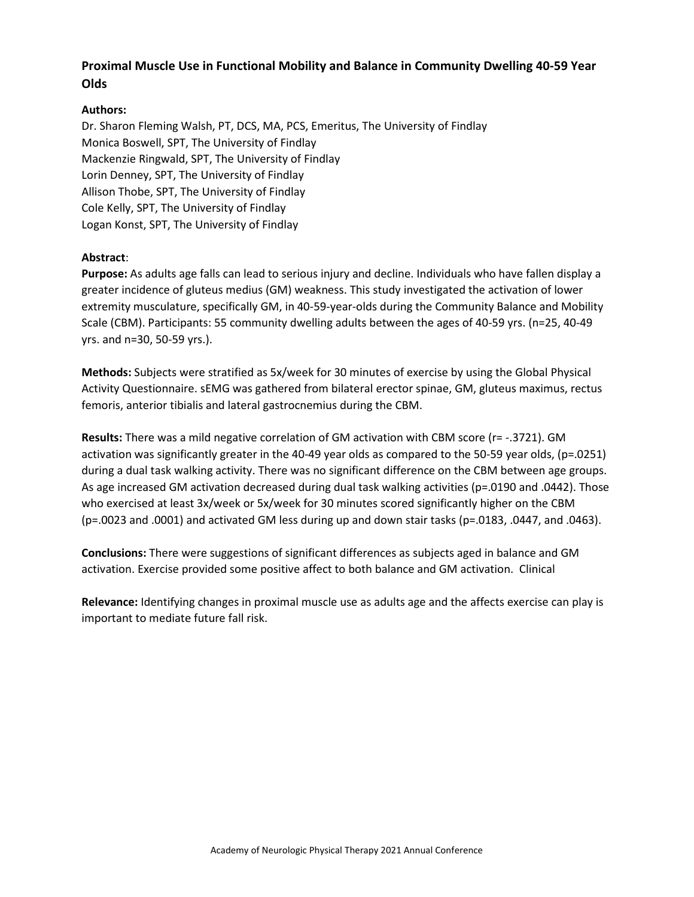## Proximal Muscle Use in Functional Mobility and Balance in Community Dwelling 40-59 Year Olds

**Authors:**

Dr. Sharon Fleming Walsh, PT, DCS, MA, PCS, Emeritus, The University of Findlay
Monica Boswell, SPT, The University of Findlay
Mackenzie Ringwald, SPT, The University of Findlay
Lorin Denney, SPT, The University of Findlay
Allison Thobe, SPT, The University of Findlay
Cole Kelly, SPT, The University of Findlay
Logan Konst, SPT, The University of Findlay

**Abstract**:

**Purpose:** As adults age falls can lead to serious injury and decline. Individuals who have fallen display a greater incidence of gluteus medius (GM) weakness. This study investigated the activation of lower extremity musculature, specifically GM, in 40-59-year-olds during the Community Balance and Mobility Scale (CBM). Participants: 55 community dwelling adults between the ages of 40-59 yrs. (n=25, 40-49 yrs. and n=30, 50-59 yrs.).

**Methods:** Subjects were stratified as 5x/week for 30 minutes of exercise by using the Global Physical Activity Questionnaire. sEMG was gathered from bilateral erector spinae, GM, gluteus maximus, rectus femoris, anterior tibialis and lateral gastrocnemius during the CBM.

**Results:** There was a mild negative correlation of GM activation with CBM score (r= -.3721). GM activation was significantly greater in the 40-49 year olds as compared to the 50-59 year olds, (p=.0251) during a dual task walking activity. There was no significant difference on the CBM between age groups. As age increased GM activation decreased during dual task walking activities (p=.0190 and .0442). Those who exercised at least 3x/week or 5x/week for 30 minutes scored significantly higher on the CBM (p=.0023 and .0001) and activated GM less during up and down stair tasks (p=.0183, .0447, and .0463).

**Conclusions:** There were suggestions of significant differences as subjects aged in balance and GM activation. Exercise provided some positive affect to both balance and GM activation. Clinical

**Relevance:** Identifying changes in proximal muscle use as adults age and the affects exercise can play is important to mediate future fall risk.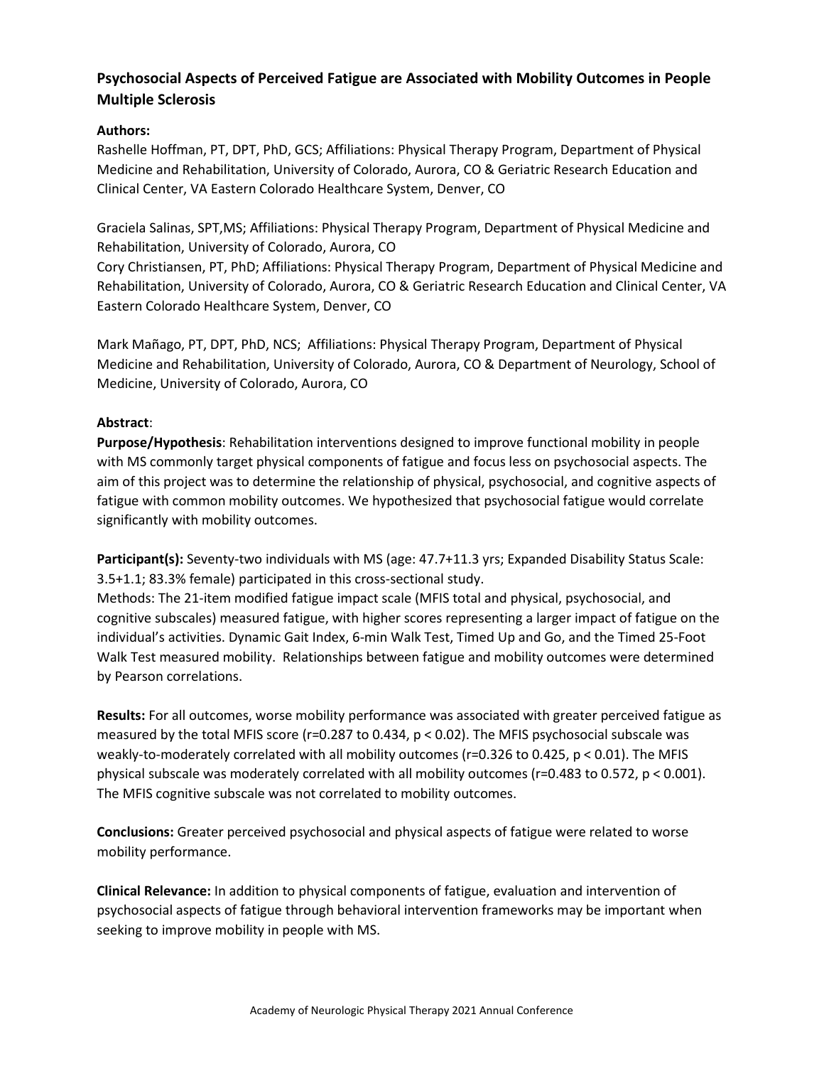## Psychosocial Aspects of Perceived Fatigue are Associated with Mobility Outcomes in People Multiple Sclerosis

**Authors:**

Rashelle Hoffman, PT, DPT, PhD, GCS; Affiliations: Physical Therapy Program, Department of Physical Medicine and Rehabilitation, University of Colorado, Aurora, CO & Geriatric Research Education and Clinical Center, VA Eastern Colorado Healthcare System, Denver, CO

Graciela Salinas, SPT,MS; Affiliations: Physical Therapy Program, Department of Physical Medicine and Rehabilitation, University of Colorado, Aurora, CO

Cory Christiansen, PT, PhD; Affiliations: Physical Therapy Program, Department of Physical Medicine and Rehabilitation, University of Colorado, Aurora, CO & Geriatric Research Education and Clinical Center, VA Eastern Colorado Healthcare System, Denver, CO

Mark Mañago, PT, DPT, PhD, NCS; Affiliations: Physical Therapy Program, Department of Physical Medicine and Rehabilitation, University of Colorado, Aurora, CO & Department of Neurology, School of Medicine, University of Colorado, Aurora, CO

**Abstract**:

**Purpose/Hypothesis**: Rehabilitation interventions designed to improve functional mobility in people with MS commonly target physical components of fatigue and focus less on psychosocial aspects. The aim of this project was to determine the relationship of physical, psychosocial, and cognitive aspects of fatigue with common mobility outcomes. We hypothesized that psychosocial fatigue would correlate significantly with mobility outcomes.

**Participant(s):** Seventy-two individuals with MS (age: 47.7+11.3 yrs; Expanded Disability Status Scale: 3.5+1.1; 83.3% female) participated in this cross-sectional study.

Methods: The 21-item modified fatigue impact scale (MFIS total and physical, psychosocial, and cognitive subscales) measured fatigue, with higher scores representing a larger impact of fatigue on the individual's activities. Dynamic Gait Index, 6-min Walk Test, Timed Up and Go, and the Timed 25-Foot Walk Test measured mobility. Relationships between fatigue and mobility outcomes were determined by Pearson correlations.

**Results:** For all outcomes, worse mobility performance was associated with greater perceived fatigue as measured by the total MFIS score ($r=0.287$ to $0.434$, $p < 0.02$). The MFIS psychosocial subscale was weakly-to-moderately correlated with all mobility outcomes ($r=0.326$ to $0.425$, $p < 0.01$). The MFIS physical subscale was moderately correlated with all mobility outcomes ($r=0.483$ to $0.572$, $p < 0.001$). The MFIS cognitive subscale was not correlated to mobility outcomes.

**Conclusions:** Greater perceived psychosocial and physical aspects of fatigue were related to worse mobility performance.

**Clinical Relevance:** In addition to physical components of fatigue, evaluation and intervention of psychosocial aspects of fatigue through behavioral intervention frameworks may be important when seeking to improve mobility in people with MS.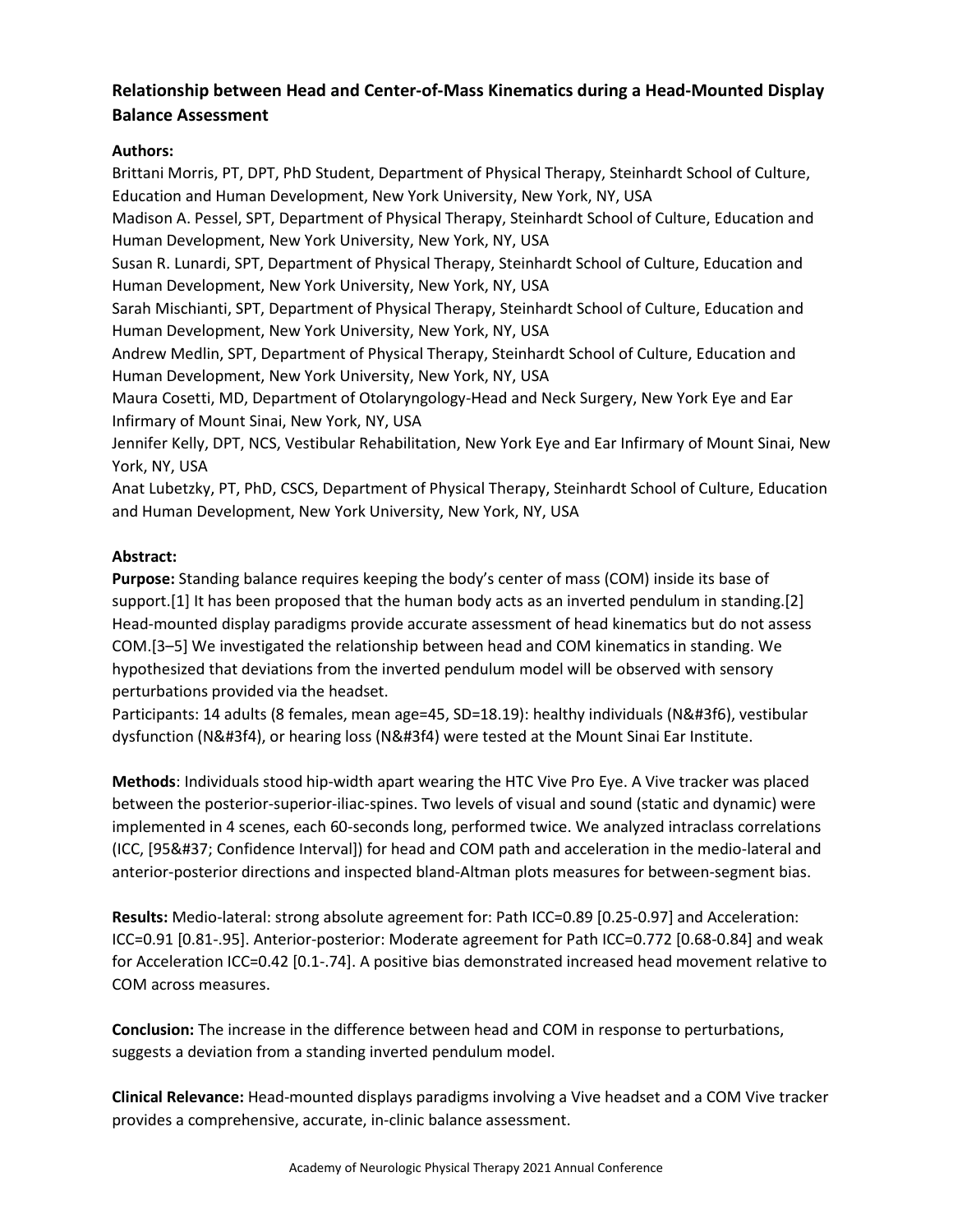## Relationship between Head and Center-of-Mass Kinematics during a Head-Mounted Display Balance Assessment

**Authors:**

Brittani Morris, PT, DPT, PhD Student, Department of Physical Therapy, Steinhardt School of Culture, Education and Human Development, New York University, New York, NY, USA

Madison A. Pessel, SPT, Department of Physical Therapy, Steinhardt School of Culture, Education and Human Development, New York University, New York, NY, USA

Susan R. Lunardi, SPT, Department of Physical Therapy, Steinhardt School of Culture, Education and Human Development, New York University, New York, NY, USA

Sarah Mischianti, SPT, Department of Physical Therapy, Steinhardt School of Culture, Education and Human Development, New York University, New York, NY, USA

Andrew Medlin, SPT, Department of Physical Therapy, Steinhardt School of Culture, Education and Human Development, New York University, New York, NY, USA

Maura Cosetti, MD, Department of Otolaryngology-Head and Neck Surgery, New York Eye and Ear Infirmary of Mount Sinai, New York, NY, USA

Jennifer Kelly, DPT, NCS, Vestibular Rehabilitation, New York Eye and Ear Infirmary of Mount Sinai, New York, NY, USA

Anat Lubetzky, PT, PhD, CSCS, Department of Physical Therapy, Steinhardt School of Culture, Education and Human Development, New York University, New York, NY, USA

**Abstract:**

**Purpose:** Standing balance requires keeping the body's center of mass (COM) inside its base of support.[1] It has been proposed that the human body acts as an inverted pendulum in standing.[2] Head-mounted display paradigms provide accurate assessment of head kinematics but do not assess COM.[3–5] We investigated the relationship between head and COM kinematics in standing. We hypothesized that deviations from the inverted pendulum model will be observed with sensory perturbations provided via the headset.

Participants: 14 adults (8 females, mean age=45, SD=18.19): healthy individuals (N&#3f6), vestibular dysfunction (N&#3f4), or hearing loss (N&#3f4) were tested at the Mount Sinai Ear Institute.

**Methods**: Individuals stood hip-width apart wearing the HTC Vive Pro Eye. A Vive tracker was placed between the posterior-superior-iliac-spines. Two levels of visual and sound (static and dynamic) were implemented in 4 scenes, each 60-seconds long, performed twice. We analyzed intraclass correlations (ICC, [95&#37; Confidence Interval]) for head and COM path and acceleration in the medio-lateral and anterior-posterior directions and inspected bland-Altman plots measures for between-segment bias.

**Results:** Medio-lateral: strong absolute agreement for: Path ICC=0.89 [0.25-0.97] and Acceleration: ICC=0.91 [0.81-.95]. Anterior-posterior: Moderate agreement for Path ICC=0.772 [0.68-0.84] and weak for Acceleration ICC=0.42 [0.1-.74]. A positive bias demonstrated increased head movement relative to COM across measures.

**Conclusion:** The increase in the difference between head and COM in response to perturbations, suggests a deviation from a standing inverted pendulum model.

**Clinical Relevance:** Head-mounted displays paradigms involving a Vive headset and a COM Vive tracker provides a comprehensive, accurate, in-clinic balance assessment.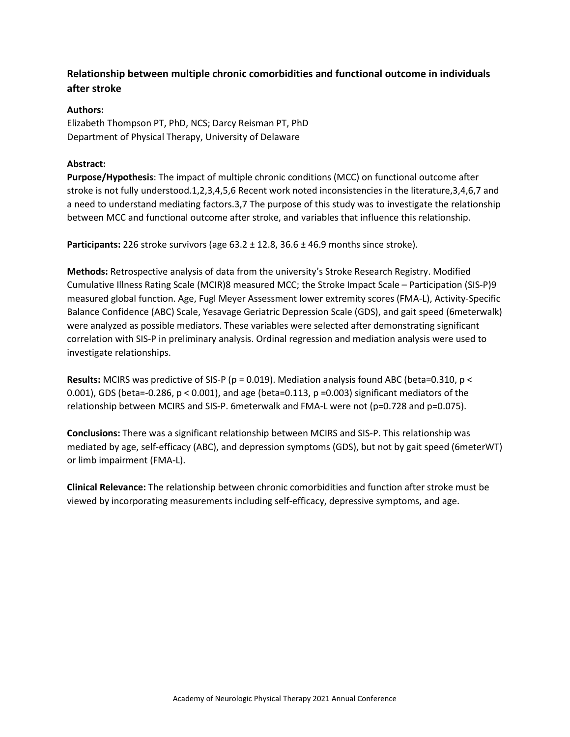## Relationship between multiple chronic comorbidities and functional outcome in individuals after stroke

**Authors:**
Elizabeth Thompson PT, PhD, NCS; Darcy Reisman PT, PhD
Department of Physical Therapy, University of Delaware

**Abstract:**

**Purpose/Hypothesis**: The impact of multiple chronic conditions (MCC) on functional outcome after stroke is not fully understood.[1,2,3,4,5,6] Recent work noted inconsistencies in the literature,[3,4,6,7] and a need to understand mediating factors.[3,7] The purpose of this study was to investigate the relationship between MCC and functional outcome after stroke, and variables that influence this relationship.

**Participants:** 226 stroke survivors (age 63.2 ± 12.8, 36.6 ± 46.9 months since stroke).

**Methods:** Retrospective analysis of data from the university's Stroke Research Registry. Modified Cumulative Illness Rating Scale (MCIR)[8] measured MCC; the Stroke Impact Scale – Participation (SIS-P)[9] measured global function. Age, Fugl Meyer Assessment lower extremity scores (FMA-L), Activity-Specific Balance Confidence (ABC) Scale, Yesavage Geriatric Depression Scale (GDS), and gait speed (6meterwalk) were analyzed as possible mediators. These variables were selected after demonstrating significant correlation with SIS-P in preliminary analysis. Ordinal regression and mediation analysis were used to investigate relationships.

**Results:** MCIRS was predictive of SIS-P ($p = 0.019$). Mediation analysis found ABC (beta=0.310, $p < 0.001$), GDS (beta=-0.286, $p < 0.001$), and age (beta=0.113, $p = 0.003$) significant mediators of the relationship between MCIRS and SIS-P. 6meterwalk and FMA-L were not ($p = 0.728$ and $p = 0.075$).

**Conclusions:** There was a significant relationship between MCIRS and SIS-P. This relationship was mediated by age, self-efficacy (ABC), and depression symptoms (GDS), but not by gait speed (6meterWT) or limb impairment (FMA-L).

**Clinical Relevance:** The relationship between chronic comorbidities and function after stroke must be viewed by incorporating measurements including self-efficacy, depressive symptoms, and age.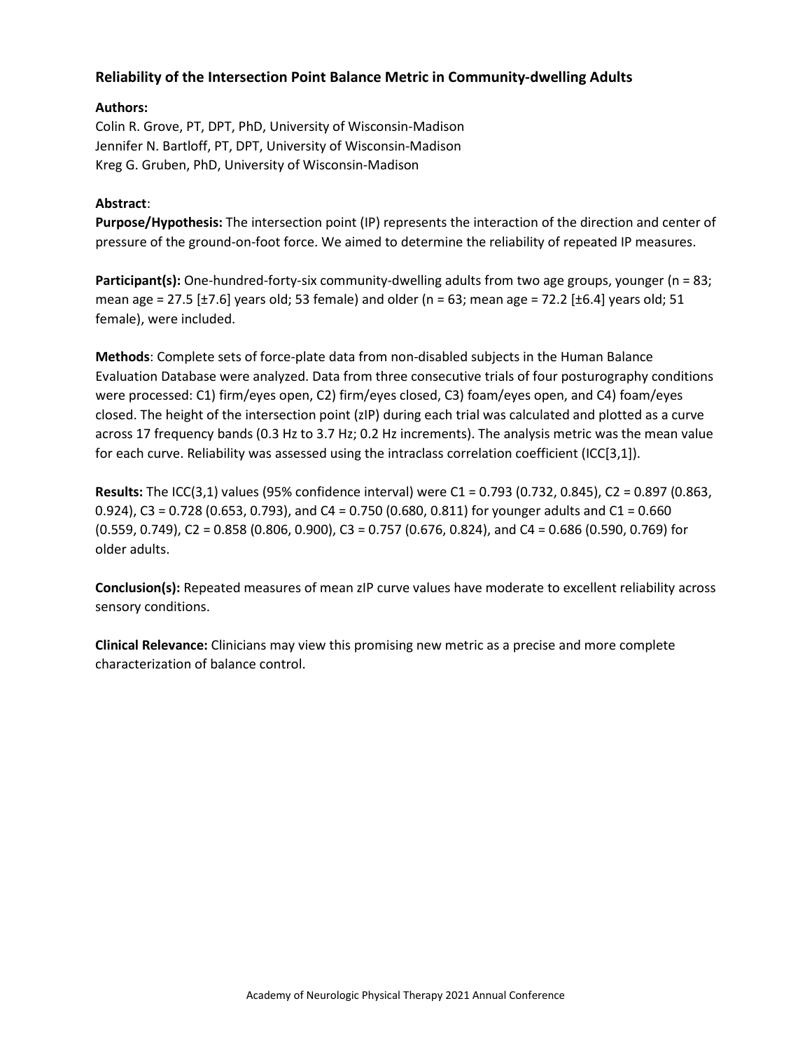### Reliability of the Intersection Point Balance Metric in Community-dwelling Adults

**Authors:**

Colin R. Grove, PT, DPT, PhD, University of Wisconsin-Madison
Jennifer N. Bartloff, PT, DPT, University of Wisconsin-Madison
Kreg G. Gruben, PhD, University of Wisconsin-Madison

**Abstract**:

**Purpose/Hypothesis:** The intersection point (IP) represents the interaction of the direction and center of pressure of the ground-on-foot force. We aimed to determine the reliability of repeated IP measures.

**Participant(s):** One-hundred-forty-six community-dwelling adults from two age groups, younger (n = 83; mean age = 27.5 [±7.6] years old; 53 female) and older (n = 63; mean age = 72.2 [±6.4] years old; 51 female), were included.

**Methods**: Complete sets of force-plate data from non-disabled subjects in the Human Balance Evaluation Database were analyzed. Data from three consecutive trials of four posturography conditions were processed: C1) firm/eyes open, C2) firm/eyes closed, C3) foam/eyes open, and C4) foam/eyes closed. The height of the intersection point (zIP) during each trial was calculated and plotted as a curve across 17 frequency bands (0.3 Hz to 3.7 Hz; 0.2 Hz increments). The analysis metric was the mean value for each curve. Reliability was assessed using the intraclass correlation coefficient (ICC[3,1]).

**Results:** The ICC(3,1) values (95% confidence interval) were C1 = 0.793 (0.732, 0.845), C2 = 0.897 (0.863, 0.924), C3 = 0.728 (0.653, 0.793), and C4 = 0.750 (0.680, 0.811) for younger adults and C1 = 0.660 (0.559, 0.749), C2 = 0.858 (0.806, 0.900), C3 = 0.757 (0.676, 0.824), and C4 = 0.686 (0.590, 0.769) for older adults.

**Conclusion(s):** Repeated measures of mean zIP curve values have moderate to excellent reliability across sensory conditions.

**Clinical Relevance:** Clinicians may view this promising new metric as a precise and more complete characterization of balance control.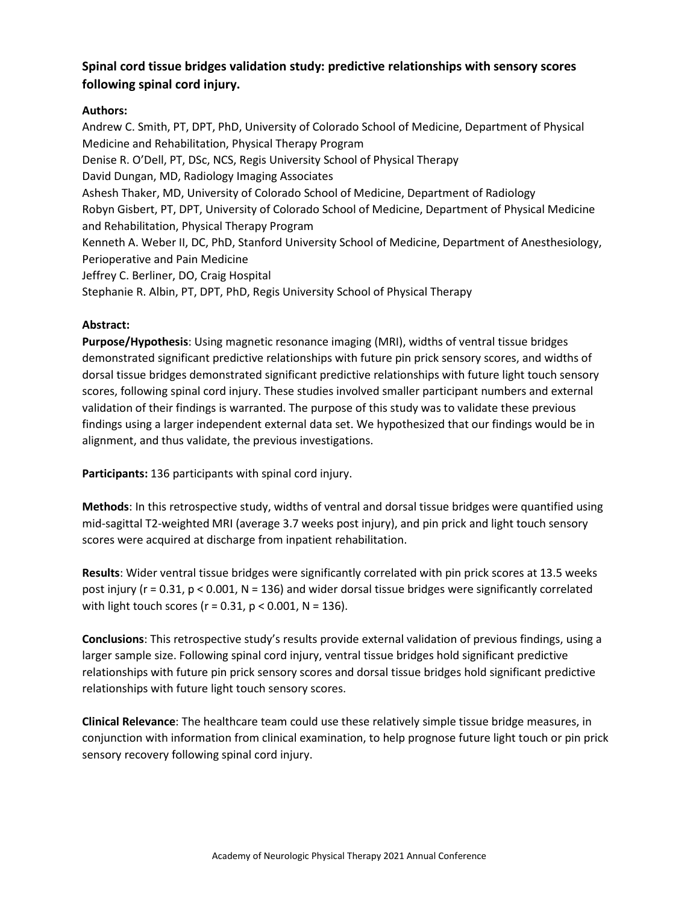## Spinal cord tissue bridges validation study: predictive relationships with sensory scores following spinal cord injury.

**Authors:**

Andrew C. Smith, PT, DPT, PhD, University of Colorado School of Medicine, Department of Physical Medicine and Rehabilitation, Physical Therapy Program
Denise R. O'Dell, PT, DSc, NCS, Regis University School of Physical Therapy
David Dungan, MD, Radiology Imaging Associates
Ashesh Thaker, MD, University of Colorado School of Medicine, Department of Radiology
Robyn Gisbert, PT, DPT, University of Colorado School of Medicine, Department of Physical Medicine and Rehabilitation, Physical Therapy Program
Kenneth A. Weber II, DC, PhD, Stanford University School of Medicine, Department of Anesthesiology, Perioperative and Pain Medicine
Jeffrey C. Berliner, DO, Craig Hospital
Stephanie R. Albin, PT, DPT, PhD, Regis University School of Physical Therapy

**Abstract:**

**Purpose/Hypothesis**: Using magnetic resonance imaging (MRI), widths of ventral tissue bridges demonstrated significant predictive relationships with future pin prick sensory scores, and widths of dorsal tissue bridges demonstrated significant predictive relationships with future light touch sensory scores, following spinal cord injury. These studies involved smaller participant numbers and external validation of their findings is warranted. The purpose of this study was to validate these previous findings using a larger independent external data set. We hypothesized that our findings would be in alignment, and thus validate, the previous investigations.

**Participants:** 136 participants with spinal cord injury.

**Methods**: In this retrospective study, widths of ventral and dorsal tissue bridges were quantified using mid-sagittal T2-weighted MRI (average 3.7 weeks post injury), and pin prick and light touch sensory scores were acquired at discharge from inpatient rehabilitation.

**Results**: Wider ventral tissue bridges were significantly correlated with pin prick scores at 13.5 weeks post injury ($r = 0.31$, $p < 0.001$, $N = 136$) and wider dorsal tissue bridges were significantly correlated with light touch scores ($r = 0.31$, $p < 0.001$, $N = 136$).

**Conclusions**: This retrospective study's results provide external validation of previous findings, using a larger sample size. Following spinal cord injury, ventral tissue bridges hold significant predictive relationships with future pin prick sensory scores and dorsal tissue bridges hold significant predictive relationships with future light touch sensory scores.

**Clinical Relevance**: The healthcare team could use these relatively simple tissue bridge measures, in conjunction with information from clinical examination, to help prognose future light touch or pin prick sensory recovery following spinal cord injury.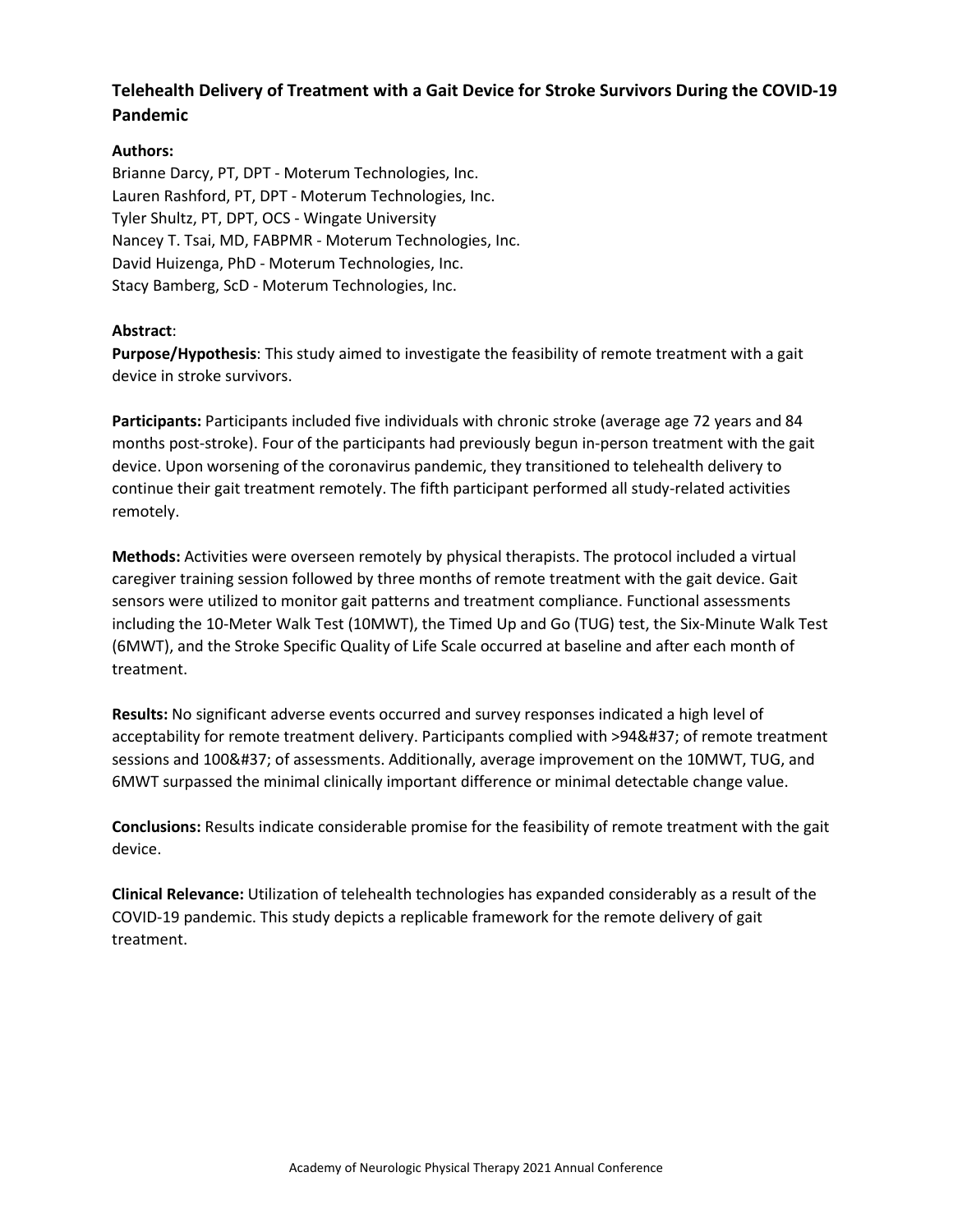## Telehealth Delivery of Treatment with a Gait Device for Stroke Survivors During the COVID-19 Pandemic

**Authors:**
Brianne Darcy, PT, DPT - Moterum Technologies, Inc.
Lauren Rashford, PT, DPT - Moterum Technologies, Inc.
Tyler Shultz, PT, DPT, OCS - Wingate University
Nancey T. Tsai, MD, FABPMR - Moterum Technologies, Inc.
David Huizenga, PhD - Moterum Technologies, Inc.
Stacy Bamberg, ScD - Moterum Technologies, Inc.

**Abstract**:

**Purpose/Hypothesis**: This study aimed to investigate the feasibility of remote treatment with a gait device in stroke survivors.

**Participants:** Participants included five individuals with chronic stroke (average age 72 years and 84 months post-stroke). Four of the participants had previously begun in-person treatment with the gait device. Upon worsening of the coronavirus pandemic, they transitioned to telehealth delivery to continue their gait treatment remotely. The fifth participant performed all study-related activities remotely.

**Methods:** Activities were overseen remotely by physical therapists. The protocol included a virtual caregiver training session followed by three months of remote treatment with the gait device. Gait sensors were utilized to monitor gait patterns and treatment compliance. Functional assessments including the 10-Meter Walk Test (10MWT), the Timed Up and Go (TUG) test, the Six-Minute Walk Test (6MWT), and the Stroke Specific Quality of Life Scale occurred at baseline and after each month of treatment.

**Results:** No significant adverse events occurred and survey responses indicated a high level of acceptability for remote treatment delivery. Participants complied with >94&#37; of remote treatment sessions and 100&#37; of assessments. Additionally, average improvement on the 10MWT, TUG, and 6MWT surpassed the minimal clinically important difference or minimal detectable change value.

**Conclusions:** Results indicate considerable promise for the feasibility of remote treatment with the gait device.

**Clinical Relevance:** Utilization of telehealth technologies has expanded considerably as a result of the COVID-19 pandemic. This study depicts a replicable framework for the remote delivery of gait treatment.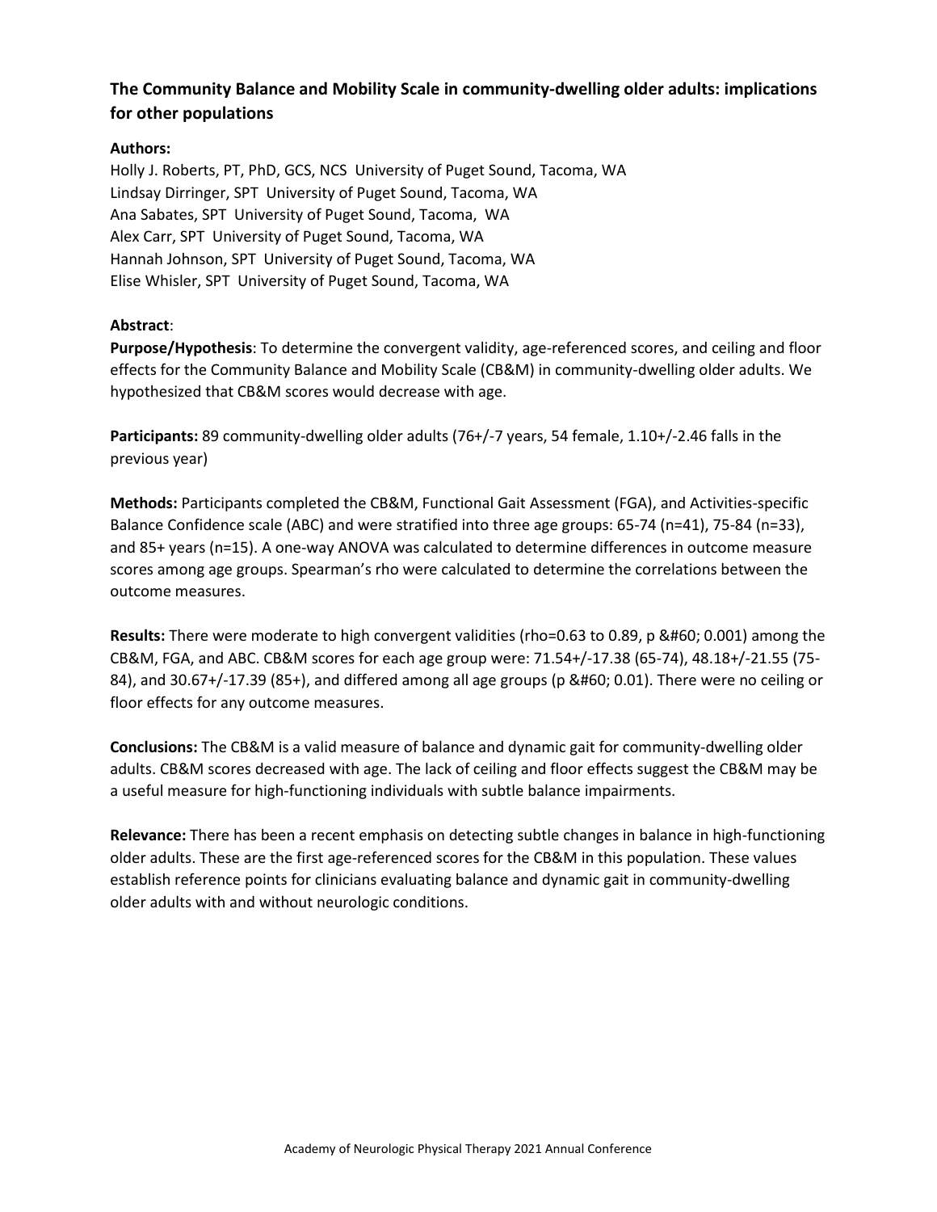## The Community Balance and Mobility Scale in community-dwelling older adults: implications for other populations

**Authors:**

Holly J. Roberts, PT, PhD, GCS, NCS University of Puget Sound, Tacoma, WA
Lindsay Dirringer, SPT University of Puget Sound, Tacoma, WA
Ana Sabates, SPT University of Puget Sound, Tacoma, WA
Alex Carr, SPT University of Puget Sound, Tacoma, WA
Hannah Johnson, SPT University of Puget Sound, Tacoma, WA
Elise Whisler, SPT University of Puget Sound, Tacoma, WA

**Abstract**:

**Purpose/Hypothesis**: To determine the convergent validity, age-referenced scores, and ceiling and floor effects for the Community Balance and Mobility Scale (CB&M) in community-dwelling older adults. We hypothesized that CB&M scores would decrease with age.

**Participants:** 89 community-dwelling older adults (76+/-7 years, 54 female, 1.10+/-2.46 falls in the previous year)

**Methods:** Participants completed the CB&M, Functional Gait Assessment (FGA), and Activities-specific Balance Confidence scale (ABC) and were stratified into three age groups: 65-74 (n=41), 75-84 (n=33), and 85+ years (n=15). A one-way ANOVA was calculated to determine differences in outcome measure scores among age groups. Spearman's rho were calculated to determine the correlations between the outcome measures.

**Results:** There were moderate to high convergent validities (rho=0.63 to 0.89, $p < 0.001$) among the CB&M, FGA, and ABC. CB&M scores for each age group were: 71.54+/-17.38 (65-74), 48.18+/-21.55 (75-84), and 30.67+/-17.39 (85+), and differed among all age groups ($p < 0.01$). There were no ceiling or floor effects for any outcome measures.

**Conclusions:** The CB&M is a valid measure of balance and dynamic gait for community-dwelling older adults. CB&M scores decreased with age. The lack of ceiling and floor effects suggest the CB&M may be a useful measure for high-functioning individuals with subtle balance impairments.

**Relevance:** There has been a recent emphasis on detecting subtle changes in balance in high-functioning older adults. These are the first age-referenced scores for the CB&M in this population. These values establish reference points for clinicians evaluating balance and dynamic gait in community-dwelling older adults with and without neurologic conditions.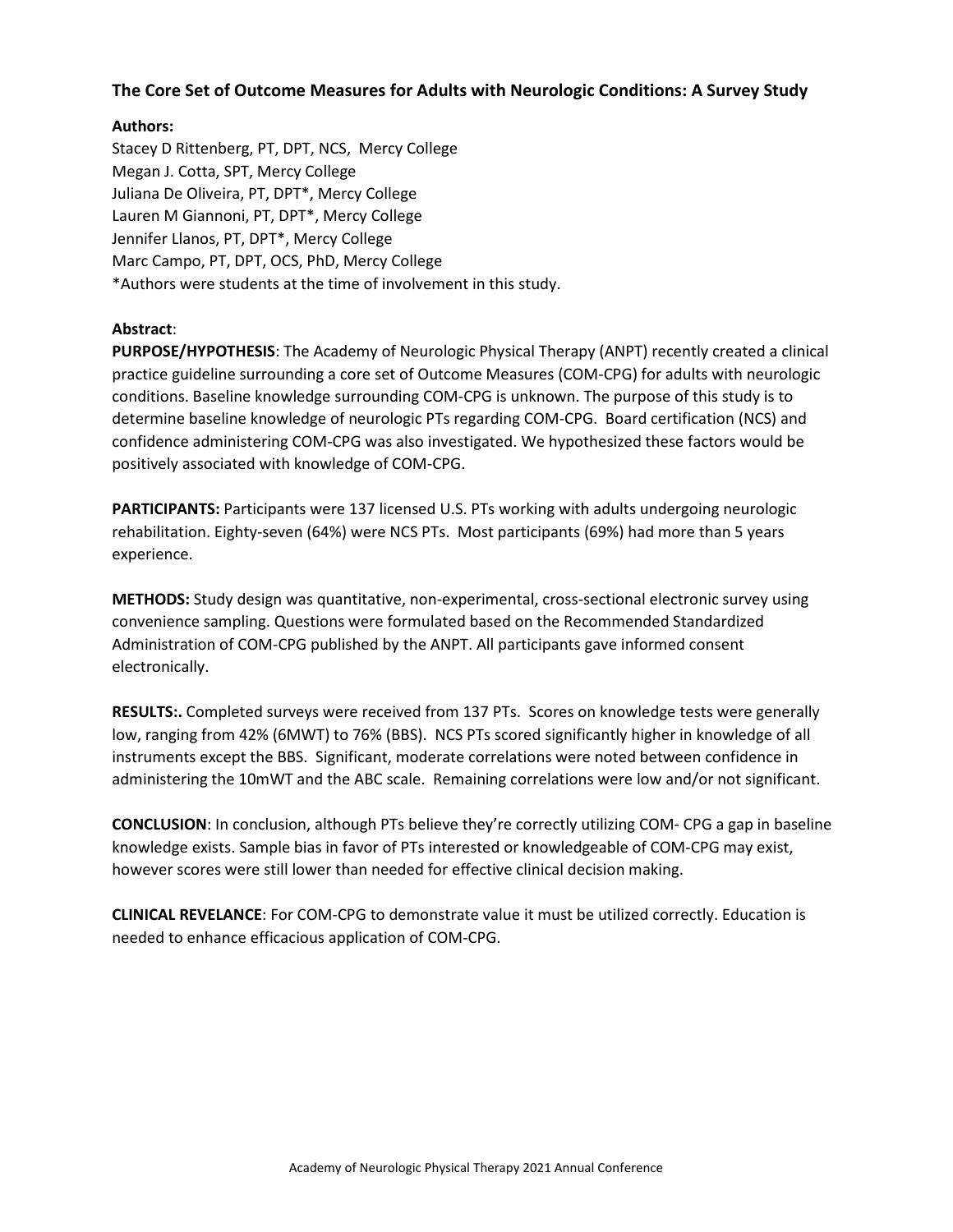## The Core Set of Outcome Measures for Adults with Neurologic Conditions: A Survey Study

**Authors:**
Stacey D Rittenberg, PT, DPT, NCS, Mercy College
Megan J. Cotta, SPT, Mercy College
Juliana De Oliveira, PT, DPT*, Mercy College
Lauren M Giannoni, PT, DPT*, Mercy College
Jennifer Llanos, PT, DPT*, Mercy College
Marc Campo, PT, DPT, OCS, PhD, Mercy College
*Authors were students at the time of involvement in this study.

**Abstract**:

**PURPOSE/HYPOTHESIS**: The Academy of Neurologic Physical Therapy (ANPT) recently created a clinical practice guideline surrounding a core set of Outcome Measures (COM-CPG) for adults with neurologic conditions. Baseline knowledge surrounding COM-CPG is unknown. The purpose of this study is to determine baseline knowledge of neurologic PTs regarding COM-CPG. Board certification (NCS) and confidence administering COM-CPG was also investigated. We hypothesized these factors would be positively associated with knowledge of COM-CPG.

**PARTICIPANTS:** Participants were 137 licensed U.S. PTs working with adults undergoing neurologic rehabilitation. Eighty-seven (64%) were NCS PTs. Most participants (69%) had more than 5 years experience.

**METHODS:** Study design was quantitative, non-experimental, cross-sectional electronic survey using convenience sampling. Questions were formulated based on the Recommended Standardized Administration of COM-CPG published by the ANPT. All participants gave informed consent electronically.

**RESULTS:.** Completed surveys were received from 137 PTs. Scores on knowledge tests were generally low, ranging from 42% (6MWT) to 76% (BBS). NCS PTs scored significantly higher in knowledge of all instruments except the BBS. Significant, moderate correlations were noted between confidence in administering the 10mWT and the ABC scale. Remaining correlations were low and/or not significant.

**CONCLUSION**: In conclusion, although PTs believe they're correctly utilizing COM- CPG a gap in baseline knowledge exists. Sample bias in favor of PTs interested or knowledgeable of COM-CPG may exist, however scores were still lower than needed for effective clinical decision making.

**CLINICAL REVELANCE**: For COM-CPG to demonstrate value it must be utilized correctly. Education is needed to enhance efficacious application of COM-CPG.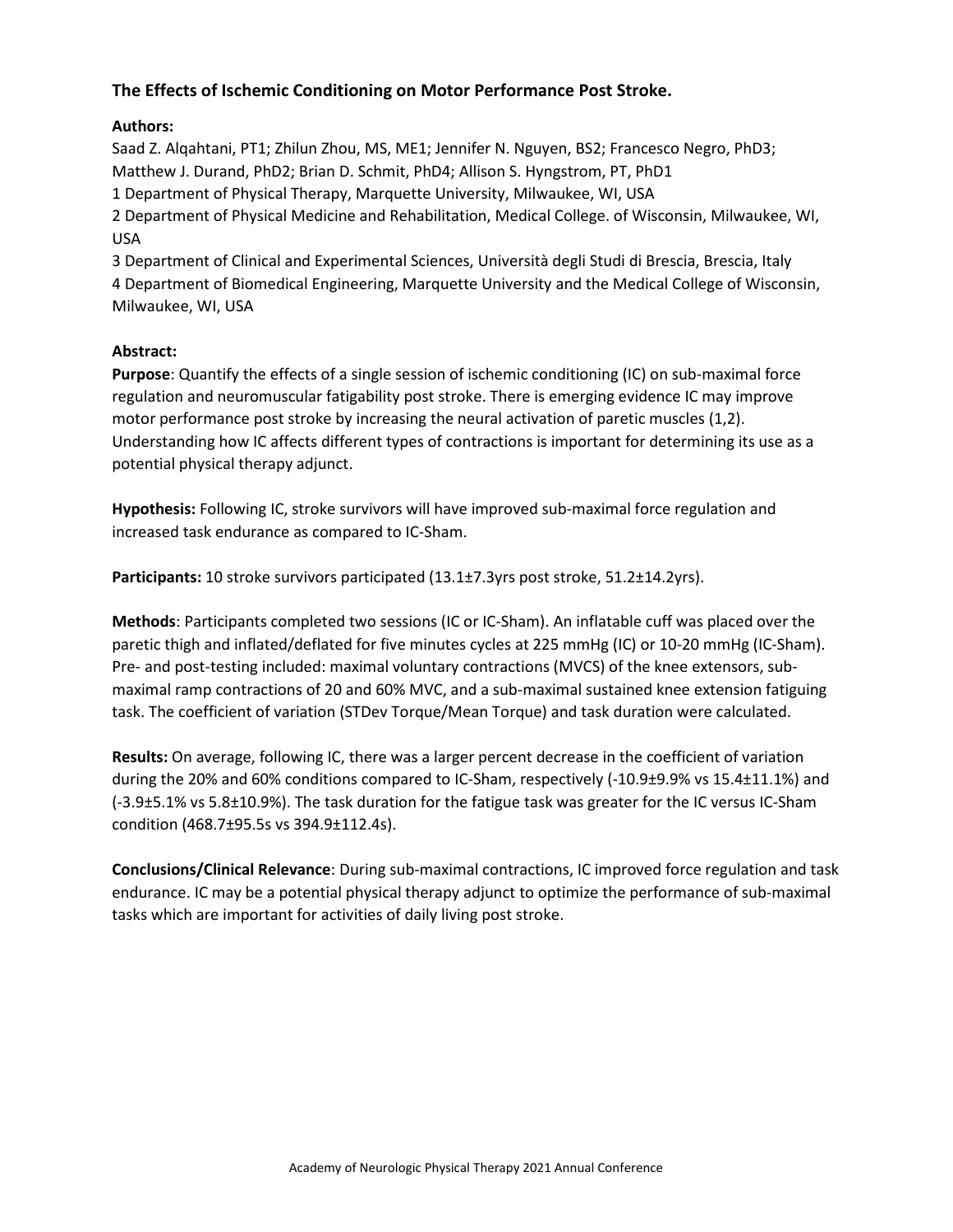## The Effects of Ischemic Conditioning on Motor Performance Post Stroke.

**Authors:**

Saad Z. Alqahtani, PT1; Zhilun Zhou, MS, ME1; Jennifer N. Nguyen, BS2; Francesco Negro, PhD3; Matthew J. Durand, PhD2; Brian D. Schmit, PhD4; Allison S. Hyngstrom, PT, PhD1

1 Department of Physical Therapy, Marquette University, Milwaukee, WI, USA

2 Department of Physical Medicine and Rehabilitation, Medical College. of Wisconsin, Milwaukee, WI, USA

3 Department of Clinical and Experimental Sciences, Università degli Studi di Brescia, Brescia, Italy

4 Department of Biomedical Engineering, Marquette University and the Medical College of Wisconsin, Milwaukee, WI, USA

**Abstract:**

**Purpose**: Quantify the effects of a single session of ischemic conditioning (IC) on sub-maximal force regulation and neuromuscular fatigability post stroke. There is emerging evidence IC may improve motor performance post stroke by increasing the neural activation of paretic muscles (1,2). Understanding how IC affects different types of contractions is important for determining its use as a potential physical therapy adjunct.

**Hypothesis:** Following IC, stroke survivors will have improved sub-maximal force regulation and increased task endurance as compared to IC-Sham.

**Participants:** 10 stroke survivors participated (13.1±7.3yrs post stroke, 51.2±14.2yrs).

**Methods**: Participants completed two sessions (IC or IC-Sham). An inflatable cuff was placed over the paretic thigh and inflated/deflated for five minutes cycles at 225 mmHg (IC) or 10-20 mmHg (IC-Sham). Pre- and post-testing included: maximal voluntary contractions (MVCS) of the knee extensors, sub-maximal ramp contractions of 20 and 60% MVC, and a sub-maximal sustained knee extension fatiguing task. The coefficient of variation (STDev Torque/Mean Torque) and task duration were calculated.

**Results:** On average, following IC, there was a larger percent decrease in the coefficient of variation during the 20% and 60% conditions compared to IC-Sham, respectively (-10.9±9.9% vs 15.4±11.1%) and (-3.9±5.1% vs 5.8±10.9%). The task duration for the fatigue task was greater for the IC versus IC-Sham condition (468.7±95.5s vs 394.9±112.4s).

**Conclusions/Clinical Relevance**: During sub-maximal contractions, IC improved force regulation and task endurance. IC may be a potential physical therapy adjunct to optimize the performance of sub-maximal tasks which are important for activities of daily living post stroke.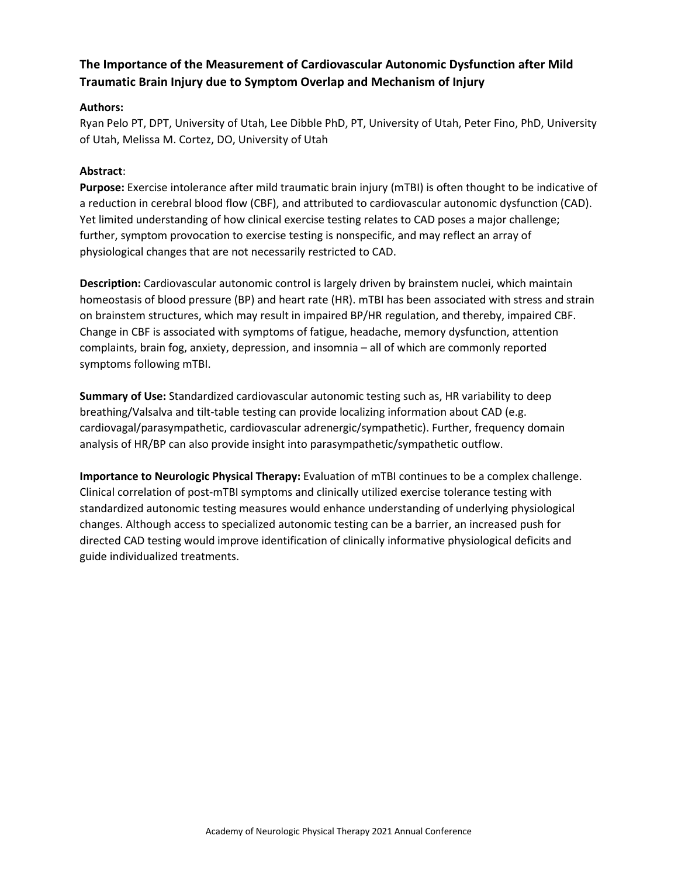## The Importance of the Measurement of Cardiovascular Autonomic Dysfunction after Mild Traumatic Brain Injury due to Symptom Overlap and Mechanism of Injury

**Authors:**
Ryan Pelo PT, DPT, University of Utah, Lee Dibble PhD, PT, University of Utah, Peter Fino, PhD, University of Utah, Melissa M. Cortez, DO, University of Utah

**Abstract**:

**Purpose:** Exercise intolerance after mild traumatic brain injury (mTBI) is often thought to be indicative of a reduction in cerebral blood flow (CBF), and attributed to cardiovascular autonomic dysfunction (CAD). Yet limited understanding of how clinical exercise testing relates to CAD poses a major challenge; further, symptom provocation to exercise testing is nonspecific, and may reflect an array of physiological changes that are not necessarily restricted to CAD.

**Description:** Cardiovascular autonomic control is largely driven by brainstem nuclei, which maintain homeostasis of blood pressure (BP) and heart rate (HR). mTBI has been associated with stress and strain on brainstem structures, which may result in impaired BP/HR regulation, and thereby, impaired CBF. Change in CBF is associated with symptoms of fatigue, headache, memory dysfunction, attention complaints, brain fog, anxiety, depression, and insomnia – all of which are commonly reported symptoms following mTBI.

**Summary of Use:** Standardized cardiovascular autonomic testing such as, HR variability to deep breathing/Valsalva and tilt-table testing can provide localizing information about CAD (e.g. cardiovagal/parasympathetic, cardiovascular adrenergic/sympathetic). Further, frequency domain analysis of HR/BP can also provide insight into parasympathetic/sympathetic outflow.

**Importance to Neurologic Physical Therapy:** Evaluation of mTBI continues to be a complex challenge. Clinical correlation of post-mTBI symptoms and clinically utilized exercise tolerance testing with standardized autonomic testing measures would enhance understanding of underlying physiological changes. Although access to specialized autonomic testing can be a barrier, an increased push for directed CAD testing would improve identification of clinically informative physiological deficits and guide individualized treatments.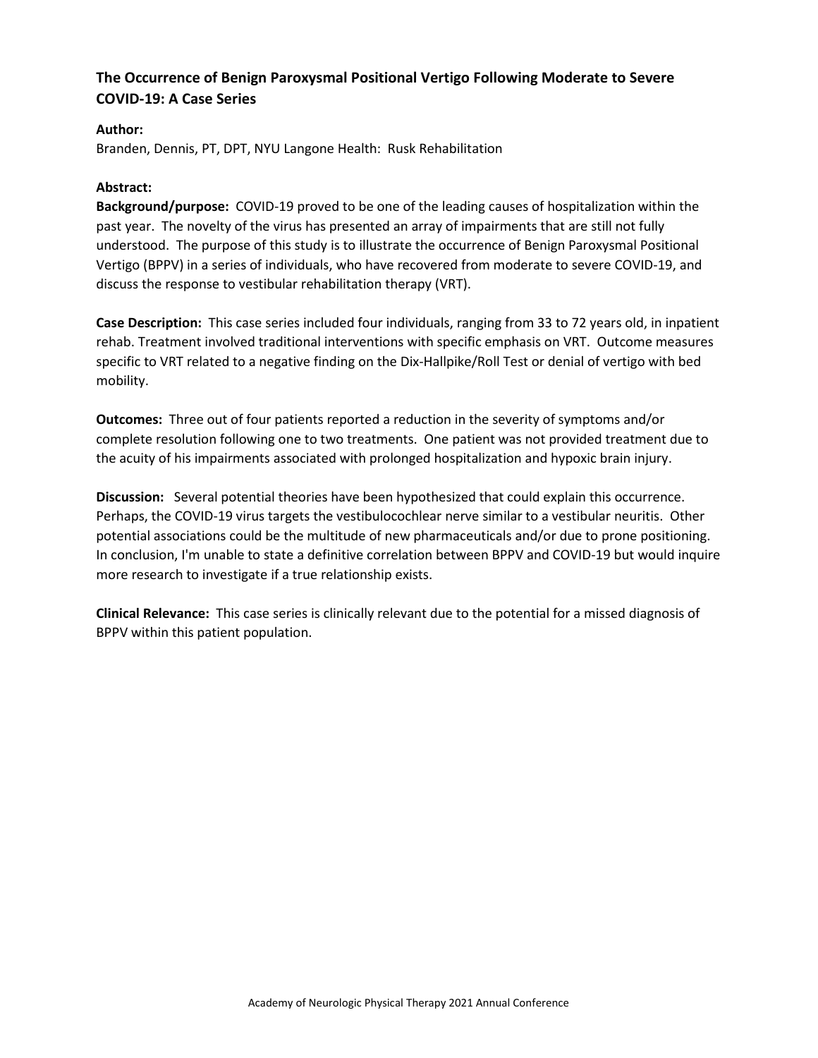## The Occurrence of Benign Paroxysmal Positional Vertigo Following Moderate to Severe COVID-19: A Case Series

**Author:**

Branden, Dennis, PT, DPT, NYU Langone Health: Rusk Rehabilitation

**Abstract:**

**Background/purpose:** COVID-19 proved to be one of the leading causes of hospitalization within the past year. The novelty of the virus has presented an array of impairments that are still not fully understood. The purpose of this study is to illustrate the occurrence of Benign Paroxysmal Positional Vertigo (BPPV) in a series of individuals, who have recovered from moderate to severe COVID-19, and discuss the response to vestibular rehabilitation therapy (VRT).

**Case Description:** This case series included four individuals, ranging from 33 to 72 years old, in inpatient rehab. Treatment involved traditional interventions with specific emphasis on VRT. Outcome measures specific to VRT related to a negative finding on the Dix-Hallpike/Roll Test or denial of vertigo with bed mobility.

**Outcomes:** Three out of four patients reported a reduction in the severity of symptoms and/or complete resolution following one to two treatments. One patient was not provided treatment due to the acuity of his impairments associated with prolonged hospitalization and hypoxic brain injury.

**Discussion:** Several potential theories have been hypothesized that could explain this occurrence. Perhaps, the COVID-19 virus targets the vestibulocochlear nerve similar to a vestibular neuritis. Other potential associations could be the multitude of new pharmaceuticals and/or due to prone positioning. In conclusion, I'm unable to state a definitive correlation between BPPV and COVID-19 but would inquire more research to investigate if a true relationship exists.

**Clinical Relevance:** This case series is clinically relevant due to the potential for a missed diagnosis of BPPV within this patient population.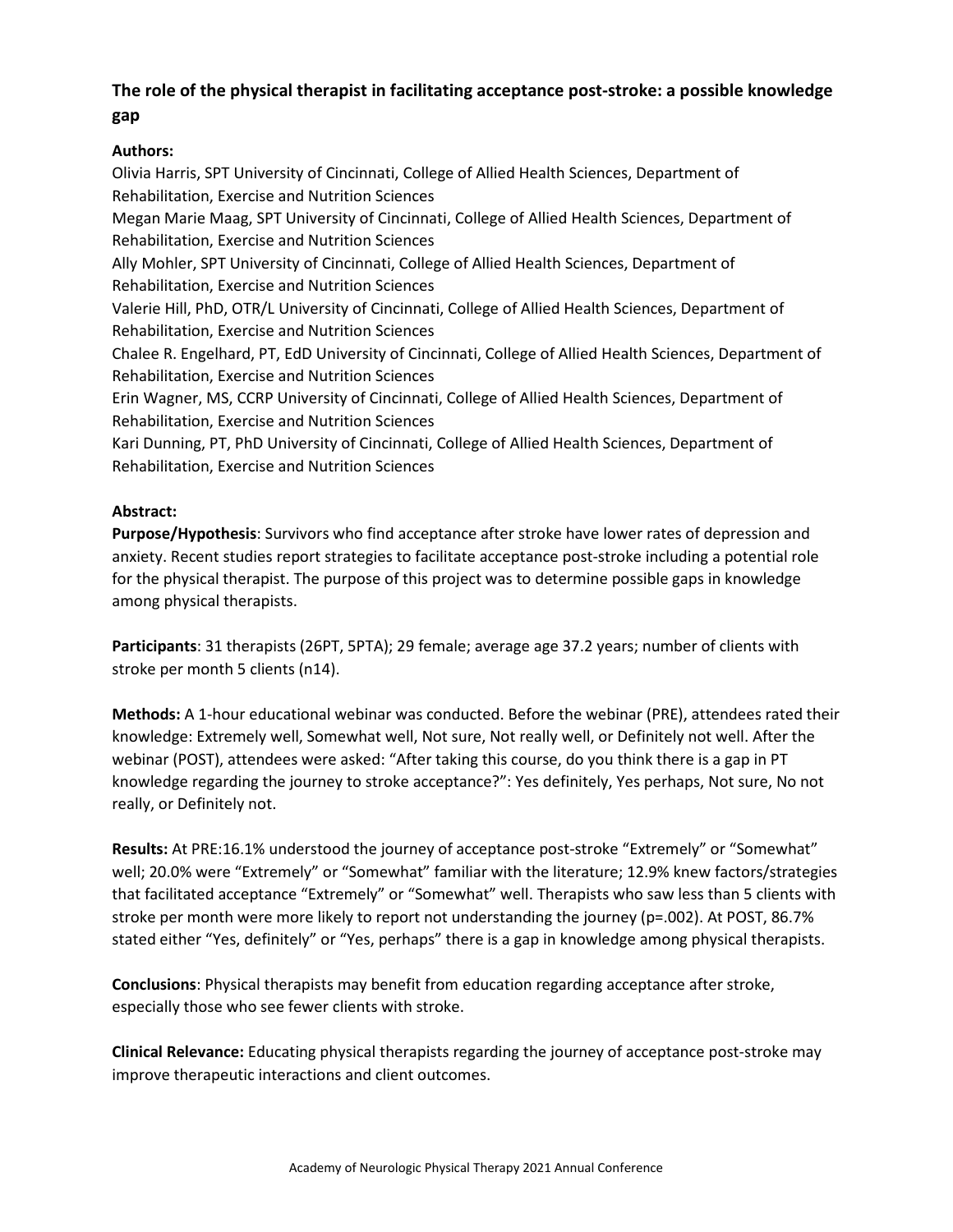## The role of the physical therapist in facilitating acceptance post-stroke: a possible knowledge gap

**Authors:**

Olivia Harris, SPT University of Cincinnati, College of Allied Health Sciences, Department of Rehabilitation, Exercise and Nutrition Sciences

Megan Marie Maag, SPT University of Cincinnati, College of Allied Health Sciences, Department of Rehabilitation, Exercise and Nutrition Sciences

Ally Mohler, SPT University of Cincinnati, College of Allied Health Sciences, Department of Rehabilitation, Exercise and Nutrition Sciences

Valerie Hill, PhD, OTR/L University of Cincinnati, College of Allied Health Sciences, Department of Rehabilitation, Exercise and Nutrition Sciences

Chalee R. Engelhard, PT, EdD University of Cincinnati, College of Allied Health Sciences, Department of Rehabilitation, Exercise and Nutrition Sciences

Erin Wagner, MS, CCRP University of Cincinnati, College of Allied Health Sciences, Department of Rehabilitation, Exercise and Nutrition Sciences

Kari Dunning, PT, PhD University of Cincinnati, College of Allied Health Sciences, Department of Rehabilitation, Exercise and Nutrition Sciences

**Abstract:**

**Purpose/Hypothesis**: Survivors who find acceptance after stroke have lower rates of depression and anxiety. Recent studies report strategies to facilitate acceptance post-stroke including a potential role for the physical therapist. The purpose of this project was to determine possible gaps in knowledge among physical therapists.

**Participants**: 31 therapists (26PT, 5PTA); 29 female; average age 37.2 years; number of clients with stroke per month 5 clients (n14).

**Methods:** A 1-hour educational webinar was conducted. Before the webinar (PRE), attendees rated their knowledge: Extremely well, Somewhat well, Not sure, Not really well, or Definitely not well. After the webinar (POST), attendees were asked: "After taking this course, do you think there is a gap in PT knowledge regarding the journey to stroke acceptance?": Yes definitely, Yes perhaps, Not sure, No not really, or Definitely not.

**Results:** At PRE:16.1% understood the journey of acceptance post-stroke "Extremely" or "Somewhat" well; 20.0% were "Extremely" or "Somewhat" familiar with the literature; 12.9% knew factors/strategies that facilitated acceptance "Extremely" or "Somewhat" well. Therapists who saw less than 5 clients with stroke per month were more likely to report not understanding the journey ($p=.002$). At POST, 86.7% stated either "Yes, definitely" or "Yes, perhaps" there is a gap in knowledge among physical therapists.

**Conclusions**: Physical therapists may benefit from education regarding acceptance after stroke, especially those who see fewer clients with stroke.

**Clinical Relevance:** Educating physical therapists regarding the journey of acceptance post-stroke may improve therapeutic interactions and client outcomes.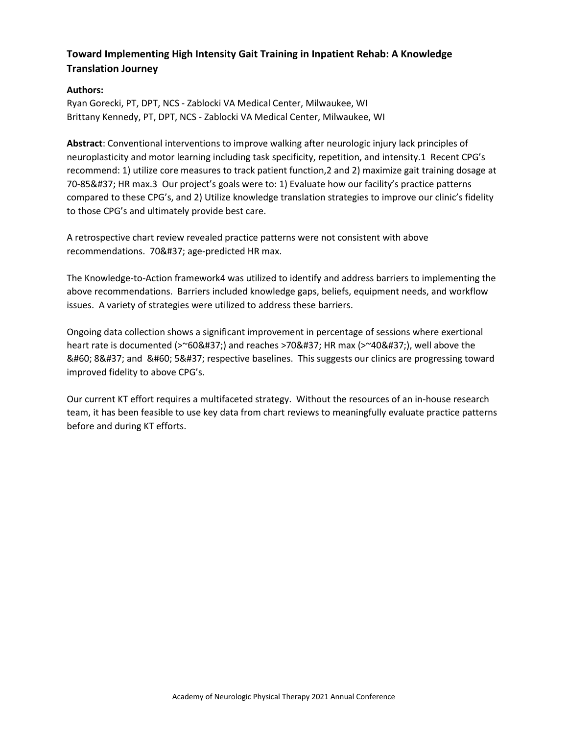### Toward Implementing High Intensity Gait Training in Inpatient Rehab: A Knowledge Translation Journey

**Authors:**

Ryan Gorecki, PT, DPT, NCS - Zablocki VA Medical Center, Milwaukee, WI
Brittany Kennedy, PT, DPT, NCS - Zablocki VA Medical Center, Milwaukee, WI

**Abstract**: Conventional interventions to improve walking after neurologic injury lack principles of neuroplasticity and motor learning including task specificity, repetition, and intensity.1 Recent CPG's recommend: 1) utilize core measures to track patient function,2 and 2) maximize gait training dosage at 70-85&#37; HR max.3 Our project's goals were to: 1) Evaluate how our facility's practice patterns compared to these CPG's, and 2) Utilize knowledge translation strategies to improve our clinic's fidelity to those CPG's and ultimately provide best care.

A retrospective chart review revealed practice patterns were not consistent with above recommendations. 70&#37; age-predicted HR max.

The Knowledge-to-Action framework4 was utilized to identify and address barriers to implementing the above recommendations. Barriers included knowledge gaps, beliefs, equipment needs, and workflow issues. A variety of strategies were utilized to address these barriers.

Ongoing data collection shows a significant improvement in percentage of sessions where exertional heart rate is documented (>~60&#37;) and reaches >70&#37; HR max (>~40&#37;), well above the &#60; 8&#37; and &#60; 5&#37; respective baselines. This suggests our clinics are progressing toward improved fidelity to above CPG's.

Our current KT effort requires a multifaceted strategy. Without the resources of an in-house research team, it has been feasible to use key data from chart reviews to meaningfully evaluate practice patterns before and during KT efforts.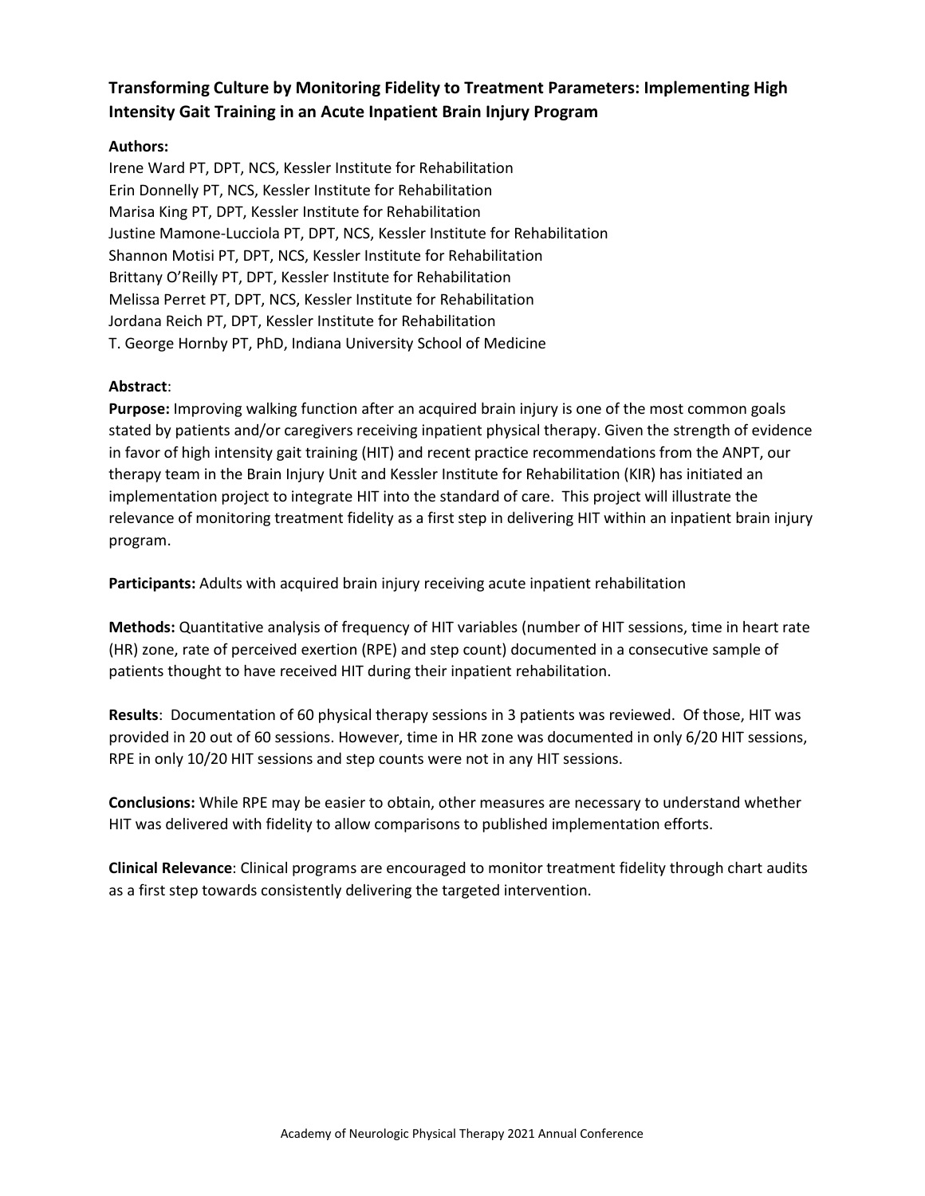## Transforming Culture by Monitoring Fidelity to Treatment Parameters: Implementing High Intensity Gait Training in an Acute Inpatient Brain Injury Program

**Authors:**

Irene Ward PT, DPT, NCS, Kessler Institute for Rehabilitation
Erin Donnelly PT, NCS, Kessler Institute for Rehabilitation
Marisa King PT, DPT, Kessler Institute for Rehabilitation
Justine Mamone-Lucciola PT, DPT, NCS, Kessler Institute for Rehabilitation
Shannon Motisi PT, DPT, NCS, Kessler Institute for Rehabilitation
Brittany O'Reilly PT, DPT, Kessler Institute for Rehabilitation
Melissa Perret PT, DPT, NCS, Kessler Institute for Rehabilitation
Jordana Reich PT, DPT, Kessler Institute for Rehabilitation
T. George Hornby PT, PhD, Indiana University School of Medicine

**Abstract**:

**Purpose:** Improving walking function after an acquired brain injury is one of the most common goals stated by patients and/or caregivers receiving inpatient physical therapy. Given the strength of evidence in favor of high intensity gait training (HIT) and recent practice recommendations from the ANPT, our therapy team in the Brain Injury Unit and Kessler Institute for Rehabilitation (KIR) has initiated an implementation project to integrate HIT into the standard of care. This project will illustrate the relevance of monitoring treatment fidelity as a first step in delivering HIT within an inpatient brain injury program.

**Participants:** Adults with acquired brain injury receiving acute inpatient rehabilitation

**Methods:** Quantitative analysis of frequency of HIT variables (number of HIT sessions, time in heart rate (HR) zone, rate of perceived exertion (RPE) and step count) documented in a consecutive sample of patients thought to have received HIT during their inpatient rehabilitation.

**Results**: Documentation of 60 physical therapy sessions in 3 patients was reviewed. Of those, HIT was provided in 20 out of 60 sessions. However, time in HR zone was documented in only 6/20 HIT sessions, RPE in only 10/20 HIT sessions and step counts were not in any HIT sessions.

**Conclusions:** While RPE may be easier to obtain, other measures are necessary to understand whether HIT was delivered with fidelity to allow comparisons to published implementation efforts.

**Clinical Relevance**: Clinical programs are encouraged to monitor treatment fidelity through chart audits as a first step towards consistently delivering the targeted intervention.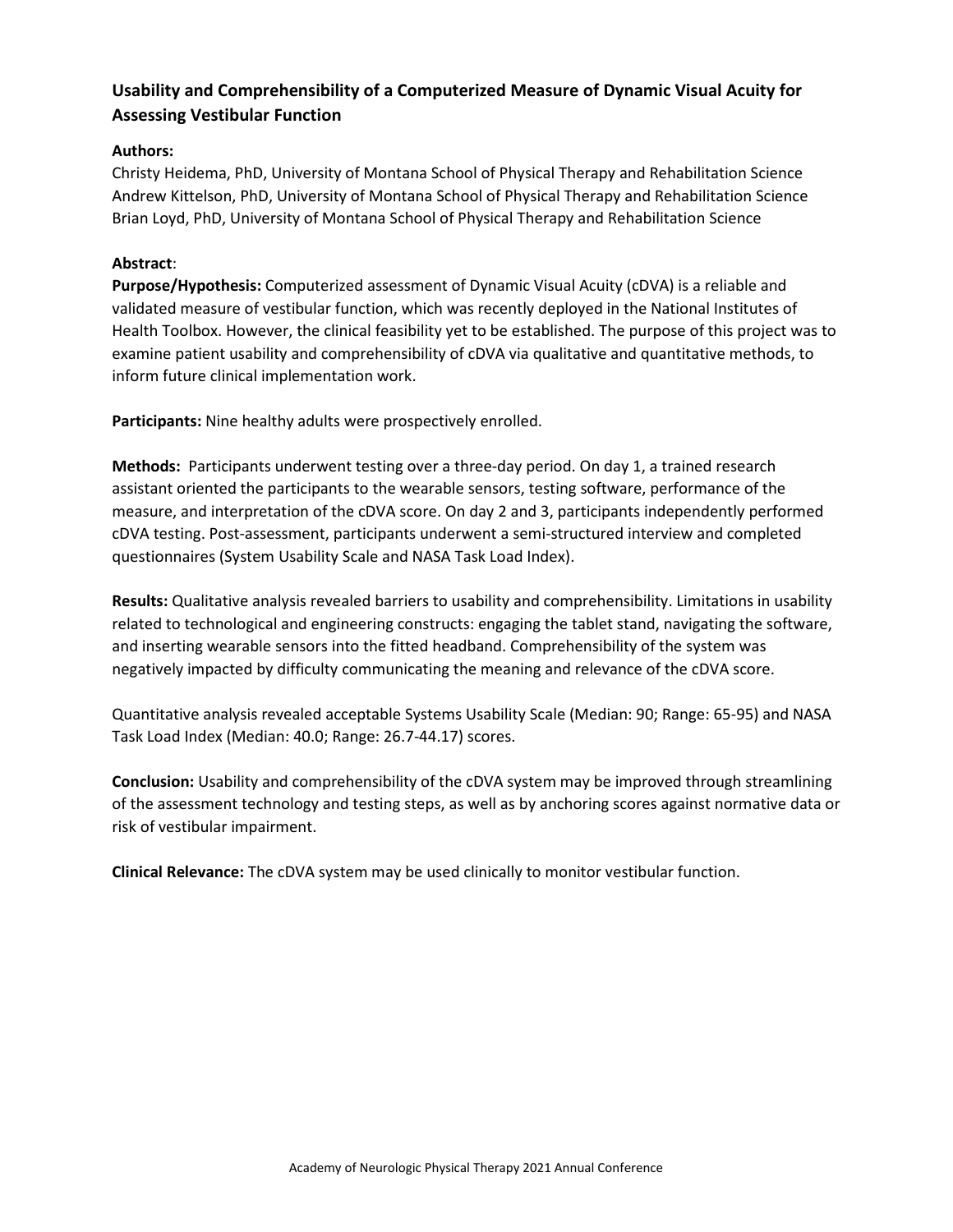## Usability and Comprehensibility of a Computerized Measure of Dynamic Visual Acuity for Assessing Vestibular Function

**Authors:**

Christy Heidema, PhD, University of Montana School of Physical Therapy and Rehabilitation Science
Andrew Kittelson, PhD, University of Montana School of Physical Therapy and Rehabilitation Science
Brian Loyd, PhD, University of Montana School of Physical Therapy and Rehabilitation Science

**Abstract**:

**Purpose/Hypothesis:** Computerized assessment of Dynamic Visual Acuity (cDVA) is a reliable and validated measure of vestibular function, which was recently deployed in the National Institutes of Health Toolbox. However, the clinical feasibility yet to be established. The purpose of this project was to examine patient usability and comprehensibility of cDVA via qualitative and quantitative methods, to inform future clinical implementation work.

**Participants:** Nine healthy adults were prospectively enrolled.

**Methods:** Participants underwent testing over a three-day period. On day 1, a trained research assistant oriented the participants to the wearable sensors, testing software, performance of the measure, and interpretation of the cDVA score. On day 2 and 3, participants independently performed cDVA testing. Post-assessment, participants underwent a semi-structured interview and completed questionnaires (System Usability Scale and NASA Task Load Index).

**Results:** Qualitative analysis revealed barriers to usability and comprehensibility. Limitations in usability related to technological and engineering constructs: engaging the tablet stand, navigating the software, and inserting wearable sensors into the fitted headband. Comprehensibility of the system was negatively impacted by difficulty communicating the meaning and relevance of the cDVA score.

Quantitative analysis revealed acceptable Systems Usability Scale (Median: 90; Range: 65-95) and NASA Task Load Index (Median: 40.0; Range: 26.7-44.17) scores.

**Conclusion:** Usability and comprehensibility of the cDVA system may be improved through streamlining of the assessment technology and testing steps, as well as by anchoring scores against normative data or risk of vestibular impairment.

**Clinical Relevance:** The cDVA system may be used clinically to monitor vestibular function.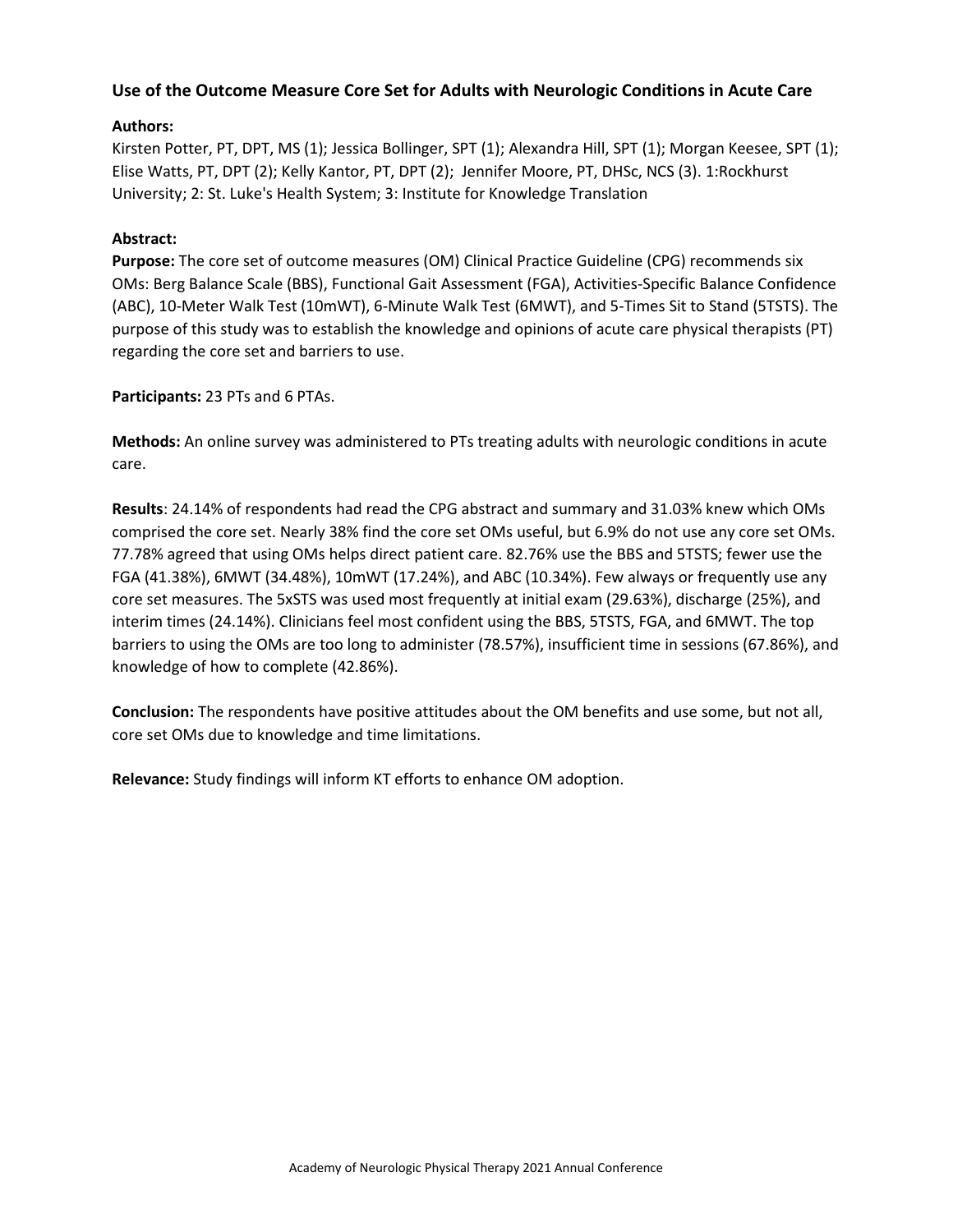## Use of the Outcome Measure Core Set for Adults with Neurologic Conditions in Acute Care

**Authors:**

Kirsten Potter, PT, DPT, MS (1); Jessica Bollinger, SPT (1); Alexandra Hill, SPT (1); Morgan Keesee, SPT (1); Elise Watts, PT, DPT (2); Kelly Kantor, PT, DPT (2); Jennifer Moore, PT, DHSc, NCS (3). 1:Rockhurst University; 2: St. Luke's Health System; 3: Institute for Knowledge Translation

**Abstract:**

**Purpose:** The core set of outcome measures (OM) Clinical Practice Guideline (CPG) recommends six OMs: Berg Balance Scale (BBS), Functional Gait Assessment (FGA), Activities-Specific Balance Confidence (ABC), 10-Meter Walk Test (10mWT), 6-Minute Walk Test (6MWT), and 5-Times Sit to Stand (5TSTS). The purpose of this study was to establish the knowledge and opinions of acute care physical therapists (PT) regarding the core set and barriers to use.

**Participants:** 23 PTs and 6 PTAs.

**Methods:** An online survey was administered to PTs treating adults with neurologic conditions in acute care.

**Results**: 24.14% of respondents had read the CPG abstract and summary and 31.03% knew which OMs comprised the core set. Nearly 38% find the core set OMs useful, but 6.9% do not use any core set OMs. 77.78% agreed that using OMs helps direct patient care. 82.76% use the BBS and 5TSTS; fewer use the FGA (41.38%), 6MWT (34.48%), 10mWT (17.24%), and ABC (10.34%). Few always or frequently use any core set measures. The 5xSTS was used most frequently at initial exam (29.63%), discharge (25%), and interim times (24.14%). Clinicians feel most confident using the BBS, 5TSTS, FGA, and 6MWT. The top barriers to using the OMs are too long to administer (78.57%), insufficient time in sessions (67.86%), and knowledge of how to complete (42.86%).

**Conclusion:** The respondents have positive attitudes about the OM benefits and use some, but not all, core set OMs due to knowledge and time limitations.

**Relevance:** Study findings will inform KT efforts to enhance OM adoption.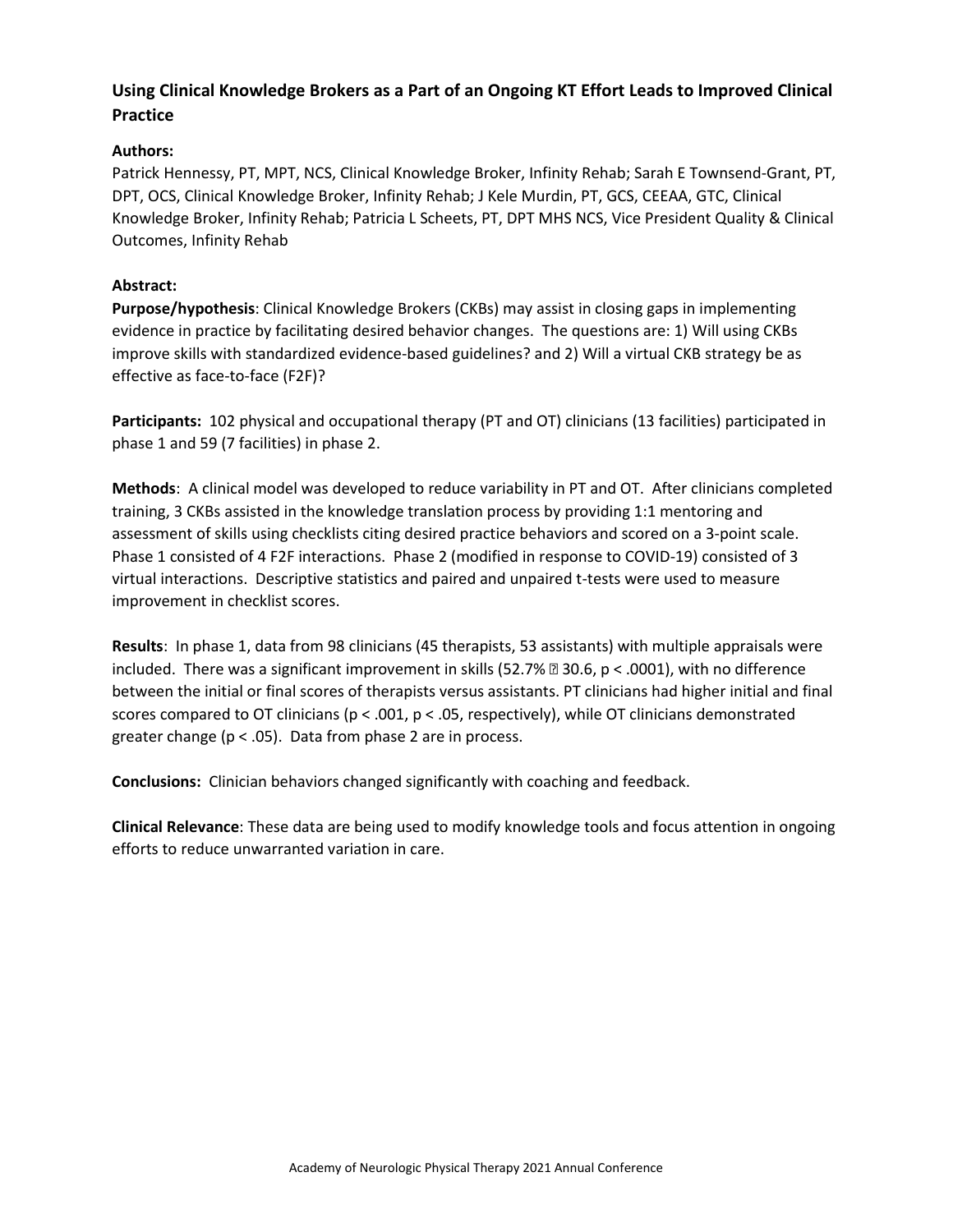## Using Clinical Knowledge Brokers as a Part of an Ongoing KT Effort Leads to Improved Clinical Practice

**Authors:**

Patrick Hennessy, PT, MPT, NCS, Clinical Knowledge Broker, Infinity Rehab; Sarah E Townsend-Grant, PT, DPT, OCS, Clinical Knowledge Broker, Infinity Rehab; J Kele Murdin, PT, GCS, CEEAA, GTC, Clinical Knowledge Broker, Infinity Rehab; Patricia L Scheets, PT, DPT MHS NCS, Vice President Quality & Clinical Outcomes, Infinity Rehab

**Abstract:**

**Purpose/hypothesis**: Clinical Knowledge Brokers (CKBs) may assist in closing gaps in implementing evidence in practice by facilitating desired behavior changes. The questions are: 1) Will using CKBs improve skills with standardized evidence-based guidelines? and 2) Will a virtual CKB strategy be as effective as face-to-face (F2F)?

**Participants:** 102 physical and occupational therapy (PT and OT) clinicians (13 facilities) participated in phase 1 and 59 (7 facilities) in phase 2.

**Methods**: A clinical model was developed to reduce variability in PT and OT. After clinicians completed training, 3 CKBs assisted in the knowledge translation process by providing 1:1 mentoring and assessment of skills using checklists citing desired practice behaviors and scored on a 3-point scale. Phase 1 consisted of 4 F2F interactions. Phase 2 (modified in response to COVID-19) consisted of 3 virtual interactions. Descriptive statistics and paired and unpaired t-tests were used to measure improvement in checklist scores.

**Results**: In phase 1, data from 98 clinicians (45 therapists, 53 assistants) with multiple appraisals were included. There was a significant improvement in skills (52.7% ￼ 30.6, $p < .0001$), with no difference between the initial or final scores of therapists versus assistants. PT clinicians had higher initial and final scores compared to OT clinicians ($p < .001$, $p < .05$, respectively), while OT clinicians demonstrated greater change ($p < .05$). Data from phase 2 are in process.

**Conclusions:** Clinician behaviors changed significantly with coaching and feedback.

**Clinical Relevance**: These data are being used to modify knowledge tools and focus attention in ongoing efforts to reduce unwarranted variation in care.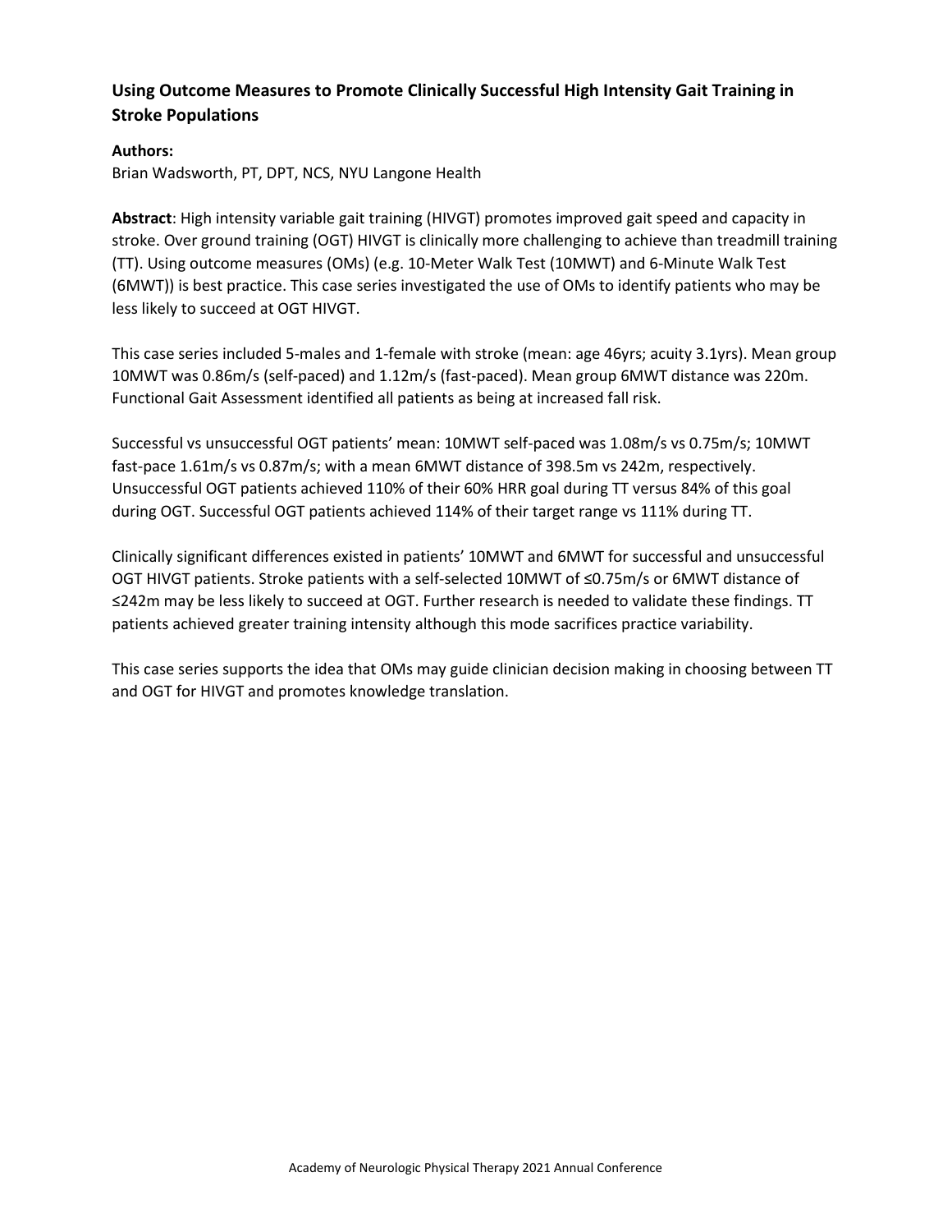### Using Outcome Measures to Promote Clinically Successful High Intensity Gait Training in Stroke Populations

**Authors:**
Brian Wadsworth, PT, DPT, NCS, NYU Langone Health

**Abstract**: High intensity variable gait training (HIVGT) promotes improved gait speed and capacity in stroke. Over ground training (OGT) HIVGT is clinically more challenging to achieve than treadmill training (TT). Using outcome measures (OMs) (e.g. 10-Meter Walk Test (10MWT) and 6-Minute Walk Test (6MWT)) is best practice. This case series investigated the use of OMs to identify patients who may be less likely to succeed at OGT HIVGT.

This case series included 5-males and 1-female with stroke (mean: age 46yrs; acuity 3.1yrs). Mean group 10MWT was 0.86m/s (self-paced) and 1.12m/s (fast-paced). Mean group 6MWT distance was 220m. Functional Gait Assessment identified all patients as being at increased fall risk.

Successful vs unsuccessful OGT patients' mean: 10MWT self-paced was 1.08m/s vs 0.75m/s; 10MWT fast-pace 1.61m/s vs 0.87m/s; with a mean 6MWT distance of 398.5m vs 242m, respectively. Unsuccessful OGT patients achieved 110% of their 60% HRR goal during TT versus 84% of this goal during OGT. Successful OGT patients achieved 114% of their target range vs 111% during TT.

Clinically significant differences existed in patients' 10MWT and 6MWT for successful and unsuccessful OGT HIVGT patients. Stroke patients with a self-selected 10MWT of ≤0.75m/s or 6MWT distance of ≤242m may be less likely to succeed at OGT. Further research is needed to validate these findings. TT patients achieved greater training intensity although this mode sacrifices practice variability.

This case series supports the idea that OMs may guide clinician decision making in choosing between TT and OGT for HIVGT and promotes knowledge translation.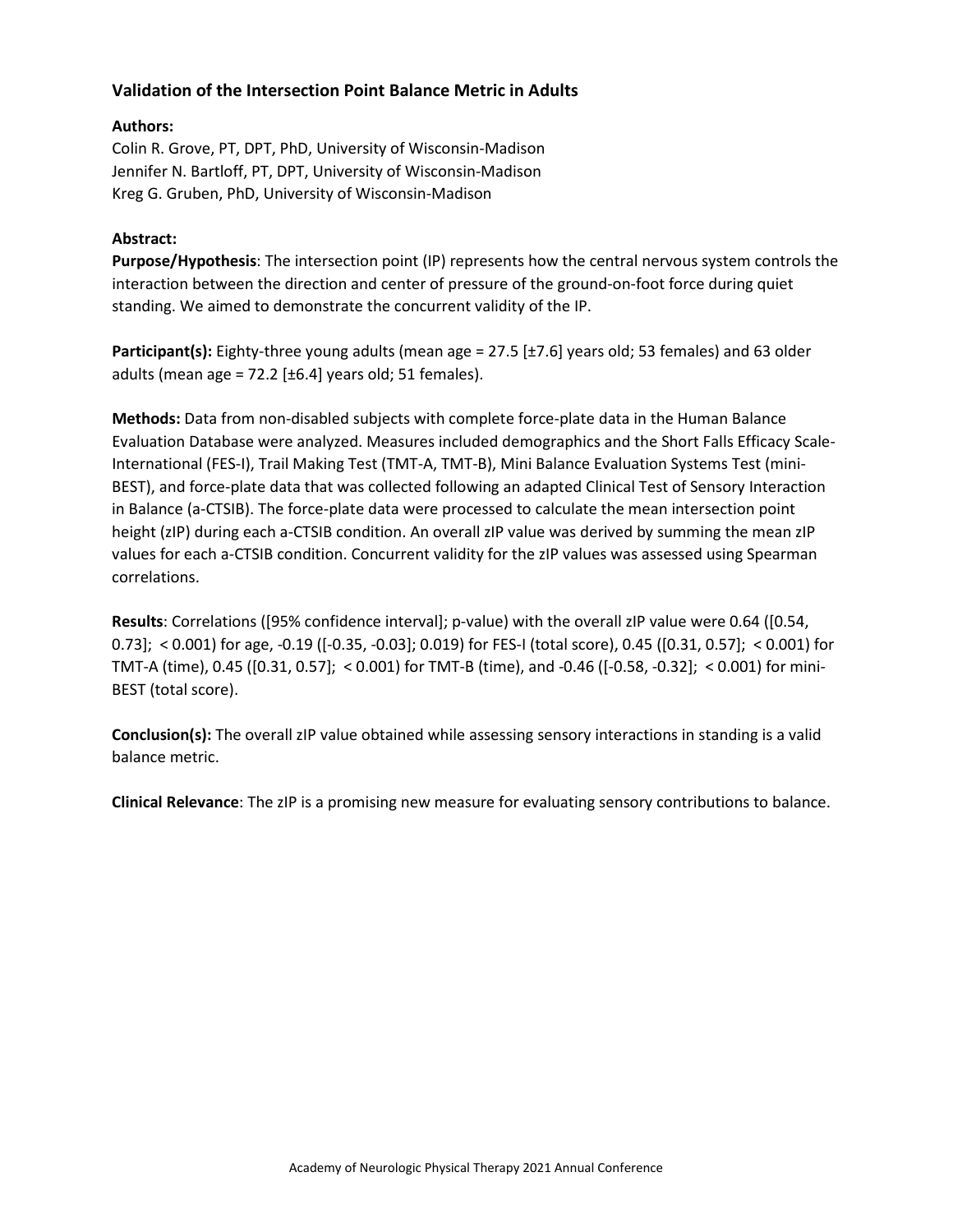### Validation of the Intersection Point Balance Metric in Adults

**Authors:**

Colin R. Grove, PT, DPT, PhD, University of Wisconsin-Madison
Jennifer N. Bartloff, PT, DPT, University of Wisconsin-Madison
Kreg G. Gruben, PhD, University of Wisconsin-Madison

**Abstract:**

**Purpose/Hypothesis**: The intersection point (IP) represents how the central nervous system controls the interaction between the direction and center of pressure of the ground-on-foot force during quiet standing. We aimed to demonstrate the concurrent validity of the IP.

**Participant(s):** Eighty-three young adults (mean age = 27.5 [±7.6] years old; 53 females) and 63 older adults (mean age = 72.2 [±6.4] years old; 51 females).

**Methods:** Data from non-disabled subjects with complete force-plate data in the Human Balance Evaluation Database were analyzed. Measures included demographics and the Short Falls Efficacy Scale-International (FES-I), Trail Making Test (TMT-A, TMT-B), Mini Balance Evaluation Systems Test (mini-BEST), and force-plate data that was collected following an adapted Clinical Test of Sensory Interaction in Balance (a-CTSIB). The force-plate data were processed to calculate the mean intersection point height (zIP) during each a-CTSIB condition. An overall zIP value was derived by summing the mean zIP values for each a-CTSIB condition. Concurrent validity for the zIP values was assessed using Spearman correlations.

**Results**: Correlations ([95% confidence interval]; p-value) with the overall zIP value were 0.64 ([0.54, 0.73]; < 0.001) for age, -0.19 ([-0.35, -0.03]; 0.019) for FES-I (total score), 0.45 ([0.31, 0.57]; < 0.001) for TMT-A (time), 0.45 ([0.31, 0.57]; < 0.001) for TMT-B (time), and -0.46 ([-0.58, -0.32]; < 0.001) for mini-BEST (total score).

**Conclusion(s):** The overall zIP value obtained while assessing sensory interactions in standing is a valid balance metric.

**Clinical Relevance**: The zIP is a promising new measure for evaluating sensory contributions to balance.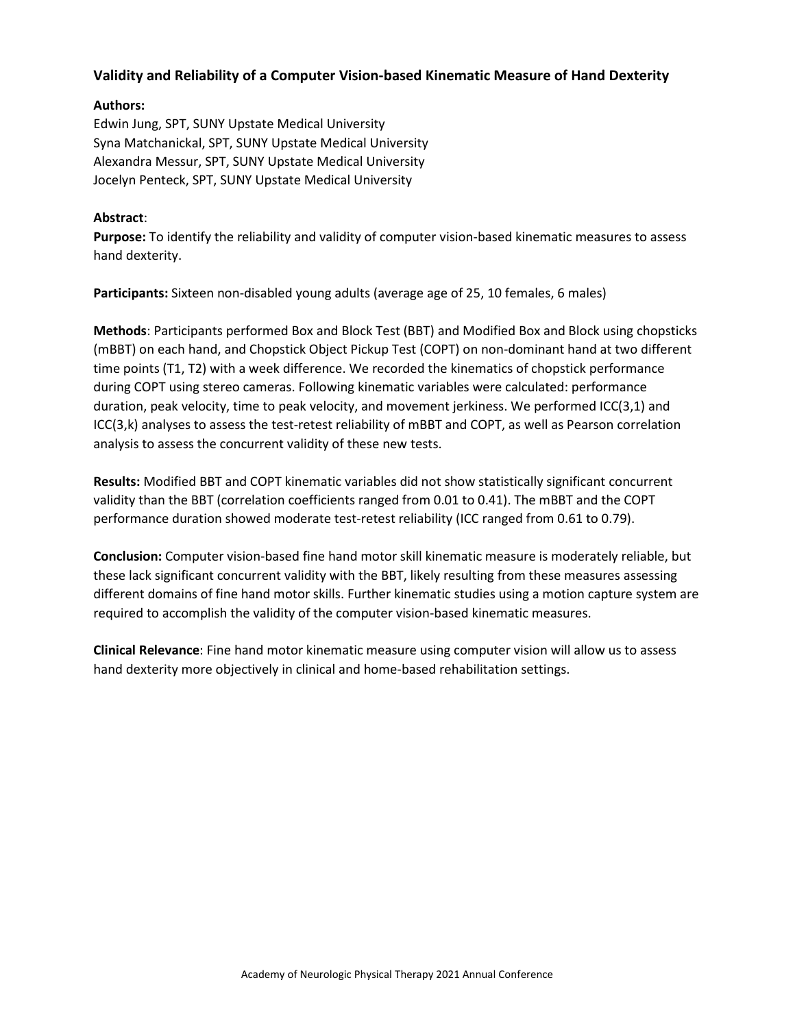## Validity and Reliability of a Computer Vision-based Kinematic Measure of Hand Dexterity

**Authors:**

Edwin Jung, SPT, SUNY Upstate Medical University
Syna Matchanickal, SPT, SUNY Upstate Medical University
Alexandra Messur, SPT, SUNY Upstate Medical University
Jocelyn Penteck, SPT, SUNY Upstate Medical University

**Abstract**:

**Purpose:** To identify the reliability and validity of computer vision-based kinematic measures to assess hand dexterity.

**Participants:** Sixteen non-disabled young adults (average age of 25, 10 females, 6 males)

**Methods**: Participants performed Box and Block Test (BBT) and Modified Box and Block using chopsticks (mBBT) on each hand, and Chopstick Object Pickup Test (COPT) on non-dominant hand at two different time points (T1, T2) with a week difference. We recorded the kinematics of chopstick performance during COPT using stereo cameras. Following kinematic variables were calculated: performance duration, peak velocity, time to peak velocity, and movement jerkiness. We performed ICC(3,1) and ICC(3,k) analyses to assess the test-retest reliability of mBBT and COPT, as well as Pearson correlation analysis to assess the concurrent validity of these new tests.

**Results:** Modified BBT and COPT kinematic variables did not show statistically significant concurrent validity than the BBT (correlation coefficients ranged from 0.01 to 0.41). The mBBT and the COPT performance duration showed moderate test-retest reliability (ICC ranged from 0.61 to 0.79).

**Conclusion:** Computer vision-based fine hand motor skill kinematic measure is moderately reliable, but these lack significant concurrent validity with the BBT, likely resulting from these measures assessing different domains of fine hand motor skills. Further kinematic studies using a motion capture system are required to accomplish the validity of the computer vision-based kinematic measures.

**Clinical Relevance**: Fine hand motor kinematic measure using computer vision will allow us to assess hand dexterity more objectively in clinical and home-based rehabilitation settings.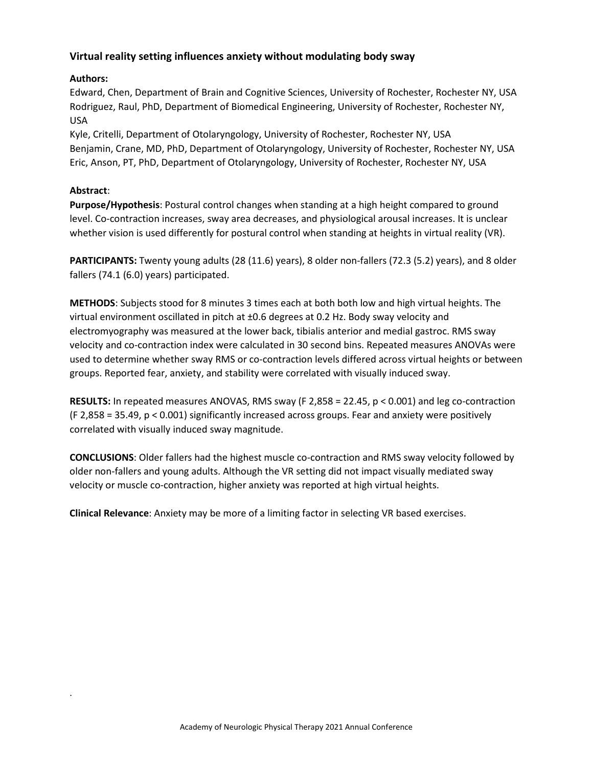## Virtual reality setting influences anxiety without modulating body sway

**Authors:**

Edward, Chen, Department of Brain and Cognitive Sciences, University of Rochester, Rochester NY, USA
Rodriguez, Raul, PhD, Department of Biomedical Engineering, University of Rochester, Rochester NY, USA
Kyle, Critelli, Department of Otolaryngology, University of Rochester, Rochester NY, USA
Benjamin, Crane, MD, PhD, Department of Otolaryngology, University of Rochester, Rochester NY, USA
Eric, Anson, PT, PhD, Department of Otolaryngology, University of Rochester, Rochester NY, USA

**Abstract**:

**Purpose/Hypothesis**: Postural control changes when standing at a high height compared to ground level. Co-contraction increases, sway area decreases, and physiological arousal increases. It is unclear whether vision is used differently for postural control when standing at heights in virtual reality (VR).

**PARTICIPANTS:** Twenty young adults (28 (11.6) years), 8 older non-fallers (72.3 (5.2) years), and 8 older fallers (74.1 (6.0) years) participated.

**METHODS**: Subjects stood for 8 minutes 3 times each at both both low and high virtual heights. The virtual environment oscillated in pitch at ±0.6 degrees at 0.2 Hz. Body sway velocity and electromyography was measured at the lower back, tibialis anterior and medial gastroc. RMS sway velocity and co-contraction index were calculated in 30 second bins. Repeated measures ANOVAs were used to determine whether sway RMS or co-contraction levels differed across virtual heights or between groups. Reported fear, anxiety, and stability were correlated with visually induced sway.

**RESULTS:** In repeated measures ANOVAS, RMS sway ($F_{2,858} = 22.45$, $p < 0.001$) and leg co-contraction ($F_{2,858} = 35.49$, $p < 0.001$) significantly increased across groups. Fear and anxiety were positively correlated with visually induced sway magnitude.

**CONCLUSIONS**: Older fallers had the highest muscle co-contraction and RMS sway velocity followed by older non-fallers and young adults. Although the VR setting did not impact visually mediated sway velocity or muscle co-contraction, higher anxiety was reported at high virtual heights.

**Clinical Relevance**: Anxiety may be more of a limiting factor in selecting VR based exercises.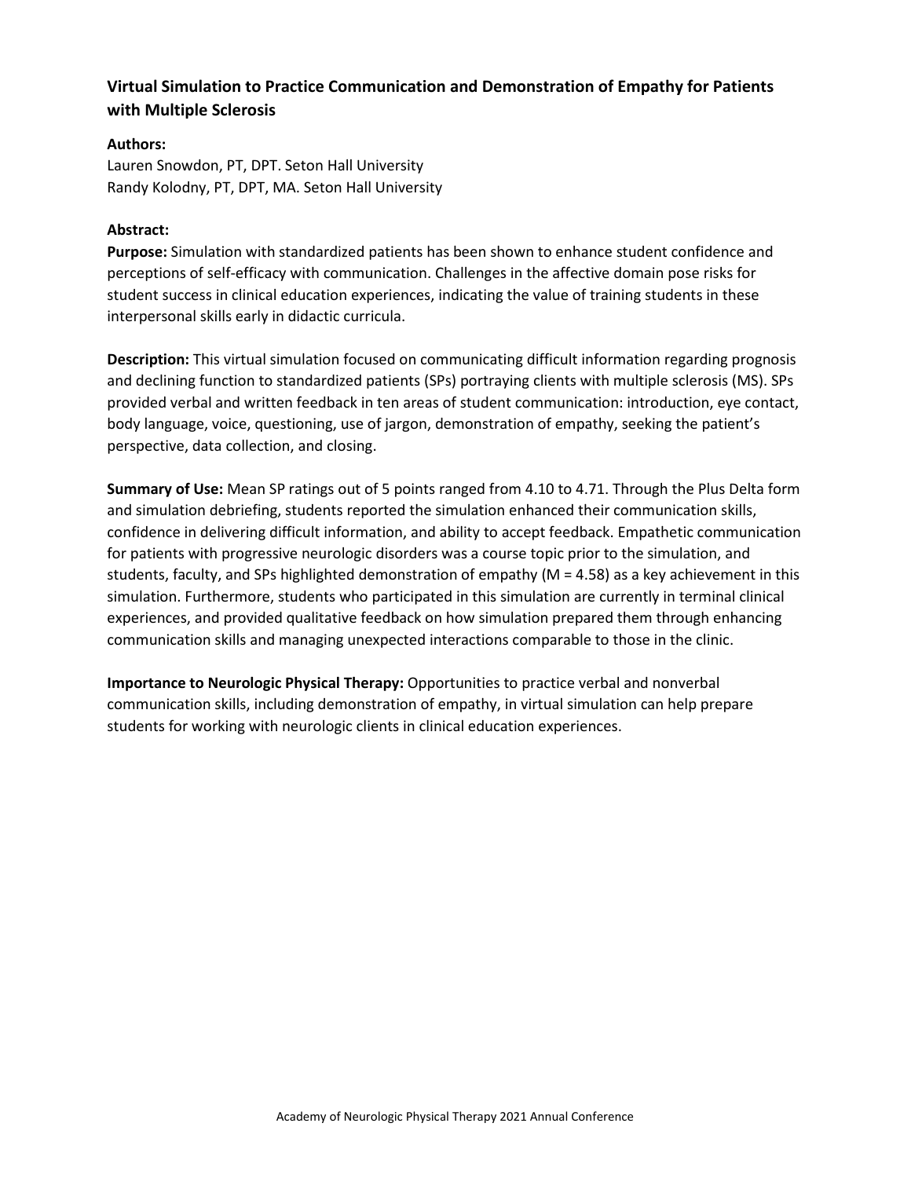### Virtual Simulation to Practice Communication and Demonstration of Empathy for Patients with Multiple Sclerosis

**Authors:**
Lauren Snowdon, PT, DPT. Seton Hall University
Randy Kolodny, PT, DPT, MA. Seton Hall University

**Abstract:**

**Purpose:** Simulation with standardized patients has been shown to enhance student confidence and perceptions of self-efficacy with communication. Challenges in the affective domain pose risks for student success in clinical education experiences, indicating the value of training students in these interpersonal skills early in didactic curricula.

**Description:** This virtual simulation focused on communicating difficult information regarding prognosis and declining function to standardized patients (SPs) portraying clients with multiple sclerosis (MS). SPs provided verbal and written feedback in ten areas of student communication: introduction, eye contact, body language, voice, questioning, use of jargon, demonstration of empathy, seeking the patient's perspective, data collection, and closing.

**Summary of Use:** Mean SP ratings out of 5 points ranged from 4.10 to 4.71. Through the Plus Delta form and simulation debriefing, students reported the simulation enhanced their communication skills, confidence in delivering difficult information, and ability to accept feedback. Empathetic communication for patients with progressive neurologic disorders was a course topic prior to the simulation, and students, faculty, and SPs highlighted demonstration of empathy (M = 4.58) as a key achievement in this simulation. Furthermore, students who participated in this simulation are currently in terminal clinical experiences, and provided qualitative feedback on how simulation prepared them through enhancing communication skills and managing unexpected interactions comparable to those in the clinic.

**Importance to Neurologic Physical Therapy:** Opportunities to practice verbal and nonverbal communication skills, including demonstration of empathy, in virtual simulation can help prepare students for working with neurologic clients in clinical education experiences.